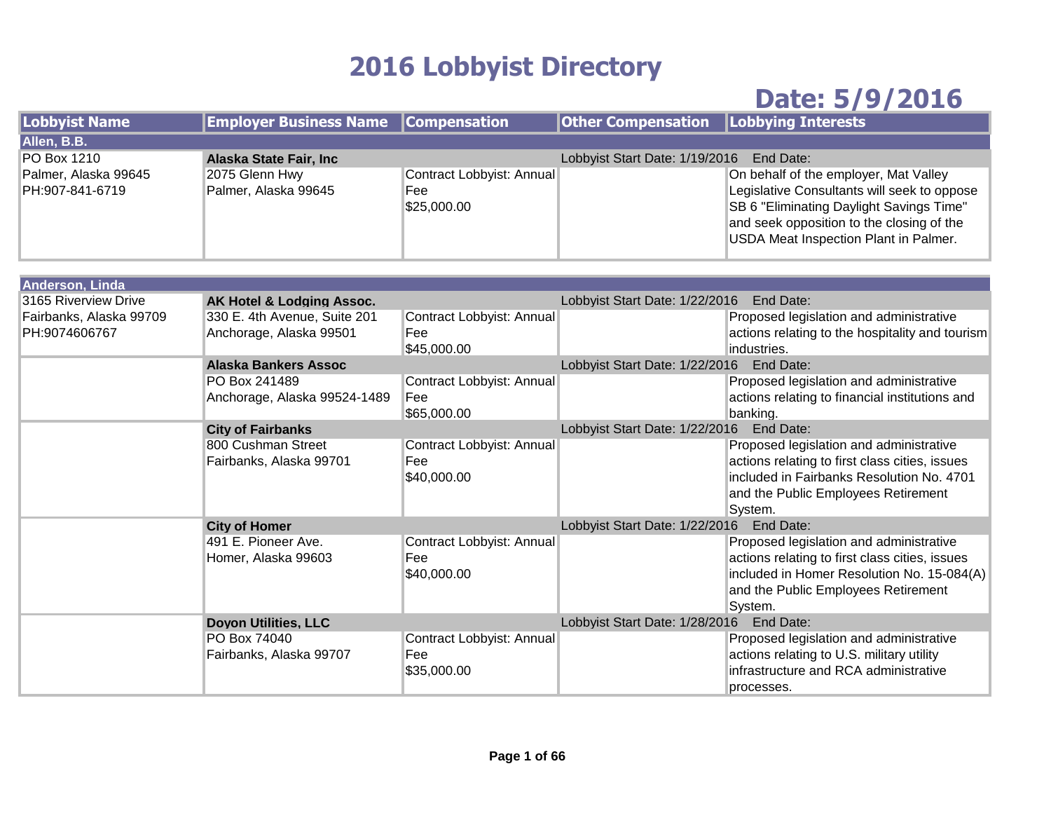# 2016 Lobbyist Directory

## Date: 5/9/2016

| Lobbyist Name | Employer Business Name | Compensation | Other Compensation | Lobbying Interests |
|---|---|---|---|---|
| **Allen, B.B.** | | | | |
| PO Box 1210<br>Palmer, Alaska 99645<br>PH:907-841-6719 | **Alaska State Fair, Inc** | | Lobbyist Start Date: 1/19/2016 | End Date: |
| | 2075 Glenn Hwy<br>Palmer, Alaska 99645 | Contract Lobbyist: Annual Fee<br>$25,000.00 | | On behalf of the employer, Mat Valley Legislative Consultants will seek to oppose SB 6 "Eliminating Daylight Savings Time" and seek opposition to the closing of the USDA Meat Inspection Plant in Palmer. |
| **Anderson, Linda** | | | | |
| 3165 Riverview Drive<br>Fairbanks, Alaska 99709<br>PH:9074606767 | **AK Hotel & Lodging Assoc.** | | Lobbyist Start Date: 1/22/2016 | End Date: |
| | 330 E. 4th Avenue, Suite 201<br>Anchorage, Alaska 99501 | Contract Lobbyist: Annual Fee<br>$45,000.00 | | Proposed legislation and administrative actions relating to the hospitality and tourism industries. |
| | **Alaska Bankers Assoc** | | Lobbyist Start Date: 1/22/2016 | End Date: |
| | PO Box 241489<br>Anchorage, Alaska 99524-1489 | Contract Lobbyist: Annual Fee<br>$65,000.00 | | Proposed legislation and administrative actions relating to financial institutions and banking. |
| | **City of Fairbanks** | | Lobbyist Start Date: 1/22/2016 | End Date: |
| | 800 Cushman Street<br>Fairbanks, Alaska 99701 | Contract Lobbyist: Annual Fee<br>$40,000.00 | | Proposed legislation and administrative actions relating to first class cities, issues included in Fairbanks Resolution No. 4701 and the Public Employees Retirement System. |
| | **City of Homer** | | Lobbyist Start Date: 1/22/2016 | End Date: |
| | 491 E. Pioneer Ave.<br>Homer, Alaska 99603 | Contract Lobbyist: Annual Fee<br>$40,000.00 | | Proposed legislation and administrative actions relating to first class cities, issues included in Homer Resolution No. 15-084(A) and the Public Employees Retirement System. |
| | **Doyon Utilities, LLC** | | Lobbyist Start Date: 1/28/2016 | End Date: |
| | PO Box 74040<br>Fairbanks, Alaska 99707 | Contract Lobbyist: Annual Fee<br>$35,000.00 | | Proposed legislation and administrative actions relating to U.S. military utility infrastructure and RCA administrative processes. |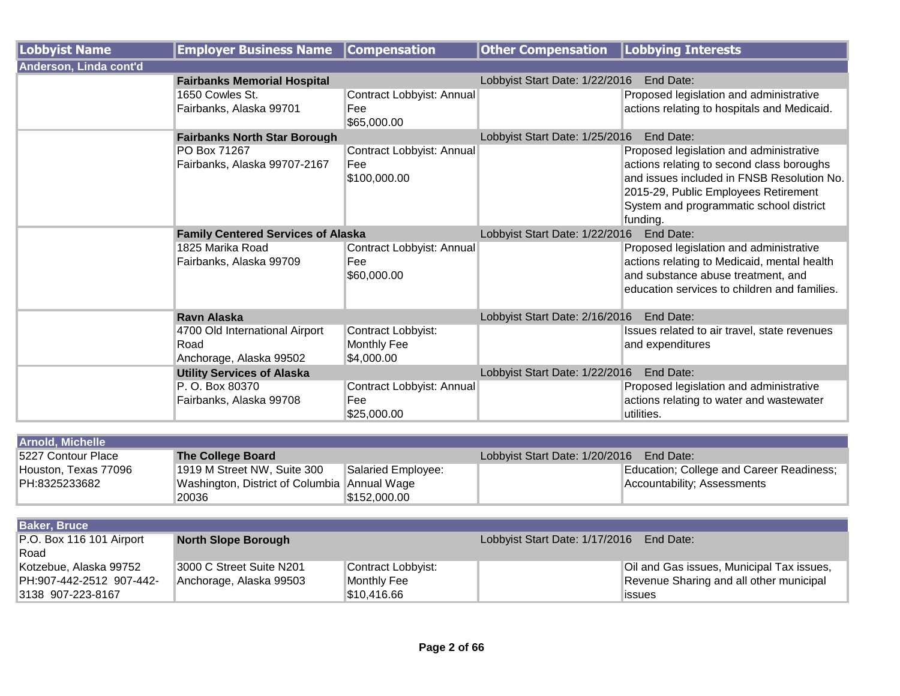| Lobbyist Name | Employer Business Name | Compensation | Other Compensation | Lobbying Interests |
| --- | --- | --- | --- | --- |
| **Anderson, Linda cont'd** | | | | |
| | **Fairbanks Memorial Hospital** | | Lobbyist Start Date: 1/22/2016 | End Date: |
| | 1650 Cowles St.<br>Fairbanks, Alaska 99701 | Contract Lobbyist: Annual Fee<br>$65,000.00 | | Proposed legislation and administrative actions relating to hospitals and Medicaid. |
| | **Fairbanks North Star Borough** | | Lobbyist Start Date: 1/25/2016 | End Date: |
| | PO Box 71267<br>Fairbanks, Alaska 99707-2167 | Contract Lobbyist: Annual Fee<br>$100,000.00 | | Proposed legislation and administrative actions relating to second class boroughs and issues included in FNSB Resolution No. 2015-29, Public Employees Retirement System and programmatic school district funding. |
| | **Family Centered Services of Alaska** | | Lobbyist Start Date: 1/22/2016 | End Date: |
| | 1825 Marika Road<br>Fairbanks, Alaska 99709 | Contract Lobbyist: Annual Fee<br>$60,000.00 | | Proposed legislation and administrative actions relating to Medicaid, mental health and substance abuse treatment, and education services to children and families. |
| | **Ravn Alaska** | | Lobbyist Start Date: 2/16/2016 | End Date: |
| | 4700 Old International Airport Road<br>Anchorage, Alaska 99502 | Contract Lobbyist: Monthly Fee<br>$4,000.00 | | Issues related to air travel, state revenues and expenditures |
| | **Utility Services of Alaska** | | Lobbyist Start Date: 1/22/2016 | End Date: |
| | P. O. Box 80370<br>Fairbanks, Alaska 99708 | Contract Lobbyist: Annual Fee<br>$25,000.00 | | Proposed legislation and administrative actions relating to water and wastewater utilities. |
| **Arnold, Michelle** | | | | |
| 5227 Contour Place<br>Houston, Texas 77096<br>PH:8325233682 | **The College Board** | | Lobbyist Start Date: 1/20/2016 | End Date: |
| | 1919 M Street NW, Suite 300<br>Washington, District of Columbia 20036 | Salaried Employee: Annual Wage<br>$152,000.00 | | Education; College and Career Readiness; Accountability; Assessments |
| **Baker, Bruce** | | | | |
| P.O. Box 116 101 Airport Road<br>Kotzebue, Alaska 99752<br>PH:907-442-2512 907-442-3138 907-223-8167 | **North Slope Borough** | | Lobbyist Start Date: 1/17/2016 | End Date: |
| | 3000 C Street Suite N201<br>Anchorage, Alaska 99503 | Contract Lobbyist: Monthly Fee<br>$10,416.66 | | Oil and Gas issues, Municipal Tax issues, Revenue Sharing and all other municipal issues |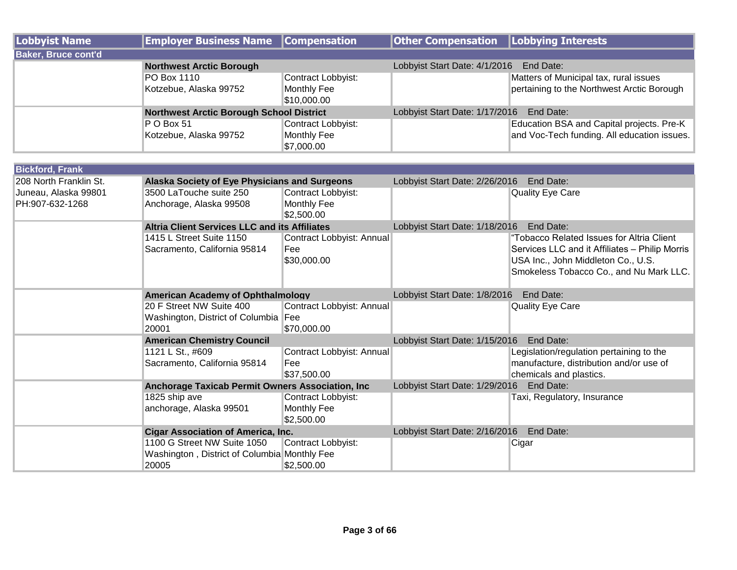| Lobbyist Name | Employer Business Name | Compensation | Other Compensation | Lobbying Interests |
|---|---|---|---|---|
| **Baker, Bruce cont'd** | | | | |
| | **Northwest Arctic Borough** | | Lobbyist Start Date: 4/1/2016 End Date: | |
| | PO Box 1110<br>Kotzebue, Alaska 99752 | Contract Lobbyist: Monthly Fee $10,000.00 | | Matters of Municipal tax, rural issues pertaining to the Northwest Arctic Borough |
| | **Northwest Arctic Borough School District** | | Lobbyist Start Date: 1/17/2016 End Date: | |
| | P O Box 51<br>Kotzebue, Alaska 99752 | Contract Lobbyist: Monthly Fee $7,000.00 | | Education BSA and Capital projects. Pre-K and Voc-Tech funding. All education issues. |
| **Bickford, Frank** | | | | |
| 208 North Franklin St.<br>Juneau, Alaska 99801<br>PH:907-632-1268 | **Alaska Society of Eye Physicians and Surgeons** | | Lobbyist Start Date: 2/26/2016 End Date: | |
| | 3500 LaTouche suite 250<br>Anchorage, Alaska 99508 | Contract Lobbyist: Monthly Fee $2,500.00 | | Quality Eye Care |
| | **Altria Client Services LLC and its Affiliates** | | Lobbyist Start Date: 1/18/2016 End Date: | |
| | 1415 L Street Suite 1150<br>Sacramento, California 95814 | Contract Lobbyist: Annual Fee $30,000.00 | | "Tobacco Related Issues for Altria Client Services LLC and it Affiliates – Philip Morris USA Inc., John Middleton Co., U.S. Smokeless Tobacco Co., and Nu Mark LLC. |
| | **American Academy of Ophthalmology** | | Lobbyist Start Date: 1/8/2016 End Date: | |
| | 20 F Street NW Suite 400<br>Washington, District of Columbia 20001 | Contract Lobbyist: Annual Fee $70,000.00 | | Quality Eye Care |
| | **American Chemistry Council** | | Lobbyist Start Date: 1/15/2016 End Date: | |
| | 1121 L St., #609<br>Sacramento, California 95814 | Contract Lobbyist: Annual Fee $37,500.00 | | Legislation/regulation pertaining to the manufacture, distribution and/or use of chemicals and plastics. |
| | **Anchorage Taxicab Permit Owners Association, Inc** | | Lobbyist Start Date: 1/29/2016 End Date: | |
| | 1825 ship ave<br>anchorage, Alaska 99501 | Contract Lobbyist: Monthly Fee $2,500.00 | | Taxi, Regulatory, Insurance |
| | **Cigar Association of America, Inc.** | | Lobbyist Start Date: 2/16/2016 End Date: | |
| | 1100 G Street NW Suite 1050<br>Washington , District of Columbia 20005 | Contract Lobbyist: Monthly Fee $2,500.00 | | Cigar |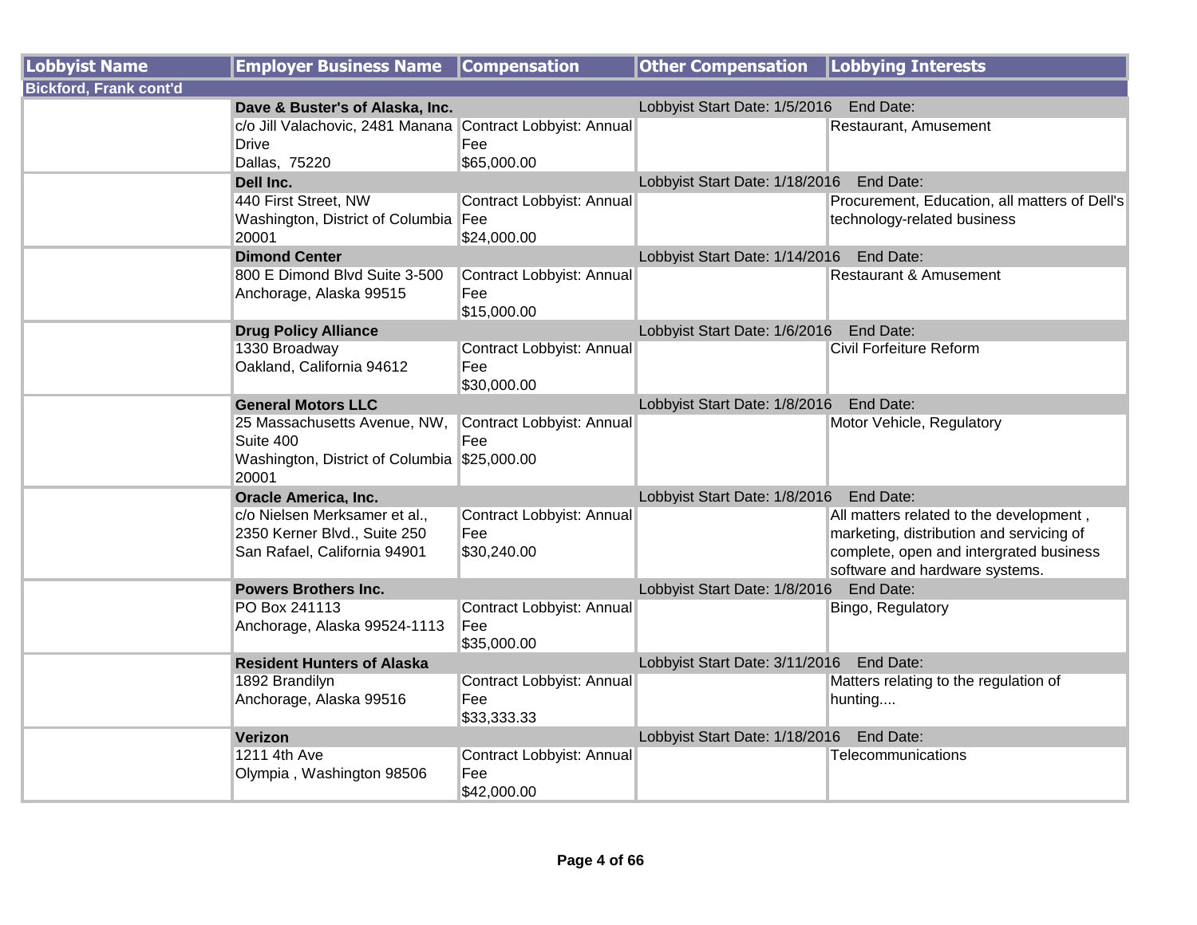| Lobbyist Name | Employer Business Name | Compensation | Other Compensation | Lobbying Interests |
|---|---|---|---|---|
| **Bickford, Frank cont'd** | | | | |
| | **Dave & Buster's of Alaska, Inc.** | | Lobbyist Start Date: 1/5/2016 End Date: | |
| | c/o Jill Valachovic, 2481 Manana Drive<br>Dallas, 75220 | Contract Lobbyist: Annual Fee<br>$65,000.00 | | Restaurant, Amusement |
| | **Dell Inc.** | | Lobbyist Start Date: 1/18/2016 End Date: | |
| | 440 First Street, NW<br>Washington, District of Columbia 20001 | Contract Lobbyist: Annual Fee<br>$24,000.00 | | Procurement, Education, all matters of Dell's technology-related business |
| | **Dimond Center** | | Lobbyist Start Date: 1/14/2016 End Date: | |
| | 800 E Dimond Blvd Suite 3-500<br>Anchorage, Alaska 99515 | Contract Lobbyist: Annual Fee<br>$15,000.00 | | Restaurant & Amusement |
| | **Drug Policy Alliance** | | Lobbyist Start Date: 1/6/2016 End Date: | |
| | 1330 Broadway<br>Oakland, California 94612 | Contract Lobbyist: Annual Fee<br>$30,000.00 | | Civil Forfeiture Reform |
| | **General Motors LLC** | | Lobbyist Start Date: 1/8/2016 End Date: | |
| | 25 Massachusetts Avenue, NW, Suite 400<br>Washington, District of Columbia 20001 | Contract Lobbyist: Annual Fee<br>$25,000.00 | | Motor Vehicle, Regulatory |
| | **Oracle America, Inc.** | | Lobbyist Start Date: 1/8/2016 End Date: | |
| | c/o Nielsen Merksamer et al., 2350 Kerner Blvd., Suite 250<br>San Rafael, California 94901 | Contract Lobbyist: Annual Fee<br>$30,240.00 | | All matters related to the development , marketing, distribution and servicing of complete, open and intergrated business software and hardware systems. |
| | **Powers Brothers Inc.** | | Lobbyist Start Date: 1/8/2016 End Date: | |
| | PO Box 241113<br>Anchorage, Alaska 99524-1113 | Contract Lobbyist: Annual Fee<br>$35,000.00 | | Bingo, Regulatory |
| | **Resident Hunters of Alaska** | | Lobbyist Start Date: 3/11/2016 End Date: | |
| | 1892 Brandilyn<br>Anchorage, Alaska 99516 | Contract Lobbyist: Annual Fee<br>$33,333.33 | | Matters relating to the regulation of hunting.... |
| | **Verizon** | | Lobbyist Start Date: 1/18/2016 End Date: | |
| | 1211 4th Ave<br>Olympia , Washington 98506 | Contract Lobbyist: Annual Fee<br>$42,000.00 | | Telecommunications |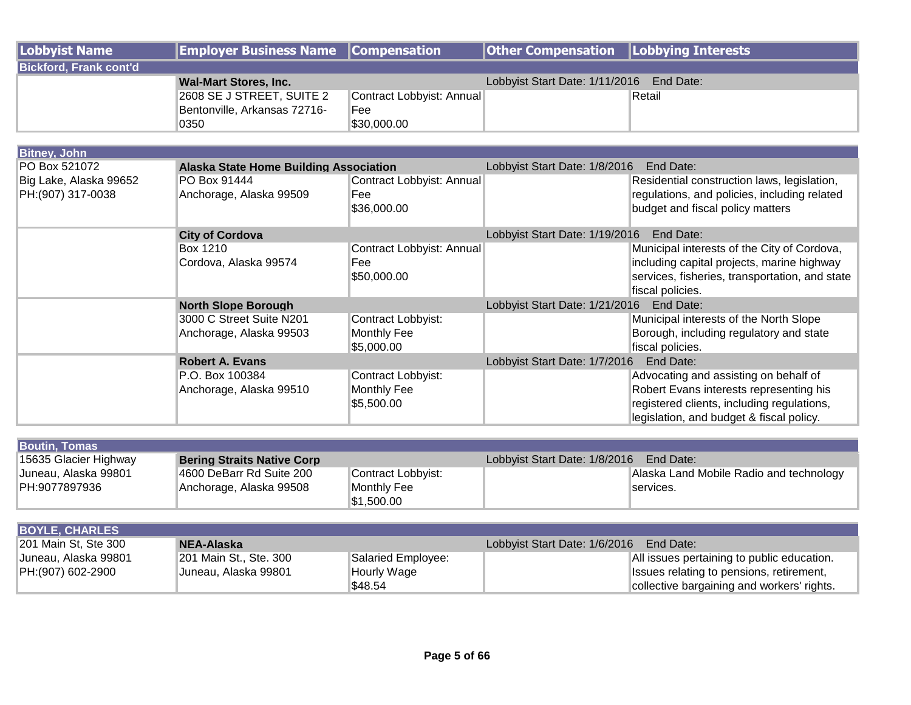| Lobbyist Name | Employer Business Name | Compensation | Other Compensation | Lobbying Interests |
| --- | --- | --- | --- | --- |
| **Bickford, Frank cont'd** | | | | |
| | **Wal-Mart Stores, Inc.** | | Lobbyist Start Date: 1/11/2016 End Date: | |
| | 2608 SE J STREET, SUITE 2<br>Bentonville, Arkansas 72716-0350 | Contract Lobbyist: Annual Fee<br>$30,000.00 | | Retail |
| **Bitney, John** | | | | |
| PO Box 521072<br>Big Lake, Alaska 99652<br>PH:(907) 317-0038 | **Alaska State Home Building Association** | | Lobbyist Start Date: 1/8/2016 End Date: | |
| | PO Box 91444<br>Anchorage, Alaska 99509 | Contract Lobbyist: Annual Fee<br>$36,000.00 | | Residential construction laws, legislation, regulations, and policies, including related budget and fiscal policy matters |
| | **City of Cordova** | | Lobbyist Start Date: 1/19/2016 End Date: | |
| | Box 1210<br>Cordova, Alaska 99574 | Contract Lobbyist: Annual Fee<br>$50,000.00 | | Municipal interests of the City of Cordova, including capital projects, marine highway services, fisheries, transportation, and state fiscal policies. |
| | **North Slope Borough** | | Lobbyist Start Date: 1/21/2016 End Date: | |
| | 3000 C Street Suite N201<br>Anchorage, Alaska 99503 | Contract Lobbyist: Monthly Fee<br>$5,000.00 | | Municipal interests of the North Slope Borough, including regulatory and state fiscal policies. |
| | **Robert A. Evans** | | Lobbyist Start Date: 1/7/2016 End Date: | |
| | P.O. Box 100384<br>Anchorage, Alaska 99510 | Contract Lobbyist: Monthly Fee<br>$5,500.00 | | Advocating and assisting on behalf of Robert Evans interests representing his registered clients, including regulations, legislation, and budget & fiscal policy. |
| **Boutin, Tomas** | | | | |
| 15635 Glacier Highway<br>Juneau, Alaska 99801<br>PH:9077897936 | **Bering Straits Native Corp** | | Lobbyist Start Date: 1/8/2016 End Date: | |
| | 4600 DeBarr Rd Suite 200<br>Anchorage, Alaska 99508 | Contract Lobbyist: Monthly Fee<br>$1,500.00 | | Alaska Land Mobile Radio and technology services. |
| **BOYLE, CHARLES** | | | | |
| 201 Main St, Ste 300<br>Juneau, Alaska 99801<br>PH:(907) 602-2900 | **NEA-Alaska** | | Lobbyist Start Date: 1/6/2016 End Date: | |
| | 201 Main St., Ste. 300<br>Juneau, Alaska 99801 | Salaried Employee: Hourly Wage<br>$48.54 | | All issues pertaining to public education. Issues relating to pensions, retirement, collective bargaining and workers' rights. |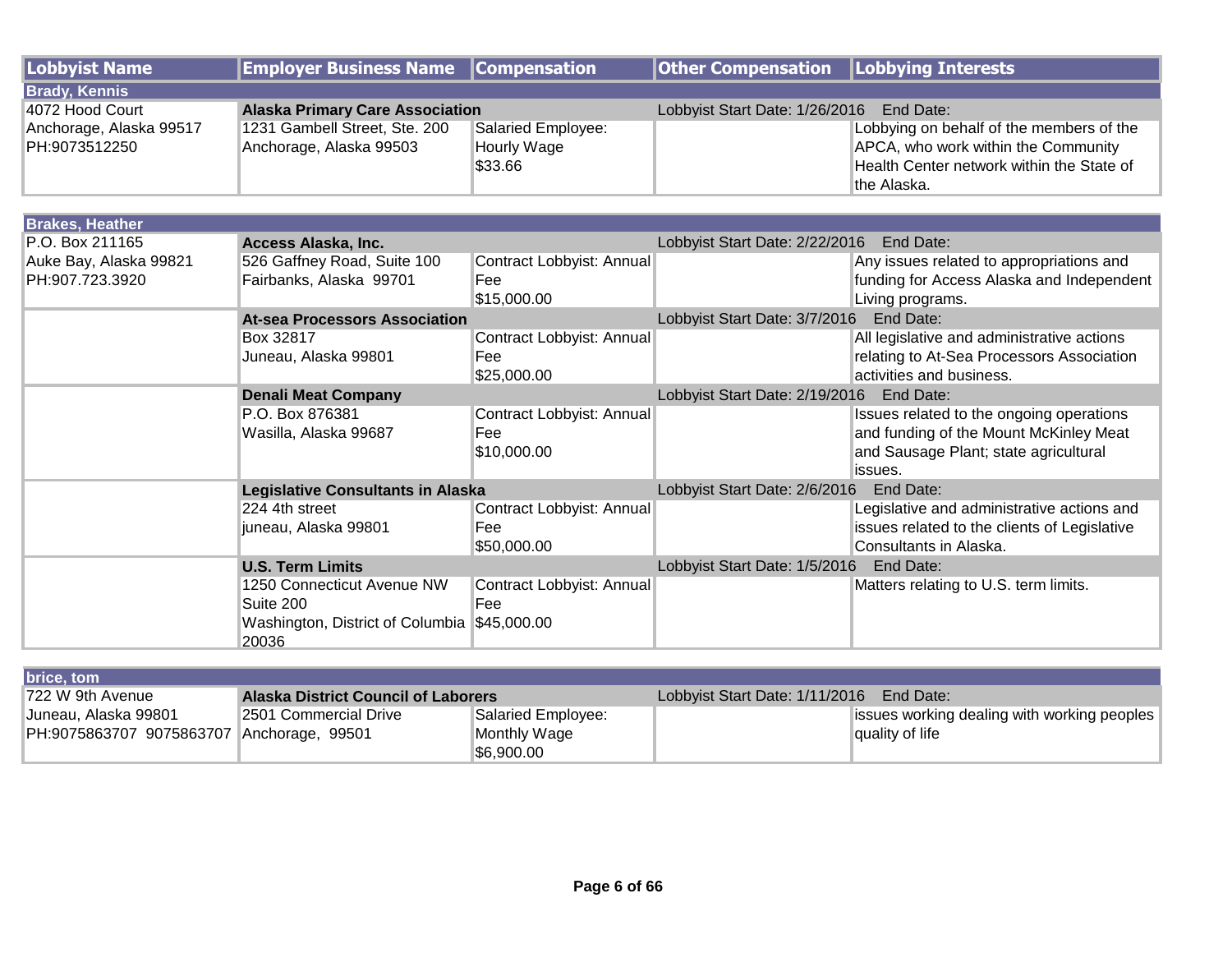| Lobbyist Name | Employer Business Name | Compensation | Other Compensation | Lobbying Interests |
|---|---|---|---|---|
| **Brady, Kennis** | | | | |
| 4072 Hood Court<br>Anchorage, Alaska 99517<br>PH:9073512250 | **Alaska Primary Care Association**<br>1231 Gambell Street, Ste. 200<br>Anchorage, Alaska 99503 | Salaried Employee: Hourly Wage<br>$33.66 | Lobbyist Start Date: 1/26/2016 End Date: | Lobbying on behalf of the members of the APCA, who work within the Community Health Center network within the State of the Alaska. |
| **Brakes, Heather** | | | | |
| P.O. Box 211165<br>Auke Bay, Alaska 99821<br>PH:907.723.3920 | **Access Alaska, Inc.**<br>526 Gaffney Road, Suite 100<br>Fairbanks, Alaska 99701 | Contract Lobbyist: Annual Fee<br>$15,000.00 | Lobbyist Start Date: 2/22/2016 End Date: | Any issues related to appropriations and funding for Access Alaska and Independent Living programs. |
| | **At-sea Processors Association**<br>Box 32817<br>Juneau, Alaska 99801 | Contract Lobbyist: Annual Fee<br>$25,000.00 | Lobbyist Start Date: 3/7/2016 End Date: | All legislative and administrative actions relating to At-Sea Processors Association activities and business. |
| | **Denali Meat Company**<br>P.O. Box 876381<br>Wasilla, Alaska 99687 | Contract Lobbyist: Annual Fee<br>$10,000.00 | Lobbyist Start Date: 2/19/2016 End Date: | Issues related to the ongoing operations and funding of the Mount McKinley Meat and Sausage Plant; state agricultural issues. |
| | **Legislative Consultants in Alaska**<br>224 4th street<br>juneau, Alaska 99801 | Contract Lobbyist: Annual Fee<br>$50,000.00 | Lobbyist Start Date: 2/6/2016 End Date: | Legislative and administrative actions and issues related to the clients of Legislative Consultants in Alaska. |
| | **U.S. Term Limits**<br>1250 Connecticut Avenue NW Suite 200<br>Washington, District of Columbia 20036 | Contract Lobbyist: Annual Fee<br>$45,000.00 | Lobbyist Start Date: 1/5/2016 End Date: | Matters relating to U.S. term limits. |
| **brice, tom** | | | | |
| 722 W 9th Avenue<br>Juneau, Alaska 99801<br>PH:9075863707 9075863707 | **Alaska District Council of Laborers**<br>2501 Commercial Drive<br>Anchorage, 99501 | Salaried Employee: Monthly Wage<br>$6,900.00 | Lobbyist Start Date: 1/11/2016 End Date: | issues working dealing with working peoples quality of life |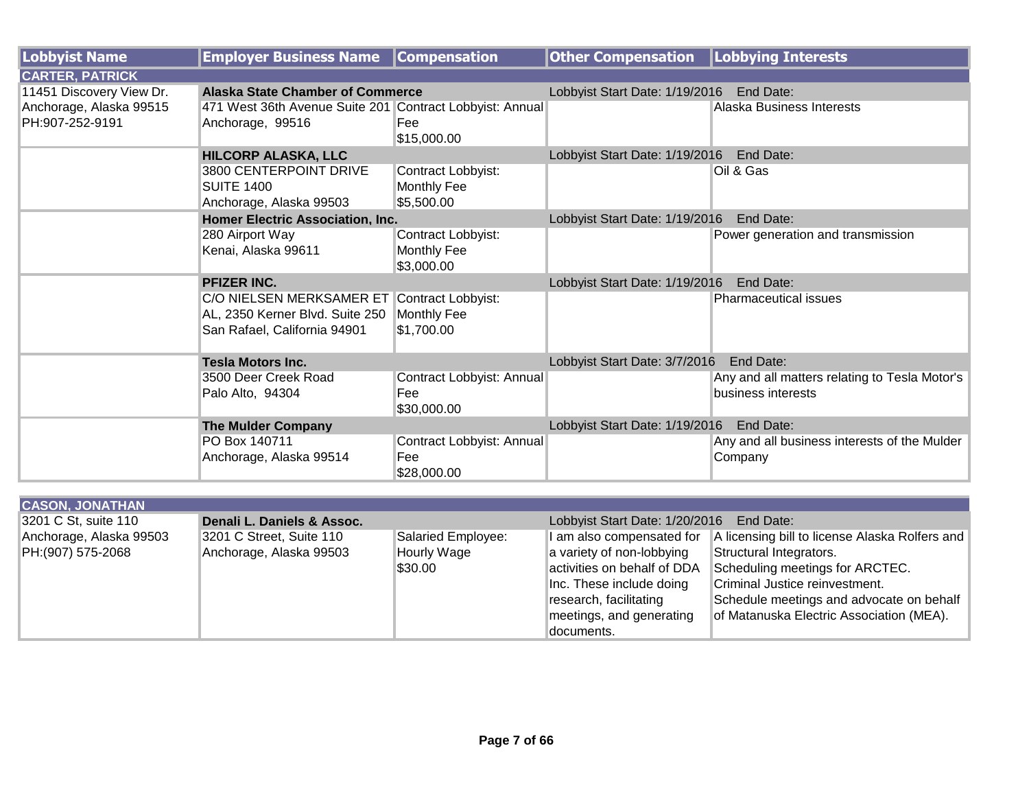| Lobbyist Name | Employer Business Name | Compensation | Other Compensation | Lobbying Interests |
|---|---|---|---|---|
| **CARTER, PATRICK** | | | | |
| 11451 Discovery View Dr. Anchorage, Alaska 99515 PH:907-252-9191 | **Alaska State Chamber of Commerce** | | Lobbyist Start Date: 1/19/2016 End Date: | |
| | 471 West 36th Avenue Suite 201 Anchorage, 99516 | Contract Lobbyist: Annual Fee $15,000.00 | | Alaska Business Interests |
| | **HILCORP ALASKA, LLC** | | Lobbyist Start Date: 1/19/2016 End Date: | |
| | 3800 CENTERPOINT DRIVE SUITE 1400 Anchorage, Alaska 99503 | Contract Lobbyist: Monthly Fee $5,500.00 | | Oil & Gas |
| | **Homer Electric Association, Inc.** | | Lobbyist Start Date: 1/19/2016 End Date: | |
| | 280 Airport Way Kenai, Alaska 99611 | Contract Lobbyist: Monthly Fee $3,000.00 | | Power generation and transmission |
| | **PFIZER INC.** | | Lobbyist Start Date: 1/19/2016 End Date: | |
| | C/O NIELSEN MERKSAMER ET AL, 2350 Kerner Blvd. Suite 250 San Rafael, California 94901 | Contract Lobbyist: Monthly Fee $1,700.00 | | Pharmaceutical issues |
| | **Tesla Motors Inc.** | | Lobbyist Start Date: 3/7/2016 End Date: | |
| | 3500 Deer Creek Road Palo Alto, 94304 | Contract Lobbyist: Annual Fee $30,000.00 | | Any and all matters relating to Tesla Motor's business interests |
| | **The Mulder Company** | | Lobbyist Start Date: 1/19/2016 End Date: | |
| | PO Box 140711 Anchorage, Alaska 99514 | Contract Lobbyist: Annual Fee $28,000.00 | | Any and all business interests of the Mulder Company |

| Lobbyist Name | Employer Business Name | Compensation | Other Compensation | Lobbying Interests |
|---|---|---|---|---|
| **CASON, JONATHAN** | | | | |
| 3201 C St, suite 110 Anchorage, Alaska 99503 PH:(907) 575-2068 | **Denali L. Daniels & Assoc.** | | Lobbyist Start Date: 1/20/2016 End Date: | |
| | 3201 C Street, Suite 110 Anchorage, Alaska 99503 | Salaried Employee: Hourly Wage $30.00 | I am also compensated for a variety of non-lobbying activities on behalf of DDA Inc. These include doing research, facilitating meetings, and generating documents. | A licensing bill to license Alaska Rolfers and Structural Integrators. Scheduling meetings for ARCTEC. Criminal Justice reinvestment. Schedule meetings and advocate on behalf of Matanuska Electric Association (MEA). |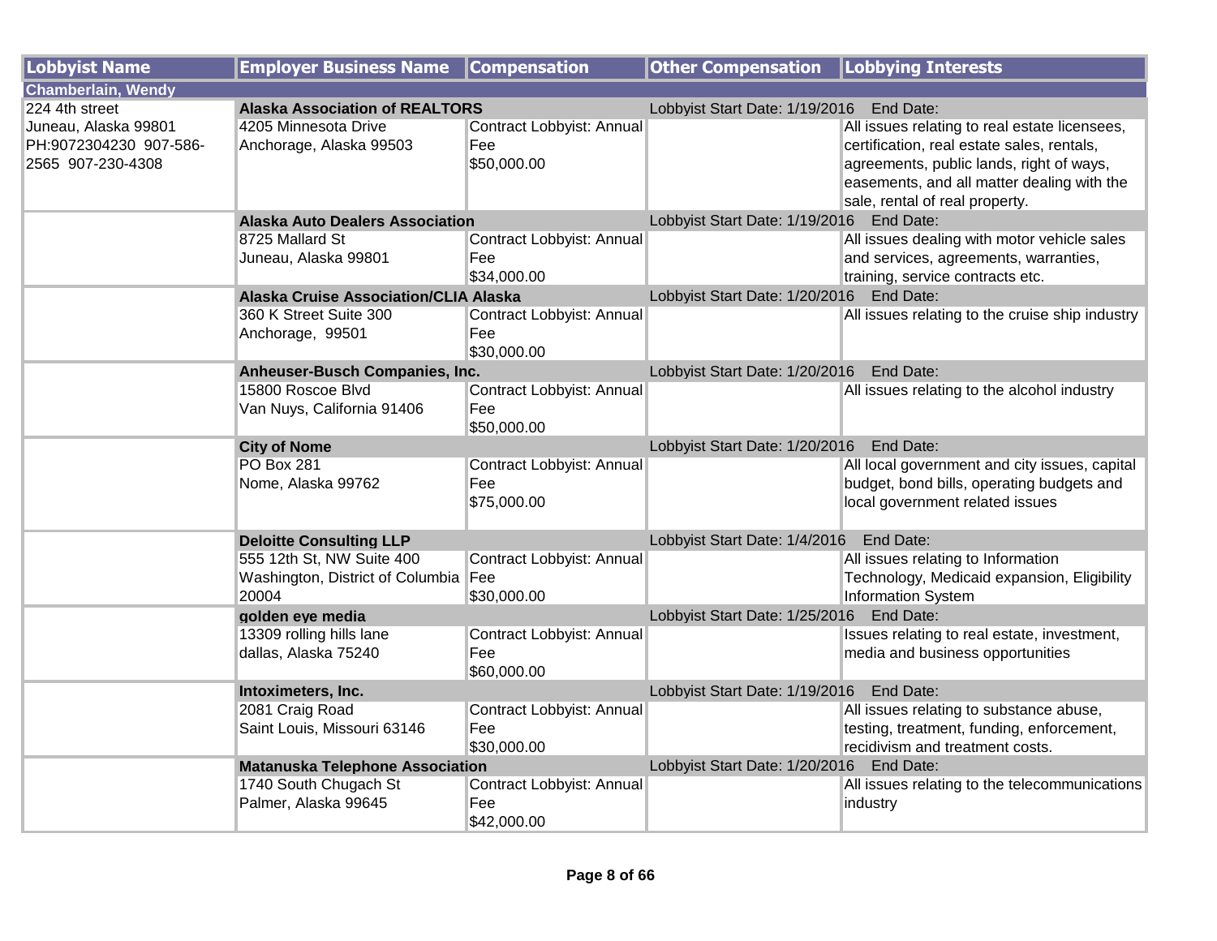| Lobbyist Name | Employer Business Name | Compensation | Other Compensation | Lobbying Interests |
|---|---|---|---|---|
| **Chamberlain, Wendy** | | | | |
| 224 4th street<br>Juneau, Alaska 99801<br>PH:9072304230 907-586-2565 907-230-4308 | **Alaska Association of REALTORS**<br>4205 Minnesota Drive<br>Anchorage, Alaska 99503 | Contract Lobbyist: Annual Fee<br>$50,000.00 | Lobbyist Start Date: 1/19/2016 End Date: | All issues relating to real estate licensees, certification, real estate sales, rentals, agreements, public lands, right of ways, easements, and all matter dealing with the sale, rental of real property. |
| | **Alaska Auto Dealers Association**<br>8725 Mallard St<br>Juneau, Alaska 99801 | Contract Lobbyist: Annual Fee<br>$34,000.00 | Lobbyist Start Date: 1/19/2016 End Date: | All issues dealing with motor vehicle sales and services, agreements, warranties, training, service contracts etc. |
| | **Alaska Cruise Association/CLIA Alaska**<br>360 K Street Suite 300<br>Anchorage, 99501 | Contract Lobbyist: Annual Fee<br>$30,000.00 | Lobbyist Start Date: 1/20/2016 End Date: | All issues relating to the cruise ship industry |
| | **Anheuser-Busch Companies, Inc.**<br>15800 Roscoe Blvd<br>Van Nuys, California 91406 | Contract Lobbyist: Annual Fee<br>$50,000.00 | Lobbyist Start Date: 1/20/2016 End Date: | All issues relating to the alcohol industry |
| | **City of Nome**<br>PO Box 281<br>Nome, Alaska 99762 | Contract Lobbyist: Annual Fee<br>$75,000.00 | Lobbyist Start Date: 1/20/2016 End Date: | All local government and city issues, capital budget, bond bills, operating budgets and local government related issues |
| | **Deloitte Consulting LLP**<br>555 12th St, NW Suite 400<br>Washington, District of Columbia 20004 | Contract Lobbyist: Annual Fee<br>$30,000.00 | Lobbyist Start Date: 1/4/2016 End Date: | All issues relating to Information Technology, Medicaid expansion, Eligibility Information System |
| | **golden eye media**<br>13309 rolling hills lane<br>dallas, Alaska 75240 | Contract Lobbyist: Annual Fee<br>$60,000.00 | Lobbyist Start Date: 1/25/2016 End Date: | Issues relating to real estate, investment, media and business opportunities |
| | **Intoximeters, Inc.**<br>2081 Craig Road<br>Saint Louis, Missouri 63146 | Contract Lobbyist: Annual Fee<br>$30,000.00 | Lobbyist Start Date: 1/19/2016 End Date: | All issues relating to substance abuse, testing, treatment, funding, enforcement, recidivism and treatment costs. |
| | **Matanuska Telephone Association**<br>1740 South Chugach St<br>Palmer, Alaska 99645 | Contract Lobbyist: Annual Fee<br>$42,000.00 | Lobbyist Start Date: 1/20/2016 End Date: | All issues relating to the telecommunications industry |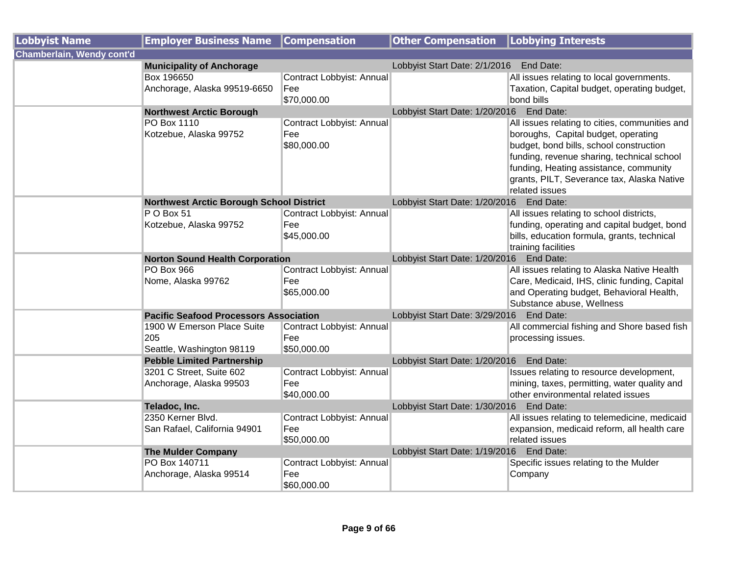| Lobbyist Name | Employer Business Name | Compensation | Other Compensation | Lobbying Interests |
|---|---|---|---|---|
| **Chamberlain, Wendy cont'd** | | | | |
| | **Municipality of Anchorage** | | Lobbyist Start Date: 2/1/2016 End Date: | |
| | Box 196650<br>Anchorage, Alaska 99519-6650 | Contract Lobbyist: Annual Fee<br>$70,000.00 | | All issues relating to local governments. Taxation, Capital budget, operating budget, bond bills |
| | **Northwest Arctic Borough** | | Lobbyist Start Date: 1/20/2016 End Date: | |
| | PO Box 1110<br>Kotzebue, Alaska 99752 | Contract Lobbyist: Annual Fee<br>$80,000.00 | | All issues relating to cities, communities and boroughs, Capital budget, operating budget, bond bills, school construction funding, revenue sharing, technical school funding, Heating assistance, community grants, PILT, Severance tax, Alaska Native related issues |
| | **Northwest Arctic Borough School District** | | Lobbyist Start Date: 1/20/2016 End Date: | |
| | P O Box 51<br>Kotzebue, Alaska 99752 | Contract Lobbyist: Annual Fee<br>$45,000.00 | | All issues relating to school districts, funding, operating and capital budget, bond bills, education formula, grants, technical training facilities |
| | **Norton Sound Health Corporation** | | Lobbyist Start Date: 1/20/2016 End Date: | |
| | PO Box 966<br>Nome, Alaska 99762 | Contract Lobbyist: Annual Fee<br>$65,000.00 | | All issues relating to Alaska Native Health Care, Medicaid, IHS, clinic funding, Capital and Operating budget, Behavioral Health, Substance abuse, Wellness |
| | **Pacific Seafood Processors Association** | | Lobbyist Start Date: 3/29/2016 End Date: | |
| | 1900 W Emerson Place Suite 205<br>Seattle, Washington 98119 | Contract Lobbyist: Annual Fee<br>$50,000.00 | | All commercial fishing and Shore based fish processing issues. |
| | **Pebble Limited Partnership** | | Lobbyist Start Date: 1/20/2016 End Date: | |
| | 3201 C Street, Suite 602<br>Anchorage, Alaska 99503 | Contract Lobbyist: Annual Fee<br>$40,000.00 | | Issues relating to resource development, mining, taxes, permitting, water quality and other environmental related issues |
| | **Teladoc, Inc.** | | Lobbyist Start Date: 1/30/2016 End Date: | |
| | 2350 Kerner Blvd.<br>San Rafael, California 94901 | Contract Lobbyist: Annual Fee<br>$50,000.00 | | All issues relating to telemedicine, medicaid expansion, medicaid reform, all health care related issues |
| | **The Mulder Company** | | Lobbyist Start Date: 1/19/2016 End Date: | |
| | PO Box 140711<br>Anchorage, Alaska 99514 | Contract Lobbyist: Annual Fee<br>$60,000.00 | | Specific issues relating to the Mulder Company |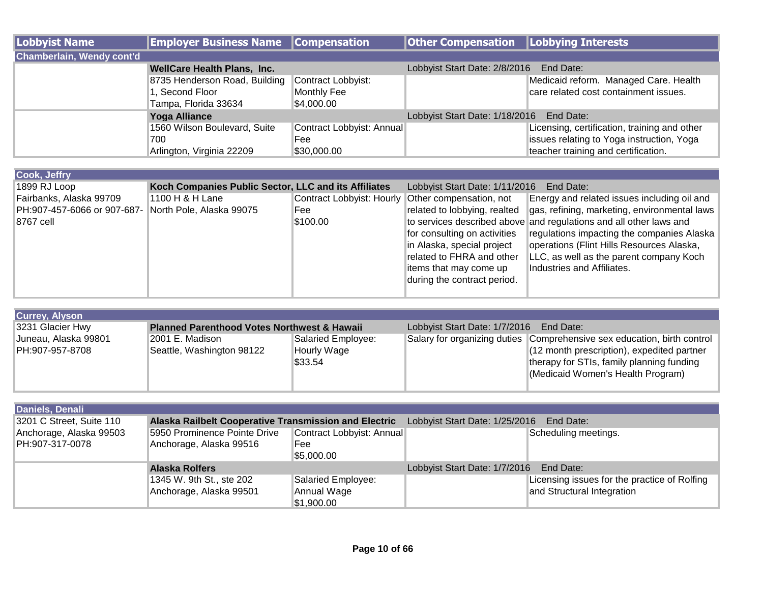| Lobbyist Name | Employer Business Name | Compensation | Other Compensation | Lobbying Interests |
|---|---|---|---|---|
| **Chamberlain, Wendy cont'd** | | | | |
| | **WellCare Health Plans, Inc.** | | Lobbyist Start Date: 2/8/2016 | End Date: |
| | 8735 Henderson Road, Building 1, Second Floor Tampa, Florida 33634 | Contract Lobbyist: Monthly Fee $4,000.00 | | Medicaid reform. Managed Care. Health care related cost containment issues. |
| | **Yoga Alliance** | | Lobbyist Start Date: 1/18/2016 | End Date: |
| | 1560 Wilson Boulevard, Suite 700 Arlington, Virginia 22209 | Contract Lobbyist: Annual Fee $30,000.00 | | Licensing, certification, training and other issues relating to Yoga instruction, Yoga teacher training and certification. |
| **Cook, Jeffry** | | | | |
| 1899 RJ Loop Fairbanks, Alaska 99709 PH:907-457-6066 or 907-687-8767 cell | **Koch Companies Public Sector, LLC and its Affiliates** | | Lobbyist Start Date: 1/11/2016 | End Date: |
| | 1100 H & H Lane North Pole, Alaska 99075 | Contract Lobbyist: Hourly Fee $100.00 | Other compensation, not related to lobbying, realted to services described above for consulting on activities in Alaska, special project related to FHRA and other items that may come up during the contract period. | Energy and related issues including oil and gas, refining, marketing, environmental laws and regulations and all other laws and regulations impacting the companies Alaska operations (Flint Hills Resources Alaska, LLC, as well as the parent company Koch Industries and Affiliates. |
| **Currey, Alyson** | | | | |
| 3231 Glacier Hwy Juneau, Alaska 99801 PH:907-957-8708 | **Planned Parenthood Votes Northwest & Hawaii** | | Lobbyist Start Date: 1/7/2016 | End Date: |
| | 2001 E. Madison Seattle, Washington 98122 | Salaried Employee: Hourly Wage $33.54 | Salary for organizing duties | Comprehensive sex education, birth control (12 month prescription), expedited partner therapy for STIs, family planning funding (Medicaid Women's Health Program) |
| **Daniels, Denali** | | | | |
| 3201 C Street, Suite 110 Anchorage, Alaska 99503 PH:907-317-0078 | **Alaska Railbelt Cooperative Transmission and Electric** | | Lobbyist Start Date: 1/25/2016 | End Date: |
| | 5950 Prominence Pointe Drive Anchorage, Alaska 99516 | Contract Lobbyist: Annual Fee $5,000.00 | | Scheduling meetings. |
| | **Alaska Rolfers** | | Lobbyist Start Date: 1/7/2016 | End Date: |
| | 1345 W. 9th St., ste 202 Anchorage, Alaska 99501 | Salaried Employee: Annual Wage $1,900.00 | | Licensing issues for the practice of Rolfing and Structural Integration |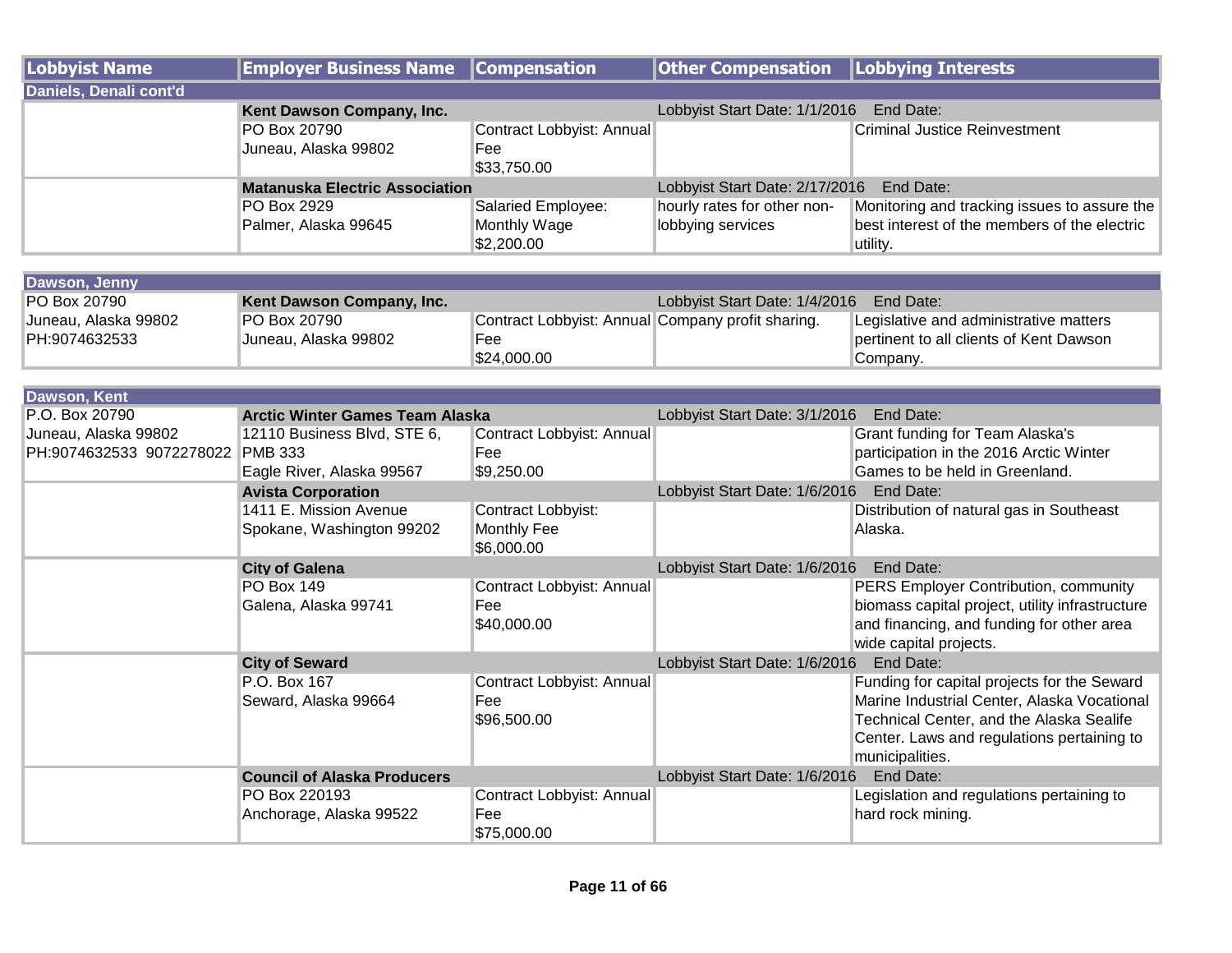| Lobbyist Name | Employer Business Name | Compensation | Other Compensation | Lobbying Interests |
|---|---|---|---|---|
| **Daniels, Denali cont'd** | | | | |
| | **Kent Dawson Company, Inc.** | | Lobbyist Start Date: 1/1/2016 | End Date: |
| | PO Box 20790<br>Juneau, Alaska 99802 | Contract Lobbyist: Annual Fee<br>$33,750.00 | | Criminal Justice Reinvestment |
| | **Matanuska Electric Association** | | Lobbyist Start Date: 2/17/2016 | End Date: |
| | PO Box 2929<br>Palmer, Alaska 99645 | Salaried Employee: Monthly Wage<br>$2,200.00 | hourly rates for other non-lobbying services | Monitoring and tracking issues to assure the best interest of the members of the electric utility. |
| **Dawson, Jenny** | | | | |
| PO Box 20790<br>Juneau, Alaska 99802<br>PH:9074632533 | **Kent Dawson Company, Inc.** | | Lobbyist Start Date: 1/4/2016 | End Date: |
| | PO Box 20790<br>Juneau, Alaska 99802 | Contract Lobbyist: Annual Fee<br>$24,000.00 | Company profit sharing. | Legislative and administrative matters pertinent to all clients of Kent Dawson Company. |
| **Dawson, Kent** | | | | |
| P.O. Box 20790<br>Juneau, Alaska 99802<br>PH:9074632533 9072278022 | **Arctic Winter Games Team Alaska** | | Lobbyist Start Date: 3/1/2016 | End Date: |
| | 12110 Business Blvd, STE 6, PMB 333<br>Eagle River, Alaska 99567 | Contract Lobbyist: Annual Fee<br>$9,250.00 | | Grant funding for Team Alaska's participation in the 2016 Arctic Winter Games to be held in Greenland. |
| | **Avista Corporation** | | Lobbyist Start Date: 1/6/2016 | End Date: |
| | 1411 E. Mission Avenue<br>Spokane, Washington 99202 | Contract Lobbyist: Monthly Fee<br>$6,000.00 | | Distribution of natural gas in Southeast Alaska. |
| | **City of Galena** | | Lobbyist Start Date: 1/6/2016 | End Date: |
| | PO Box 149<br>Galena, Alaska 99741 | Contract Lobbyist: Annual Fee<br>$40,000.00 | | PERS Employer Contribution, community biomass capital project, utility infrastructure and financing, and funding for other area wide capital projects. |
| | **City of Seward** | | Lobbyist Start Date: 1/6/2016 | End Date: |
| | P.O. Box 167<br>Seward, Alaska 99664 | Contract Lobbyist: Annual Fee<br>$96,500.00 | | Funding for capital projects for the Seward Marine Industrial Center, Alaska Vocational Technical Center, and the Alaska Sealife Center. Laws and regulations pertaining to municipalities. |
| | **Council of Alaska Producers** | | Lobbyist Start Date: 1/6/2016 | End Date: |
| | PO Box 220193<br>Anchorage, Alaska 99522 | Contract Lobbyist: Annual Fee<br>$75,000.00 | | Legislation and regulations pertaining to hard rock mining. |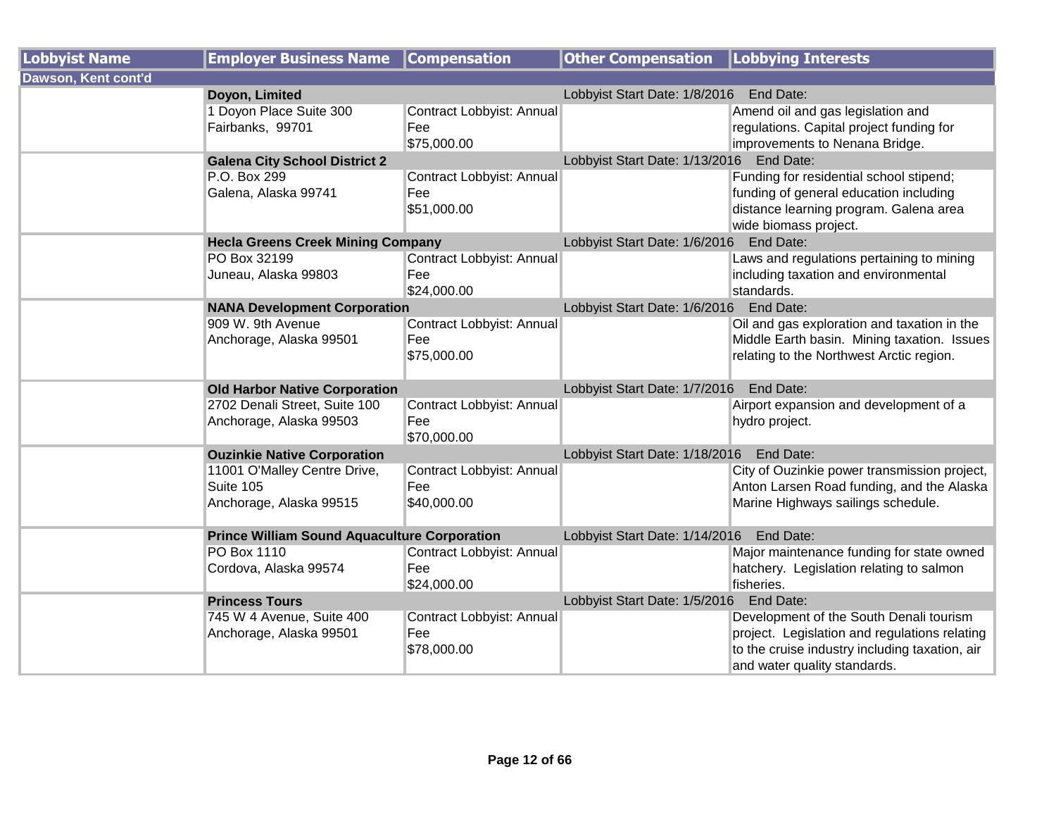| Lobbyist Name | Employer Business Name | Compensation | Other Compensation | Lobbying Interests |
|---|---|---|---|---|
| **Dawson, Kent cont'd** | | | | |
| | **Doyon, Limited** | | Lobbyist Start Date: 1/8/2016 End Date: | |
| | 1 Doyon Place Suite 300 Fairbanks, 99701 | Contract Lobbyist: Annual Fee $75,000.00 | | Amend oil and gas legislation and regulations. Capital project funding for improvements to Nenana Bridge. |
| | **Galena City School District 2** | | Lobbyist Start Date: 1/13/2016 End Date: | |
| | P.O. Box 299 Galena, Alaska 99741 | Contract Lobbyist: Annual Fee $51,000.00 | | Funding for residential school stipend; funding of general education including distance learning program. Galena area wide biomass project. |
| | **Hecla Greens Creek Mining Company** | | Lobbyist Start Date: 1/6/2016 End Date: | |
| | PO Box 32199 Juneau, Alaska 99803 | Contract Lobbyist: Annual Fee $24,000.00 | | Laws and regulations pertaining to mining including taxation and environmental standards. |
| | **NANA Development Corporation** | | Lobbyist Start Date: 1/6/2016 End Date: | |
| | 909 W. 9th Avenue Anchorage, Alaska 99501 | Contract Lobbyist: Annual Fee $75,000.00 | | Oil and gas exploration and taxation in the Middle Earth basin. Mining taxation. Issues relating to the Northwest Arctic region. |
| | **Old Harbor Native Corporation** | | Lobbyist Start Date: 1/7/2016 End Date: | |
| | 2702 Denali Street, Suite 100 Anchorage, Alaska 99503 | Contract Lobbyist: Annual Fee $70,000.00 | | Airport expansion and development of a hydro project. |
| | **Ouzinkie Native Corporation** | | Lobbyist Start Date: 1/18/2016 End Date: | |
| | 11001 O'Malley Centre Drive, Suite 105 Anchorage, Alaska 99515 | Contract Lobbyist: Annual Fee $40,000.00 | | City of Ouzinkie power transmission project, Anton Larsen Road funding, and the Alaska Marine Highways sailings schedule. |
| | **Prince William Sound Aquaculture Corporation** | | Lobbyist Start Date: 1/14/2016 End Date: | |
| | PO Box 1110 Cordova, Alaska 99574 | Contract Lobbyist: Annual Fee $24,000.00 | | Major maintenance funding for state owned hatchery. Legislation relating to salmon fisheries. |
| | **Princess Tours** | | Lobbyist Start Date: 1/5/2016 End Date: | |
| | 745 W 4 Avenue, Suite 400 Anchorage, Alaska 99501 | Contract Lobbyist: Annual Fee $78,000.00 | | Development of the South Denali tourism project. Legislation and regulations relating to the cruise industry including taxation, air and water quality standards. |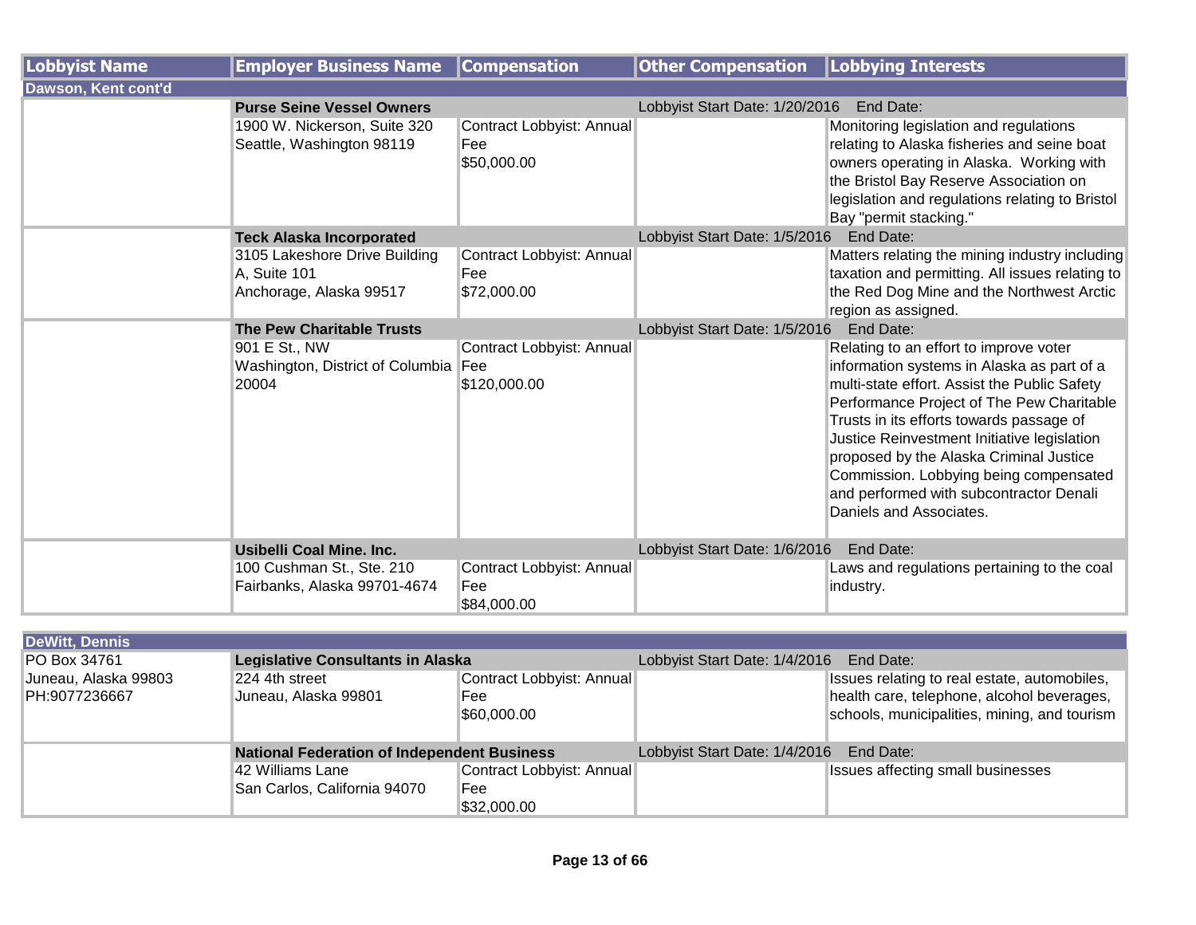| Lobbyist Name | Employer Business Name | Compensation | Other Compensation | Lobbying Interests |
|---|---|---|---|---|
| **Dawson, Kent cont'd** | | | | |
| | **Purse Seine Vessel Owners** | | Lobbyist Start Date: 1/20/2016 | End Date: |
| | 1900 W. Nickerson, Suite 320 Seattle, Washington 98119 | Contract Lobbyist: Annual Fee $50,000.00 | | Monitoring legislation and regulations relating to Alaska fisheries and seine boat owners operating in Alaska. Working with the Bristol Bay Reserve Association on legislation and regulations relating to Bristol Bay "permit stacking." |
| | **Teck Alaska Incorporated** | | Lobbyist Start Date: 1/5/2016 | End Date: |
| | 3105 Lakeshore Drive Building A, Suite 101 Anchorage, Alaska 99517 | Contract Lobbyist: Annual Fee $72,000.00 | | Matters relating the mining industry including taxation and permitting. All issues relating to the Red Dog Mine and the Northwest Arctic region as assigned. |
| | **The Pew Charitable Trusts** | | Lobbyist Start Date: 1/5/2016 | End Date: |
| | 901 E St., NW Washington, District of Columbia 20004 | Contract Lobbyist: Annual Fee $120,000.00 | | Relating to an effort to improve voter information systems in Alaska as part of a multi-state effort. Assist the Public Safety Performance Project of The Pew Charitable Trusts in its efforts towards passage of Justice Reinvestment Initiative legislation proposed by the Alaska Criminal Justice Commission. Lobbying being compensated and performed with subcontractor Denali Daniels and Associates. |
| | **Usibelli Coal Mine. Inc.** | | Lobbyist Start Date: 1/6/2016 | End Date: |
| | 100 Cushman St., Ste. 210 Fairbanks, Alaska 99701-4674 | Contract Lobbyist: Annual Fee $84,000.00 | | Laws and regulations pertaining to the coal industry. |

| Lobbyist Name | Employer Business Name | Compensation | Other Compensation | Lobbying Interests |
|---|---|---|---|---|
| **DeWitt, Dennis** | | | | |
| PO Box 34761 Juneau, Alaska 99803 PH:9077236667 | **Legislative Consultants in Alaska** | | Lobbyist Start Date: 1/4/2016 | End Date: |
| | 224 4th street Juneau, Alaska 99801 | Contract Lobbyist: Annual Fee $60,000.00 | | Issues relating to real estate, automobiles, health care, telephone, alcohol beverages, schools, municipalities, mining, and tourism |
| | **National Federation of Independent Business** | | Lobbyist Start Date: 1/4/2016 | End Date: |
| | 42 Williams Lane San Carlos, California 94070 | Contract Lobbyist: Annual Fee $32,000.00 | | Issues affecting small businesses |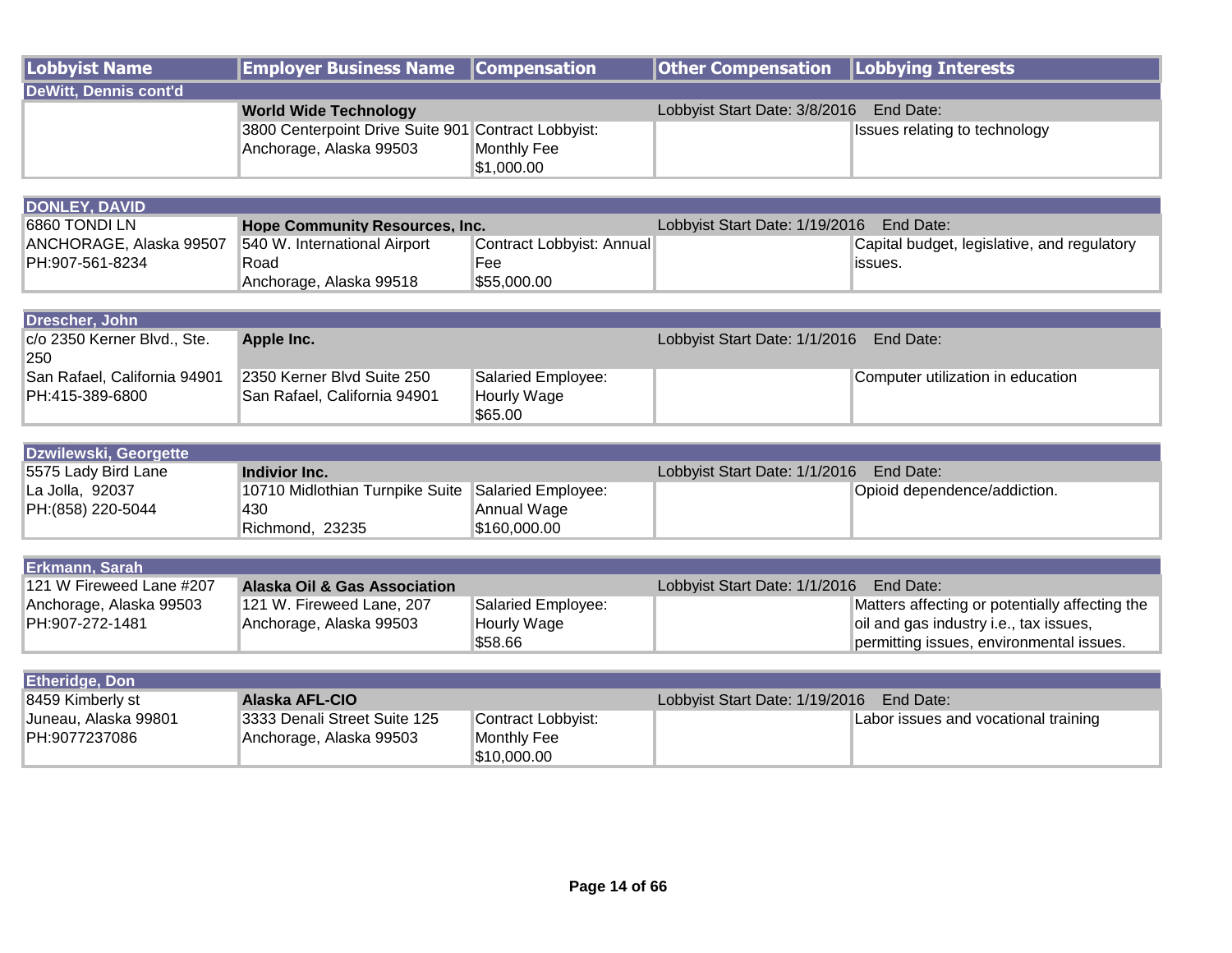| Lobbyist Name | Employer Business Name | Compensation | Other Compensation | Lobbying Interests |
|---|---|---|---|---|
| **DeWitt, Dennis cont'd** | | | | |
| | **World Wide Technology** | | Lobbyist Start Date: 3/8/2016 End Date: | |
| | 3800 Centerpoint Drive Suite 901<br>Anchorage, Alaska 99503 | Contract Lobbyist:<br>Monthly Fee<br>$1,000.00 | | Issues relating to technology |
| **DONLEY, DAVID** | | | | |
| 6860 TONDI LN<br>ANCHORAGE, Alaska 99507<br>PH:907-561-8234 | **Hope Community Resources, Inc.** | | Lobbyist Start Date: 1/19/2016 End Date: | |
| | 540 W. International Airport Road<br>Anchorage, Alaska 99518 | Contract Lobbyist: Annual Fee<br>$55,000.00 | | Capital budget, legislative, and regulatory issues. |
| **Drescher, John** | | | | |
| c/o 2350 Kerner Blvd., Ste. 250<br>San Rafael, California 94901<br>PH:415-389-6800 | **Apple Inc.** | | Lobbyist Start Date: 1/1/2016 End Date: | |
| | 2350 Kerner Blvd Suite 250<br>San Rafael, California 94901 | Salaried Employee:<br>Hourly Wage<br>$65.00 | | Computer utilization in education |
| **Dzwilewski, Georgette** | | | | |
| 5575 Lady Bird Lane<br>La Jolla, 92037<br>PH:(858) 220-5044 | **Indivior Inc.** | | Lobbyist Start Date: 1/1/2016 End Date: | |
| | 10710 Midlothian Turnpike Suite 430<br>Richmond, 23235 | Salaried Employee:<br>Annual Wage<br>$160,000.00 | | Opioid dependence/addiction. |
| **Erkmann, Sarah** | | | | |
| 121 W Fireweed Lane #207<br>Anchorage, Alaska 99503<br>PH:907-272-1481 | **Alaska Oil & Gas Association** | | Lobbyist Start Date: 1/1/2016 End Date: | |
| | 121 W. Fireweed Lane, 207<br>Anchorage, Alaska 99503 | Salaried Employee:<br>Hourly Wage<br>$58.66 | | Matters affecting or potentially affecting the oil and gas industry i.e., tax issues, permitting issues, environmental issues. |
| **Etheridge, Don** | | | | |
| 8459 Kimberly st<br>Juneau, Alaska 99801<br>PH:9077237086 | **Alaska AFL-CIO** | | Lobbyist Start Date: 1/19/2016 End Date: | |
| | 3333 Denali Street Suite 125<br>Anchorage, Alaska 99503 | Contract Lobbyist:<br>Monthly Fee<br>$10,000.00 | | Labor issues and vocational training |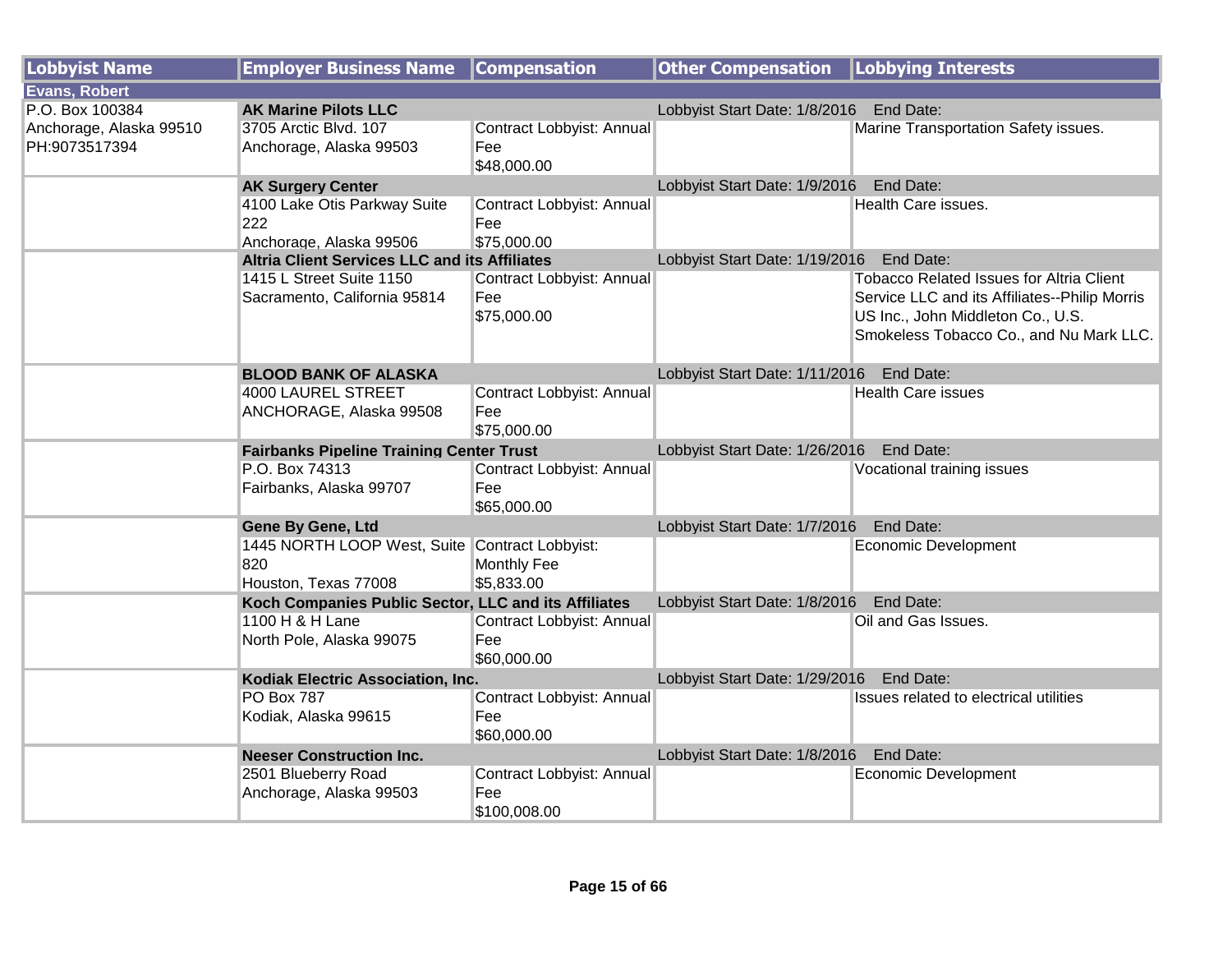| Lobbyist Name | Employer Business Name | Compensation | Other Compensation | Lobbying Interests |
|---|---|---|---|---|
| **Evans, Robert** | | | | |
| P.O. Box 100384<br>Anchorage, Alaska 99510<br>PH:9073517394 | **AK Marine Pilots LLC** | | Lobbyist Start Date: 1/8/2016 End Date: | |
| | 3705 Arctic Blvd. 107<br>Anchorage, Alaska 99503 | Contract Lobbyist: Annual Fee<br>$48,000.00 | | Marine Transportation Safety issues. |
| | **AK Surgery Center** | | Lobbyist Start Date: 1/9/2016 End Date: | |
| | 4100 Lake Otis Parkway Suite 222<br>Anchorage, Alaska 99506 | Contract Lobbyist: Annual Fee<br>$75,000.00 | | Health Care issues. |
| | **Altria Client Services LLC and its Affiliates** | | Lobbyist Start Date: 1/19/2016 End Date: | |
| | 1415 L Street Suite 1150<br>Sacramento, California 95814 | Contract Lobbyist: Annual Fee<br>$75,000.00 | | Tobacco Related Issues for Altria Client Service LLC and its Affiliates--Philip Morris US Inc., John Middleton Co., U.S. Smokeless Tobacco Co., and Nu Mark LLC. |
| | **BLOOD BANK OF ALASKA** | | Lobbyist Start Date: 1/11/2016 End Date: | |
| | 4000 LAUREL STREET<br>ANCHORAGE, Alaska 99508 | Contract Lobbyist: Annual Fee<br>$75,000.00 | | Health Care issues |
| | **Fairbanks Pipeline Training Center Trust** | | Lobbyist Start Date: 1/26/2016 End Date: | |
| | P.O. Box 74313<br>Fairbanks, Alaska 99707 | Contract Lobbyist: Annual Fee<br>$65,000.00 | | Vocational training issues |
| | **Gene By Gene, Ltd** | | Lobbyist Start Date: 1/7/2016 End Date: | |
| | 1445 NORTH LOOP West, Suite 820<br>Houston, Texas 77008 | Contract Lobbyist: Monthly Fee<br>$5,833.00 | | Economic Development |
| | **Koch Companies Public Sector, LLC and its Affiliates** | | Lobbyist Start Date: 1/8/2016 End Date: | |
| | 1100 H & H Lane<br>North Pole, Alaska 99075 | Contract Lobbyist: Annual Fee<br>$60,000.00 | | Oil and Gas Issues. |
| | **Kodiak Electric Association, Inc.** | | Lobbyist Start Date: 1/29/2016 End Date: | |
| | PO Box 787<br>Kodiak, Alaska 99615 | Contract Lobbyist: Annual Fee<br>$60,000.00 | | Issues related to electrical utilities |
| | **Neeser Construction Inc.** | | Lobbyist Start Date: 1/8/2016 End Date: | |
| | 2501 Blueberry Road<br>Anchorage, Alaska 99503 | Contract Lobbyist: Annual Fee<br>$100,008.00 | | Economic Development |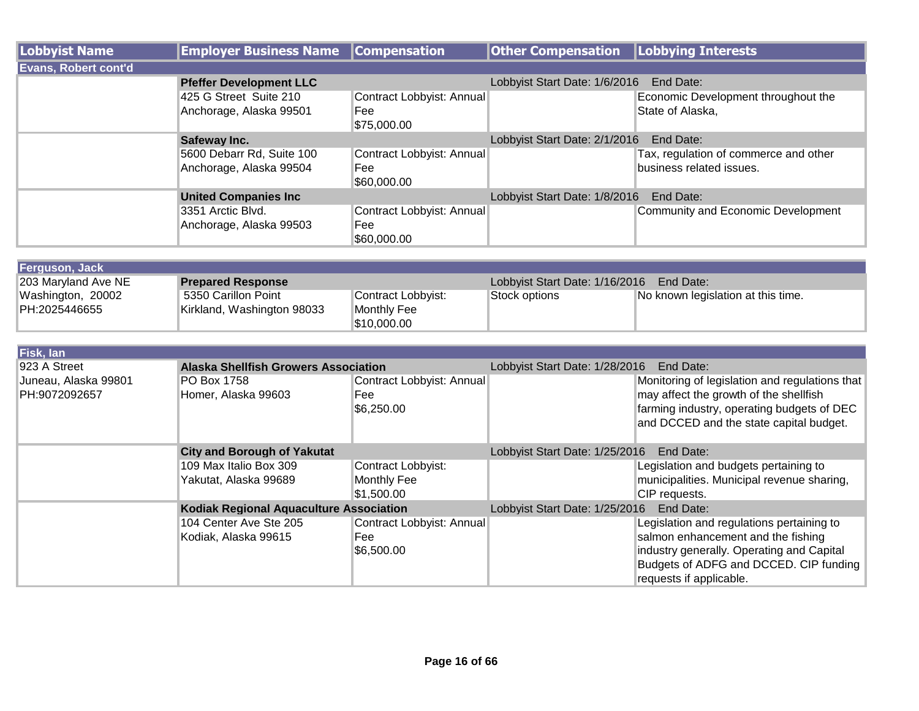| Lobbyist Name | Employer Business Name | Compensation | Other Compensation | Lobbying Interests |
|---|---|---|---|---|
| **Evans, Robert cont'd** | | | | |
| | **Pfeffer Development LLC** | | Lobbyist Start Date: 1/6/2016 | End Date: |
| | 425 G Street Suite 210<br>Anchorage, Alaska 99501 | Contract Lobbyist: Annual Fee<br>$75,000.00 | | Economic Development throughout the State of Alaska, |
| | **Safeway Inc.** | | Lobbyist Start Date: 2/1/2016 | End Date: |
| | 5600 Debarr Rd, Suite 100<br>Anchorage, Alaska 99504 | Contract Lobbyist: Annual Fee<br>$60,000.00 | | Tax, regulation of commerce and other business related issues. |
| | **United Companies Inc** | | Lobbyist Start Date: 1/8/2016 | End Date: |
| | 3351 Arctic Blvd.<br>Anchorage, Alaska 99503 | Contract Lobbyist: Annual Fee<br>$60,000.00 | | Community and Economic Development |
| **Ferguson, Jack** | | | | |
| 203 Maryland Ave NE<br>Washington, 20002<br>PH:2025446655 | **Prepared Response** | | Lobbyist Start Date: 1/16/2016 | End Date: |
| | 5350 Carillon Point<br>Kirkland, Washington 98033 | Contract Lobbyist: Monthly Fee<br>$10,000.00 | Stock options | No known legislation at this time. |
| **Fisk, Ian** | | | | |
| 923 A Street<br>Juneau, Alaska 99801<br>PH:9072092657 | **Alaska Shellfish Growers Association** | | Lobbyist Start Date: 1/28/2016 | End Date: |
| | PO Box 1758<br>Homer, Alaska 99603 | Contract Lobbyist: Annual Fee<br>$6,250.00 | | Monitoring of legislation and regulations that may affect the growth of the shellfish farming industry, operating budgets of DEC and DCCED and the state capital budget. |
| | **City and Borough of Yakutat** | | Lobbyist Start Date: 1/25/2016 | End Date: |
| | 109 Max Italio Box 309<br>Yakutat, Alaska 99689 | Contract Lobbyist: Monthly Fee<br>$1,500.00 | | Legislation and budgets pertaining to municipalities. Municipal revenue sharing, CIP requests. |
| | **Kodiak Regional Aquaculture Association** | | Lobbyist Start Date: 1/25/2016 | End Date: |
| | 104 Center Ave Ste 205<br>Kodiak, Alaska 99615 | Contract Lobbyist: Annual Fee<br>$6,500.00 | | Legislation and regulations pertaining to salmon enhancement and the fishing industry generally. Operating and Capital Budgets of ADFG and DCCED. CIP funding requests if applicable. |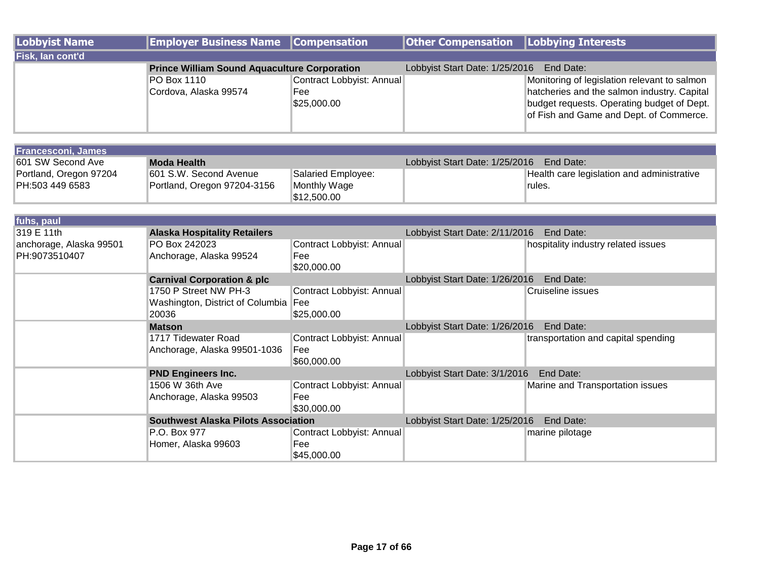| Lobbyist Name | Employer Business Name | Compensation | Other Compensation | Lobbying Interests |
|---|---|---|---|---|
| **Fisk, Ian cont'd** | | | | |
| | **Prince William Sound Aquaculture Corporation** | | Lobbyist Start Date: 1/25/2016 End Date: | |
| | PO Box 1110<br>Cordova, Alaska 99574 | Contract Lobbyist: Annual Fee<br>$25,000.00 | | Monitoring of legislation relevant to salmon hatcheries and the salmon industry. Capital budget requests. Operating budget of Dept. of Fish and Game and Dept. of Commerce. |
| **Francesconi, James** | | | | |
| 601 SW Second Ave<br>Portland, Oregon 97204<br>PH:503 449 6583 | **Moda Health** | | Lobbyist Start Date: 1/25/2016 End Date: | |
| | 601 S.W. Second Avenue<br>Portland, Oregon 97204-3156 | Salaried Employee: Monthly Wage<br>$12,500.00 | | Health care legislation and administrative rules. |
| **fuhs, paul** | | | | |
| 319 E 11th<br>anchorage, Alaska 99501<br>PH:9073510407 | **Alaska Hospitality Retailers** | | Lobbyist Start Date: 2/11/2016 End Date: | |
| | PO Box 242023<br>Anchorage, Alaska 99524 | Contract Lobbyist: Annual Fee<br>$20,000.00 | | hospitality industry related issues |
| | **Carnival Corporation & plc** | | Lobbyist Start Date: 1/26/2016 End Date: | |
| | 1750 P Street NW PH-3<br>Washington, District of Columbia 20036 | Contract Lobbyist: Annual Fee<br>$25,000.00 | | Cruiseline issues |
| | **Matson** | | Lobbyist Start Date: 1/26/2016 End Date: | |
| | 1717 Tidewater Road<br>Anchorage, Alaska 99501-1036 | Contract Lobbyist: Annual Fee<br>$60,000.00 | | transportation and capital spending |
| | **PND Engineers Inc.** | | Lobbyist Start Date: 3/1/2016 End Date: | |
| | 1506 W 36th Ave<br>Anchorage, Alaska 99503 | Contract Lobbyist: Annual Fee<br>$30,000.00 | | Marine and Transportation issues |
| | **Southwest Alaska Pilots Association** | | Lobbyist Start Date: 1/25/2016 End Date: | |
| | P.O. Box 977<br>Homer, Alaska 99603 | Contract Lobbyist: Annual Fee<br>$45,000.00 | | marine pilotage |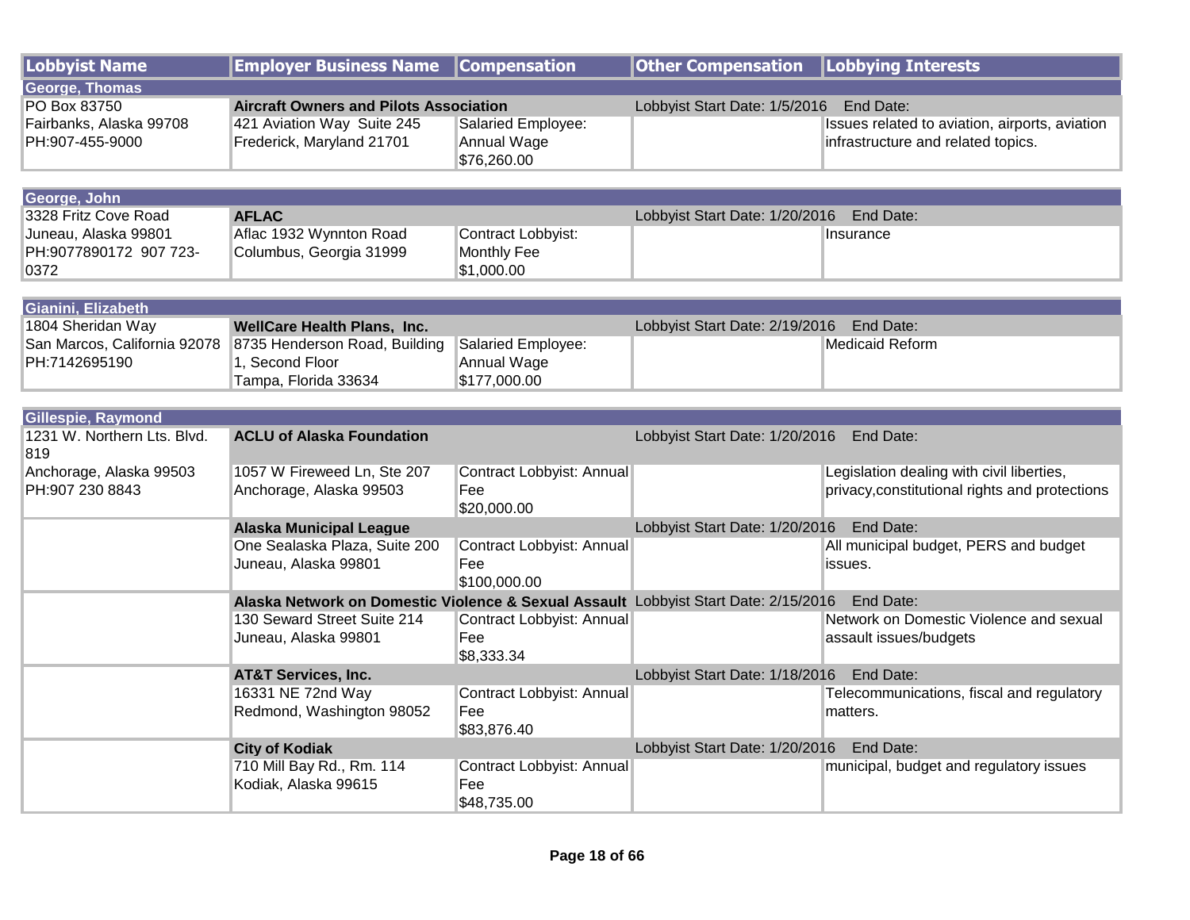| Lobbyist Name | Employer Business Name | Compensation | Other Compensation | Lobbying Interests |
|---|---|---|---|---|
| **George, Thomas** | | | | |
| PO Box 83750 | **Aircraft Owners and Pilots Association** | | Lobbyist Start Date: 1/5/2016 End Date: | |
| Fairbanks, Alaska 99708<br>PH:907-455-9000 | 421 Aviation Way Suite 245<br>Frederick, Maryland 21701 | Salaried Employee: Annual Wage $76,260.00 | | Issues related to aviation, airports, aviation infrastructure and related topics. |
| **George, John** | | | | |
| 3328 Fritz Cove Road | **AFLAC** | | Lobbyist Start Date: 1/20/2016 End Date: | |
| Juneau, Alaska 99801<br>PH:9077890172 907 723-0372 | Aflac 1932 Wynnton Road<br>Columbus, Georgia 31999 | Contract Lobbyist: Monthly Fee $1,000.00 | | Insurance |
| **Gianini, Elizabeth** | | | | |
| 1804 Sheridan Way | **WellCare Health Plans, Inc.** | | Lobbyist Start Date: 2/19/2016 End Date: | |
| San Marcos, California 92078<br>PH:7142695190 | 8735 Henderson Road, Building 1, Second Floor<br>Tampa, Florida 33634 | Salaried Employee: Annual Wage $177,000.00 | | Medicaid Reform |
| **Gillespie, Raymond** | | | | |
| 1231 W. Northern Lts. Blvd. 819 | **ACLU of Alaska Foundation** | | Lobbyist Start Date: 1/20/2016 End Date: | |
| Anchorage, Alaska 99503<br>PH:907 230 8843 | 1057 W Fireweed Ln, Ste 207<br>Anchorage, Alaska 99503 | Contract Lobbyist: Annual Fee $20,000.00 | | Legislation dealing with civil liberties, privacy,constitutional rights and protections |
| | **Alaska Municipal League** | | Lobbyist Start Date: 1/20/2016 End Date: | |
| | One Sealaska Plaza, Suite 200<br>Juneau, Alaska 99801 | Contract Lobbyist: Annual Fee $100,000.00 | | All municipal budget, PERS and budget issues. |
| | **Alaska Network on Domestic Violence & Sexual Assault** | | Lobbyist Start Date: 2/15/2016 End Date: | |
| | 130 Seward Street Suite 214<br>Juneau, Alaska 99801 | Contract Lobbyist: Annual Fee $8,333.34 | | Network on Domestic Violence and sexual assault issues/budgets |
| | **AT&T Services, Inc.** | | Lobbyist Start Date: 1/18/2016 End Date: | |
| | 16331 NE 72nd Way<br>Redmond, Washington 98052 | Contract Lobbyist: Annual Fee $83,876.40 | | Telecommunications, fiscal and regulatory matters. |
| | **City of Kodiak** | | Lobbyist Start Date: 1/20/2016 End Date: | |
| | 710 Mill Bay Rd., Rm. 114<br>Kodiak, Alaska 99615 | Contract Lobbyist: Annual Fee $48,735.00 | | municipal, budget and regulatory issues |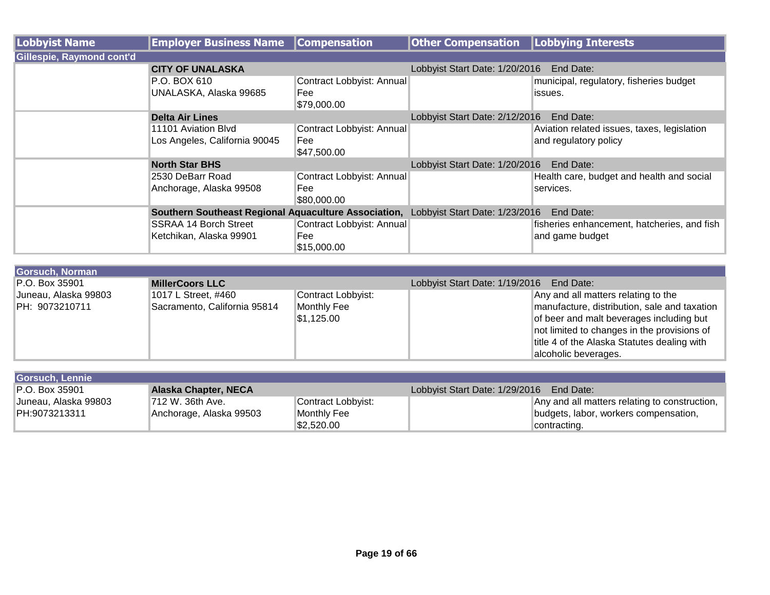| Lobbyist Name | Employer Business Name | Compensation | Other Compensation | Lobbying Interests |
|---|---|---|---|---|
| **Gillespie, Raymond cont'd** | | | | |
| | **CITY OF UNALASKA** | | Lobbyist Start Date: 1/20/2016 End Date: | |
| | P.O. BOX 610<br>UNALASKA, Alaska 99685 | Contract Lobbyist: Annual Fee<br>$79,000.00 | | municipal, regulatory, fisheries budget issues. |
| | **Delta Air Lines** | | Lobbyist Start Date: 2/12/2016 End Date: | |
| | 11101 Aviation Blvd<br>Los Angeles, California 90045 | Contract Lobbyist: Annual Fee<br>$47,500.00 | | Aviation related issues, taxes, legislation and regulatory policy |
| | **North Star BHS** | | Lobbyist Start Date: 1/20/2016 End Date: | |
| | 2530 DeBarr Road<br>Anchorage, Alaska 99508 | Contract Lobbyist: Annual Fee<br>$80,000.00 | | Health care, budget and health and social services. |
| | **Southern Southeast Regional Aquaculture Association,** | | Lobbyist Start Date: 1/23/2016 End Date: | |
| | SSRAA 14 Borch Street<br>Ketchikan, Alaska 99901 | Contract Lobbyist: Annual Fee<br>$15,000.00 | | fisheries enhancement, hatcheries, and fish and game budget |

| Lobbyist Name | Employer Business Name | Compensation | Other Compensation | Lobbying Interests |
|---|---|---|---|---|
| **Gorsuch, Norman** | | | | |
| P.O. Box 35901<br>Juneau, Alaska 99803<br>PH: 9073210711 | **MillerCoors LLC** | | Lobbyist Start Date: 1/19/2016 End Date: | |
| | 1017 L Street, #460<br>Sacramento, California 95814 | Contract Lobbyist: Monthly Fee<br>$1,125.00 | | Any and all matters relating to the manufacture, distribution, sale and taxation of beer and malt beverages including but not limited to changes in the provisions of title 4 of the Alaska Statutes dealing with alcoholic beverages. |

| Lobbyist Name | Employer Business Name | Compensation | Other Compensation | Lobbying Interests |
|---|---|---|---|---|
| **Gorsuch, Lennie** | | | | |
| P.O. Box 35901<br>Juneau, Alaska 99803<br>PH:9073213311 | **Alaska Chapter, NECA** | | Lobbyist Start Date: 1/29/2016 End Date: | |
| | 712 W. 36th Ave.<br>Anchorage, Alaska 99503 | Contract Lobbyist: Monthly Fee<br>$2,520.00 | | Any and all matters relating to construction, budgets, labor, workers compensation, contracting. |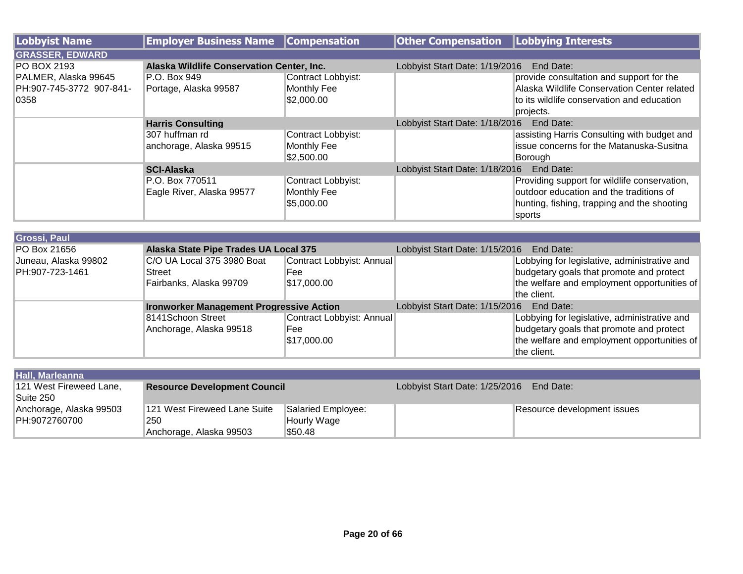| Lobbyist Name | Employer Business Name | Compensation | Other Compensation | Lobbying Interests |
|---|---|---|---|---|
| **GRASSER, EDWARD** | | | | |
| PO BOX 2193 PALMER, Alaska 99645 PH:907-745-3772 907-841-0358 | **Alaska Wildlife Conservation Center, Inc.** | | Lobbyist Start Date: 1/19/2016 End Date: | |
| | P.O. Box 949 Portage, Alaska 99587 | Contract Lobbyist: Monthly Fee $2,000.00 | | provide consultation and support for the Alaska Wildlife Conservation Center related to its wildlife conservation and education projects. |
| | **Harris Consulting** | | Lobbyist Start Date: 1/18/2016 End Date: | |
| | 307 huffman rd anchorage, Alaska 99515 | Contract Lobbyist: Monthly Fee $2,500.00 | | assisting Harris Consulting with budget and issue concerns for the Matanuska-Susitna Borough |
| | **SCI-Alaska** | | Lobbyist Start Date: 1/18/2016 End Date: | |
| | P.O. Box 770511 Eagle River, Alaska 99577 | Contract Lobbyist: Monthly Fee $5,000.00 | | Providing support for wildlife conservation, outdoor education and the traditions of hunting, fishing, trapping and the shooting sports |

| Lobbyist Name | Employer Business Name | Compensation | Other Compensation | Lobbying Interests |
|---|---|---|---|---|
| **Grossi, Paul** | | | | |
| PO Box 21656 Juneau, Alaska 99802 PH:907-723-1461 | **Alaska State Pipe Trades UA Local 375** | | Lobbyist Start Date: 1/15/2016 End Date: | |
| | C/O UA Local 375 3980 Boat Street Fairbanks, Alaska 99709 | Contract Lobbyist: Annual Fee $17,000.00 | | Lobbying for legislative, administrative and budgetary goals that promote and protect the welfare and employment opportunities of the client. |
| | **Ironworker Management Progressive Action** | | Lobbyist Start Date: 1/15/2016 End Date: | |
| | 8141Schoon Street Anchorage, Alaska 99518 | Contract Lobbyist: Annual Fee $17,000.00 | | Lobbying for legislative, administrative and budgetary goals that promote and protect the welfare and employment opportunities of the client. |

| Lobbyist Name | Employer Business Name | Compensation | Other Compensation | Lobbying Interests |
|---|---|---|---|---|
| **Hall, Marleanna** | | | | |
| 121 West Fireweed Lane, Suite 250 Anchorage, Alaska 99503 PH:9072760700 | **Resource Development Council** | | Lobbyist Start Date: 1/25/2016 End Date: | |
| | 121 West Fireweed Lane Suite 250 Anchorage, Alaska 99503 | Salaried Employee: Hourly Wage $50.48 | | Resource development issues |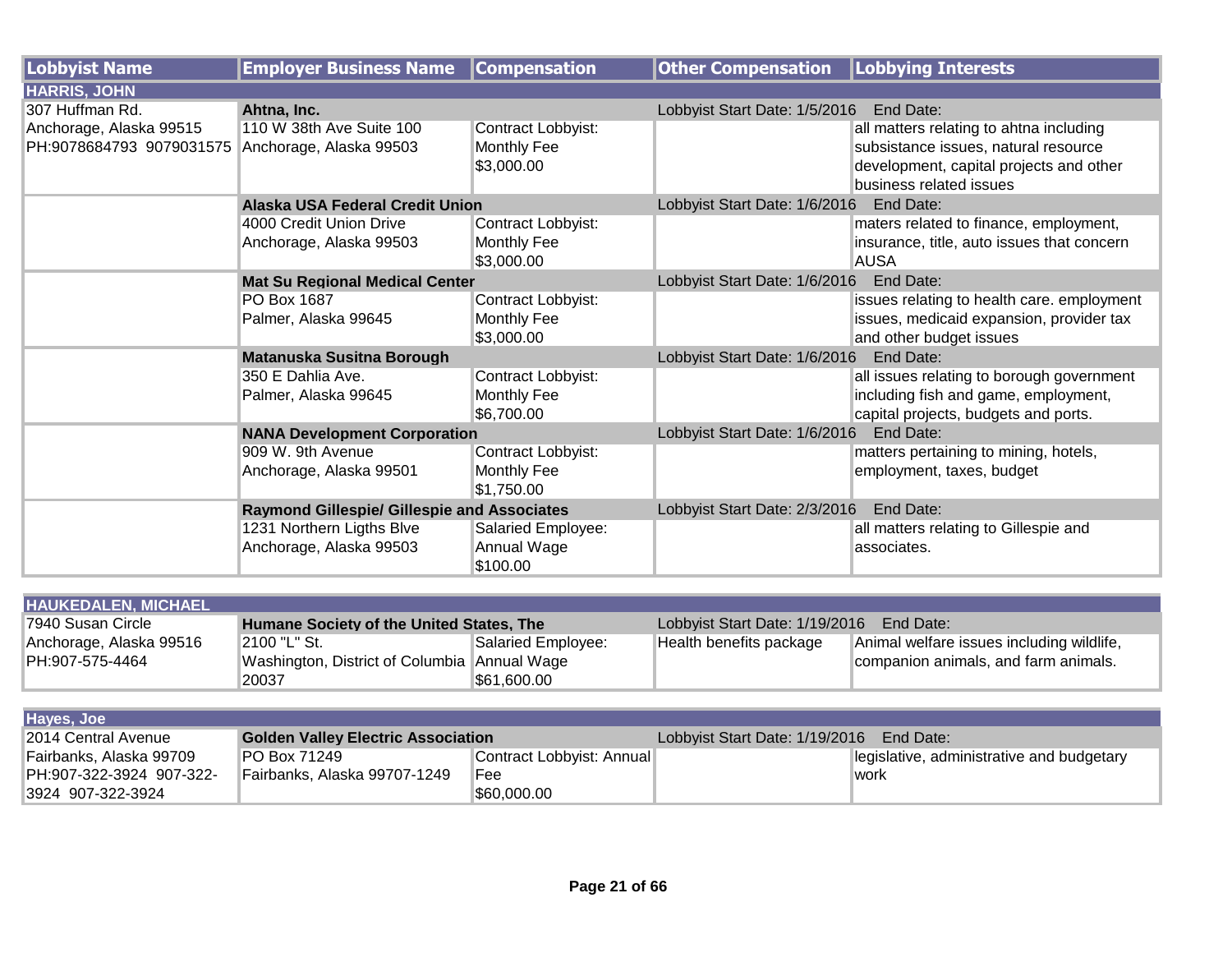| Lobbyist Name | Employer Business Name | Compensation | Other Compensation | Lobbying Interests |
|---|---|---|---|---|
| **HARRIS, JOHN** | | | | |
| 307 Huffman Rd. Anchorage, Alaska 99515 PH:9078684793 9079031575 | **Ahtna, Inc.** 110 W 38th Ave Suite 100 Anchorage, Alaska 99503 | Contract Lobbyist: Monthly Fee $3,000.00 | Lobbyist Start Date: 1/5/2016 End Date: | all matters relating to ahtna including subsistance issues, natural resource development, capital projects and other business related issues |
| | **Alaska USA Federal Credit Union** 4000 Credit Union Drive Anchorage, Alaska 99503 | Contract Lobbyist: Monthly Fee $3,000.00 | Lobbyist Start Date: 1/6/2016 End Date: | maters related to finance, employment, insurance, title, auto issues that concern AUSA |
| | **Mat Su Regional Medical Center** PO Box 1687 Palmer, Alaska 99645 | Contract Lobbyist: Monthly Fee $3,000.00 | Lobbyist Start Date: 1/6/2016 End Date: | issues relating to health care. employment issues, medicaid expansion, provider tax and other budget issues |
| | **Matanuska Susitna Borough** 350 E Dahlia Ave. Palmer, Alaska 99645 | Contract Lobbyist: Monthly Fee $6,700.00 | Lobbyist Start Date: 1/6/2016 End Date: | all issues relating to borough government including fish and game, employment, capital projects, budgets and ports. |
| | **NANA Development Corporation** 909 W. 9th Avenue Anchorage, Alaska 99501 | Contract Lobbyist: Monthly Fee $1,750.00 | Lobbyist Start Date: 1/6/2016 End Date: | matters pertaining to mining, hotels, employment, taxes, budget |
| | **Raymond Gillespie/ Gillespie and Associates** 1231 Northern Ligths Blve Anchorage, Alaska 99503 | Salaried Employee: Annual Wage $100.00 | Lobbyist Start Date: 2/3/2016 End Date: | all matters relating to Gillespie and associates. |
| **HAUKEDALEN, MICHAEL** | | | | |
| 7940 Susan Circle Anchorage, Alaska 99516 PH:907-575-4464 | **Humane Society of the United States, The** 2100 "L" St. Washington, District of Columbia 20037 | Salaried Employee: Annual Wage $61,600.00 | Lobbyist Start Date: 1/19/2016 End Date: Health benefits package | Animal welfare issues including wildlife, companion animals, and farm animals. |
| **Hayes, Joe** | | | | |
| 2014 Central Avenue Fairbanks, Alaska 99709 PH:907-322-3924 907-322-3924 907-322-3924 | **Golden Valley Electric Association** PO Box 71249 Fairbanks, Alaska 99707-1249 | Contract Lobbyist: Annual Fee $60,000.00 | Lobbyist Start Date: 1/19/2016 End Date: | legislative, administrative and budgetary work |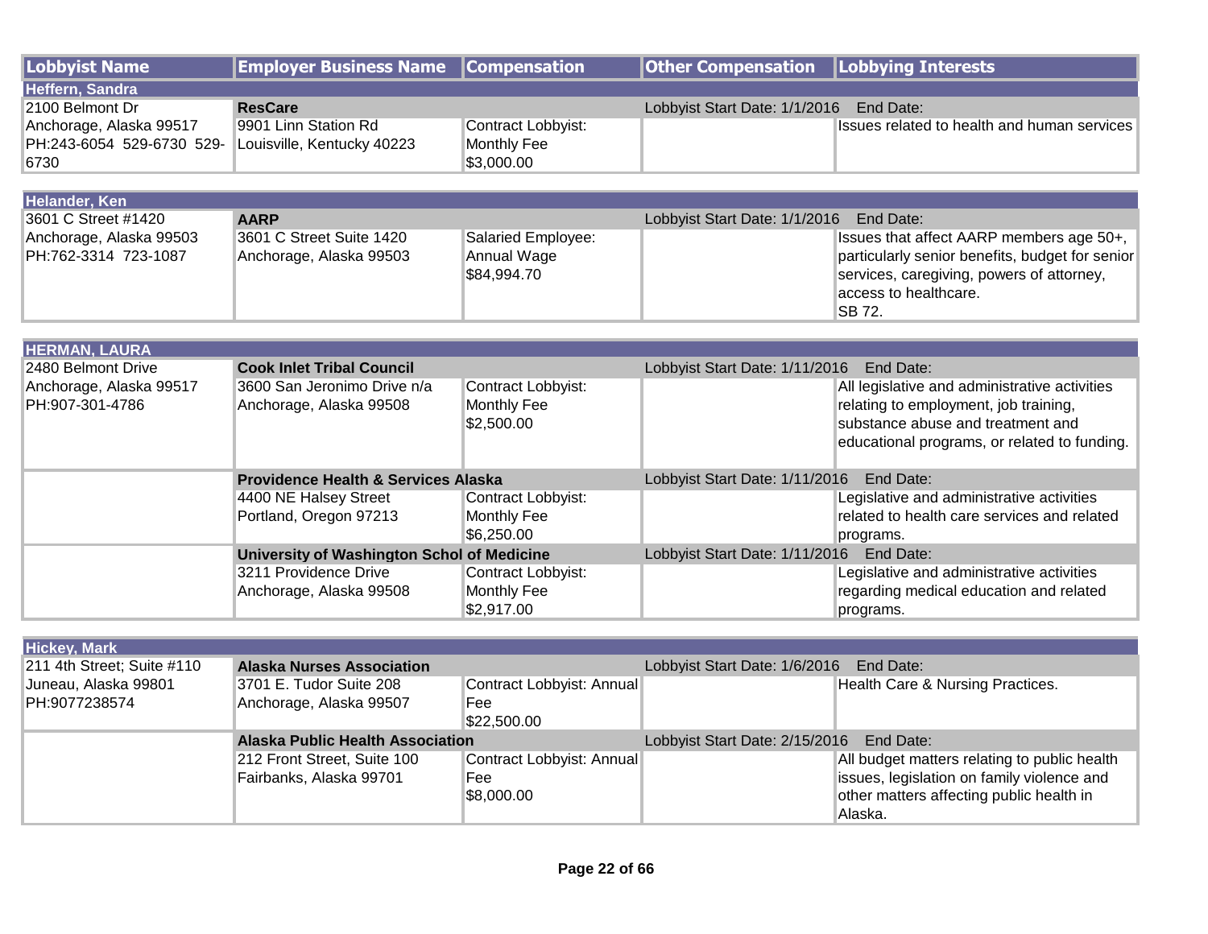| Lobbyist Name | Employer Business Name | Compensation | Other Compensation | Lobbying Interests |
|---|---|---|---|---|
| **Heffern, Sandra** | | | | |
| 2100 Belmont Dr<br>Anchorage, Alaska 99517<br>PH:243-6054 529-6730 529-6730 | **ResCare**<br>9901 Linn Station Rd<br>Louisville, Kentucky 40223 | Contract Lobbyist:<br>Monthly Fee<br>$3,000.00 | Lobbyist Start Date: 1/1/2016 End Date: | Issues related to health and human services |
| **Helander, Ken** | | | | |
| 3601 C Street #1420<br>Anchorage, Alaska 99503<br>PH:762-3314 723-1087 | **AARP**<br>3601 C Street Suite 1420<br>Anchorage, Alaska 99503 | Salaried Employee:<br>Annual Wage<br>$84,994.70 | Lobbyist Start Date: 1/1/2016 End Date: | Issues that affect AARP members age 50+, particularly senior benefits, budget for senior services, caregiving, powers of attorney, access to healthcare.<br>SB 72. |
| **HERMAN, LAURA** | | | | |
| 2480 Belmont Drive<br>Anchorage, Alaska 99517<br>PH:907-301-4786 | **Cook Inlet Tribal Council**<br>3600 San Jeronimo Drive n/a<br>Anchorage, Alaska 99508 | Contract Lobbyist:<br>Monthly Fee<br>$2,500.00 | Lobbyist Start Date: 1/11/2016 End Date: | All legislative and administrative activities relating to employment, job training, substance abuse and treatment and educational programs, or related to funding. |
| | **Providence Health & Services Alaska**<br>4400 NE Halsey Street<br>Portland, Oregon 97213 | Contract Lobbyist:<br>Monthly Fee<br>$6,250.00 | Lobbyist Start Date: 1/11/2016 End Date: | Legislative and administrative activities related to health care services and related programs. |
| | **University of Washington Schol of Medicine**<br>3211 Providence Drive<br>Anchorage, Alaska 99508 | Contract Lobbyist:<br>Monthly Fee<br>$2,917.00 | Lobbyist Start Date: 1/11/2016 End Date: | Legislative and administrative activities regarding medical education and related programs. |
| **Hickey, Mark** | | | | |
| 211 4th Street; Suite #110<br>Juneau, Alaska 99801<br>PH:9077238574 | **Alaska Nurses Association**<br>3701 E. Tudor Suite 208<br>Anchorage, Alaska 99507 | Contract Lobbyist: Annual Fee<br>$22,500.00 | Lobbyist Start Date: 1/6/2016 End Date: | Health Care & Nursing Practices. |
| | **Alaska Public Health Association**<br>212 Front Street, Suite 100<br>Fairbanks, Alaska 99701 | Contract Lobbyist: Annual Fee<br>$8,000.00 | Lobbyist Start Date: 2/15/2016 End Date: | All budget matters relating to public health issues, legislation on family violence and other matters affecting public health in Alaska. |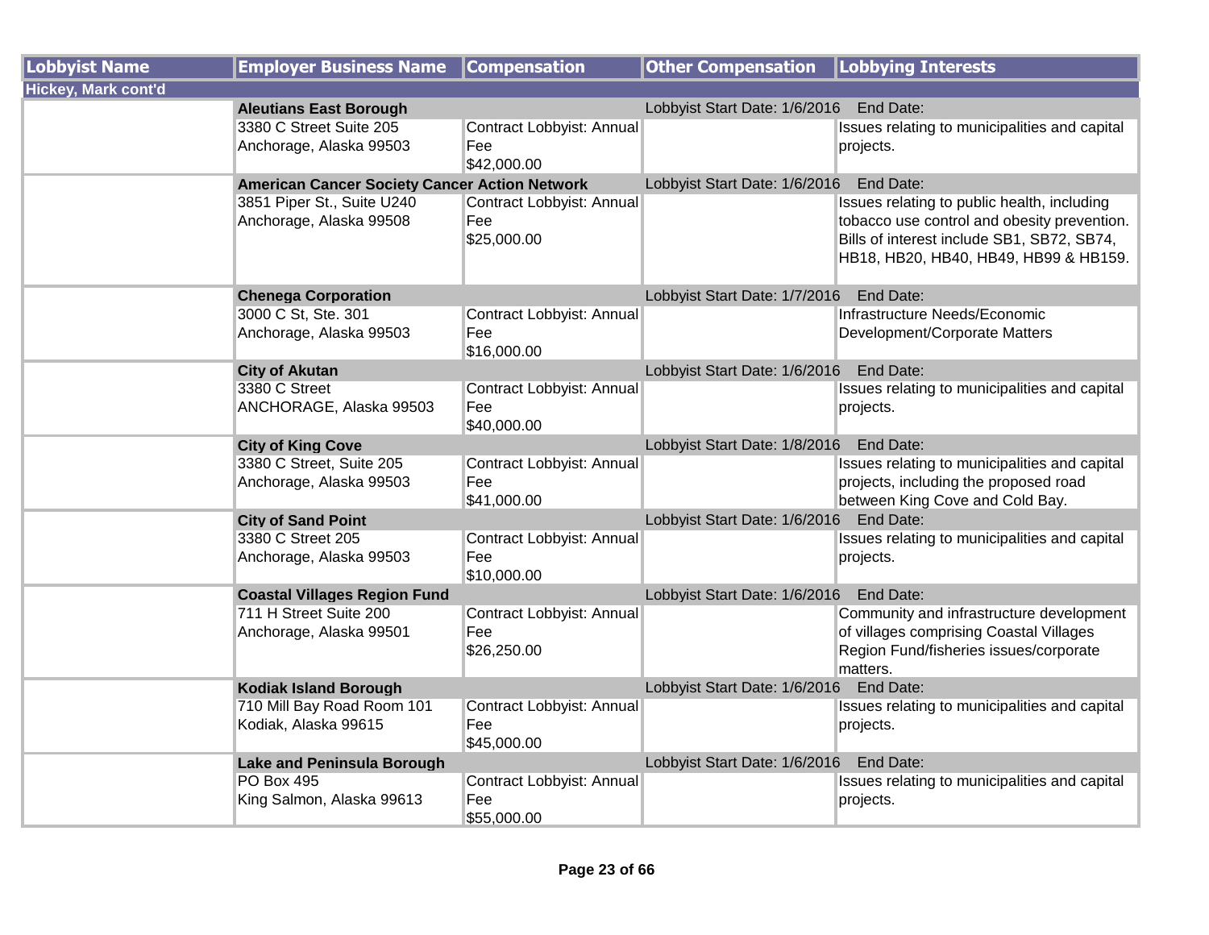| Lobbyist Name | Employer Business Name | Compensation | Other Compensation | Lobbying Interests |
|---|---|---|---|---|
| **Hickey, Mark cont'd** | | | | |
| | **Aleutians East Borough** | | Lobbyist Start Date: 1/6/2016 | End Date: |
| | 3380 C Street Suite 205<br>Anchorage, Alaska 99503 | Contract Lobbyist: Annual Fee<br>$42,000.00 | | Issues relating to municipalities and capital projects. |
| | **American Cancer Society Cancer Action Network** | | Lobbyist Start Date: 1/6/2016 | End Date: |
| | 3851 Piper St., Suite U240<br>Anchorage, Alaska 99508 | Contract Lobbyist: Annual Fee<br>$25,000.00 | | Issues relating to public health, including tobacco use control and obesity prevention. Bills of interest include SB1, SB72, SB74, HB18, HB20, HB40, HB49, HB99 & HB159. |
| | **Chenega Corporation** | | Lobbyist Start Date: 1/7/2016 | End Date: |
| | 3000 C St, Ste. 301<br>Anchorage, Alaska 99503 | Contract Lobbyist: Annual Fee<br>$16,000.00 | | Infrastructure Needs/Economic Development/Corporate Matters |
| | **City of Akutan** | | Lobbyist Start Date: 1/6/2016 | End Date: |
| | 3380 C Street<br>ANCHORAGE, Alaska 99503 | Contract Lobbyist: Annual Fee<br>$40,000.00 | | Issues relating to municipalities and capital projects. |
| | **City of King Cove** | | Lobbyist Start Date: 1/8/2016 | End Date: |
| | 3380 C Street, Suite 205<br>Anchorage, Alaska 99503 | Contract Lobbyist: Annual Fee<br>$41,000.00 | | Issues relating to municipalities and capital projects, including the proposed road between King Cove and Cold Bay. |
| | **City of Sand Point** | | Lobbyist Start Date: 1/6/2016 | End Date: |
| | 3380 C Street 205<br>Anchorage, Alaska 99503 | Contract Lobbyist: Annual Fee<br>$10,000.00 | | Issues relating to municipalities and capital projects. |
| | **Coastal Villages Region Fund** | | Lobbyist Start Date: 1/6/2016 | End Date: |
| | 711 H Street Suite 200<br>Anchorage, Alaska 99501 | Contract Lobbyist: Annual Fee<br>$26,250.00 | | Community and infrastructure development of villages comprising Coastal Villages Region Fund/fisheries issues/corporate matters. |
| | **Kodiak Island Borough** | | Lobbyist Start Date: 1/6/2016 | End Date: |
| | 710 Mill Bay Road Room 101<br>Kodiak, Alaska 99615 | Contract Lobbyist: Annual Fee<br>$45,000.00 | | Issues relating to municipalities and capital projects. |
| | **Lake and Peninsula Borough** | | Lobbyist Start Date: 1/6/2016 | End Date: |
| | PO Box 495<br>King Salmon, Alaska 99613 | Contract Lobbyist: Annual Fee<br>$55,000.00 | | Issues relating to municipalities and capital projects. |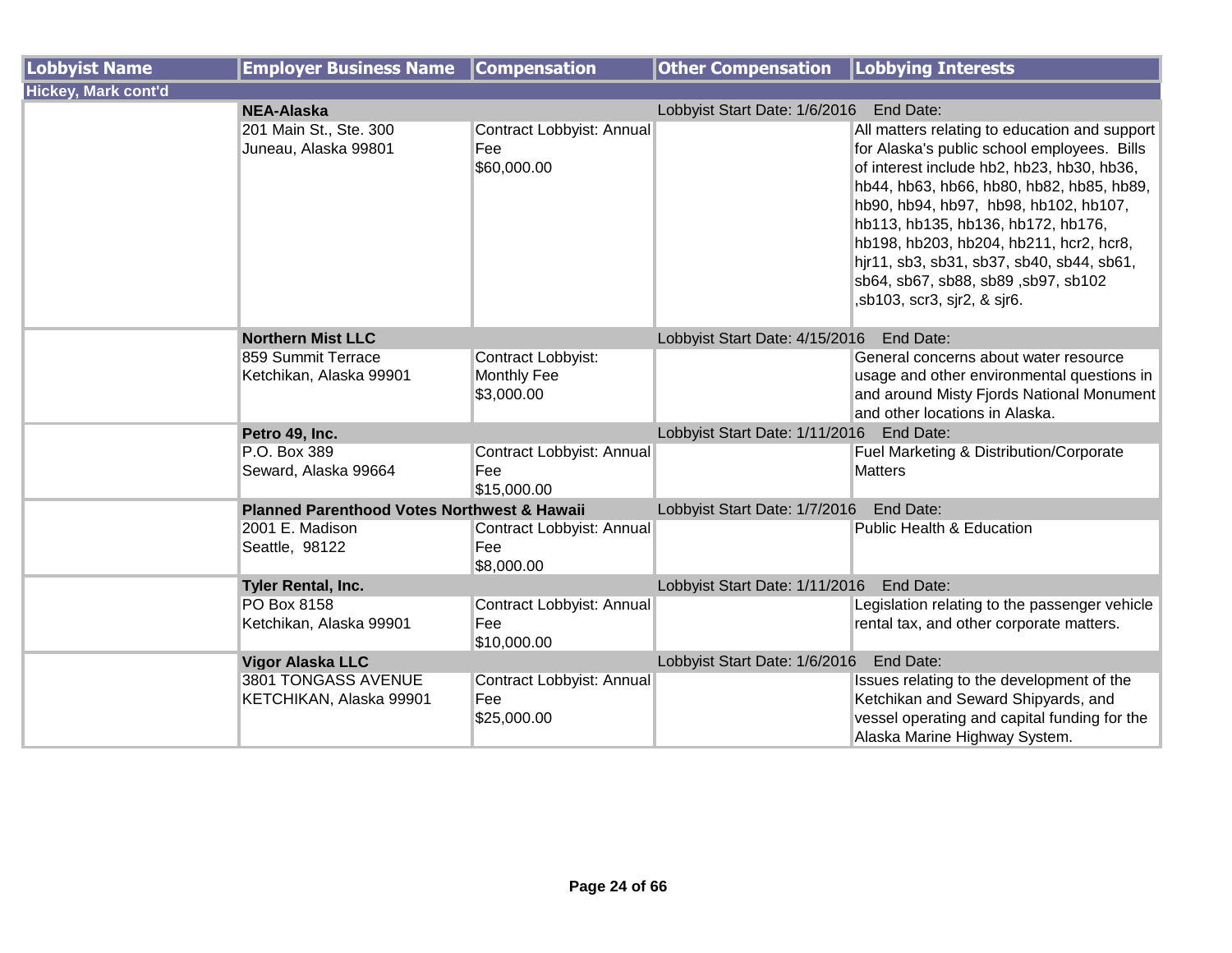| Lobbyist Name | Employer Business Name | Compensation | Other Compensation | Lobbying Interests |
|---|---|---|---|---|
| **Hickey, Mark cont'd** | | | | |
| | **NEA-Alaska** | | Lobbyist Start Date: 1/6/2016 | End Date: |
| | 201 Main St., Ste. 300<br>Juneau, Alaska 99801 | Contract Lobbyist: Annual Fee<br>$60,000.00 | | All matters relating to education and support for Alaska's public school employees. Bills of interest include hb2, hb23, hb30, hb36, hb44, hb63, hb66, hb80, hb82, hb85, hb89, hb90, hb94, hb97, hb98, hb102, hb107, hb113, hb135, hb136, hb172, hb176, hb198, hb203, hb204, hb211, hcr2, hcr8, hjr11, sb3, sb31, sb37, sb40, sb44, sb61, sb64, sb67, sb88, sb89 ,sb97, sb102 ,sb103, scr3, sjr2, & sjr6. |
| | **Northern Mist LLC** | | Lobbyist Start Date: 4/15/2016 | End Date: |
| | 859 Summit Terrace<br>Ketchikan, Alaska 99901 | Contract Lobbyist: Monthly Fee<br>$3,000.00 | | General concerns about water resource usage and other environmental questions in and around Misty Fjords National Monument and other locations in Alaska. |
| | **Petro 49, Inc.** | | Lobbyist Start Date: 1/11/2016 | End Date: |
| | P.O. Box 389<br>Seward, Alaska 99664 | Contract Lobbyist: Annual Fee<br>$15,000.00 | | Fuel Marketing & Distribution/Corporate Matters |
| | **Planned Parenthood Votes Northwest & Hawaii** | | Lobbyist Start Date: 1/7/2016 | End Date: |
| | 2001 E. Madison<br>Seattle, 98122 | Contract Lobbyist: Annual Fee<br>$8,000.00 | | Public Health & Education |
| | **Tyler Rental, Inc.** | | Lobbyist Start Date: 1/11/2016 | End Date: |
| | PO Box 8158<br>Ketchikan, Alaska 99901 | Contract Lobbyist: Annual Fee<br>$10,000.00 | | Legislation relating to the passenger vehicle rental tax, and other corporate matters. |
| | **Vigor Alaska LLC** | | Lobbyist Start Date: 1/6/2016 | End Date: |
| | 3801 TONGASS AVENUE<br>KETCHIKAN, Alaska 99901 | Contract Lobbyist: Annual Fee<br>$25,000.00 | | Issues relating to the development of the Ketchikan and Seward Shipyards, and vessel operating and capital funding for the Alaska Marine Highway System. |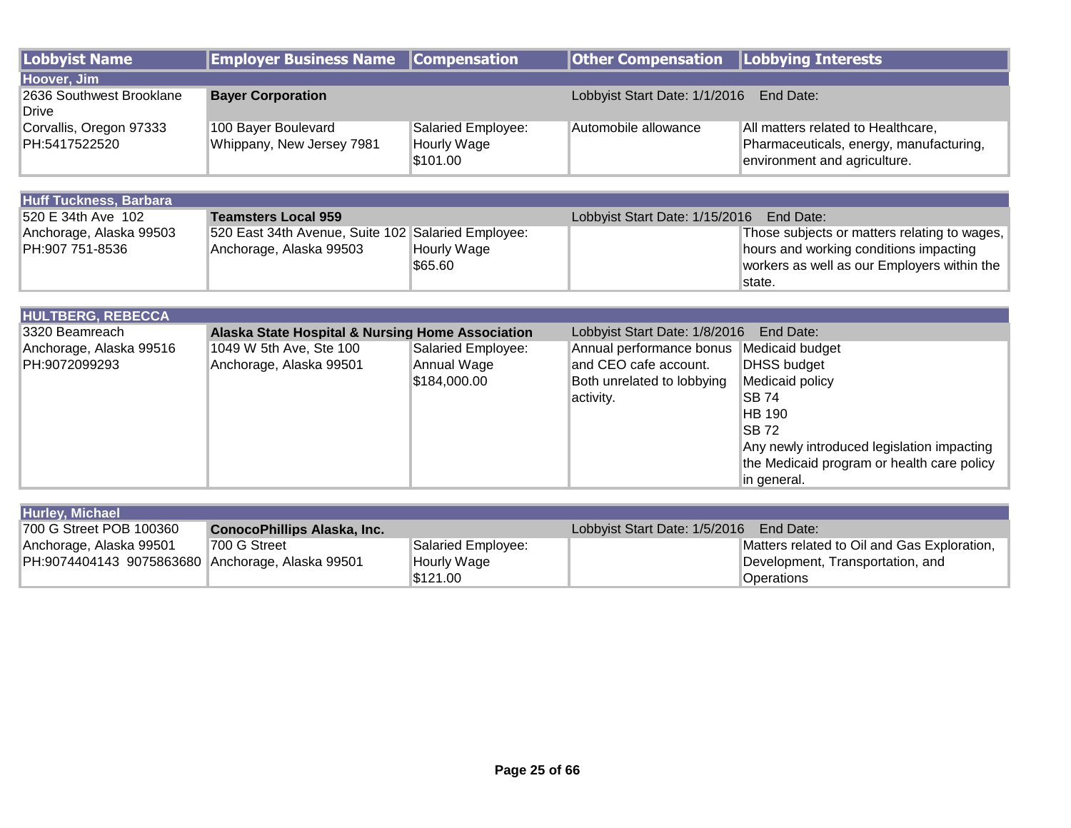| Lobbyist Name | Employer Business Name | Compensation | Other Compensation | Lobbying Interests |
|---|---|---|---|---|
| **Hoover, Jim** | | | | |
| 2636 Southwest Brooklane Drive | **Bayer Corporation** | | Lobbyist Start Date: 1/1/2016 End Date: | |
| Corvallis, Oregon 97333<br>PH:5417522520 | 100 Bayer Boulevard<br>Whippany, New Jersey 7981 | Salaried Employee:<br>Hourly Wage<br>$101.00 | Automobile allowance | All matters related to Healthcare, Pharmaceuticals, energy, manufacturing, environment and agriculture. |
| **Huff Tuckness, Barbara** | | | | |
| 520 E 34th Ave 102 | **Teamsters Local 959** | | Lobbyist Start Date: 1/15/2016 End Date: | |
| Anchorage, Alaska 99503<br>PH:907 751-8536 | 520 East 34th Avenue, Suite 102<br>Anchorage, Alaska 99503 | Salaried Employee:<br>Hourly Wage<br>$65.60 | | Those subjects or matters relating to wages, hours and working conditions impacting workers as well as our Employers within the state. |
| **HULTBERG, REBECCA** | | | | |
| 3320 Beamreach | **Alaska State Hospital & Nursing Home Association** | | Lobbyist Start Date: 1/8/2016 End Date: | |
| Anchorage, Alaska 99516<br>PH:9072099293 | 1049 W 5th Ave, Ste 100<br>Anchorage, Alaska 99501 | Salaried Employee:<br>Annual Wage<br>$184,000.00 | Annual performance bonus and CEO cafe account. Both unrelated to lobbying activity. | Medicaid budget<br>DHSS budget<br>Medicaid policy<br>SB 74<br>HB 190<br>SB 72<br>Any newly introduced legislation impacting the Medicaid program or health care policy in general. |
| **Hurley, Michael** | | | | |
| 700 G Street POB 100360 | **ConocoPhillips Alaska, Inc.** | | Lobbyist Start Date: 1/5/2016 End Date: | |
| Anchorage, Alaska 99501<br>PH:9074404143 9075863680 | 700 G Street<br>Anchorage, Alaska 99501 | Salaried Employee:<br>Hourly Wage<br>$121.00 | | Matters related to Oil and Gas Exploration, Development, Transportation, and Operations |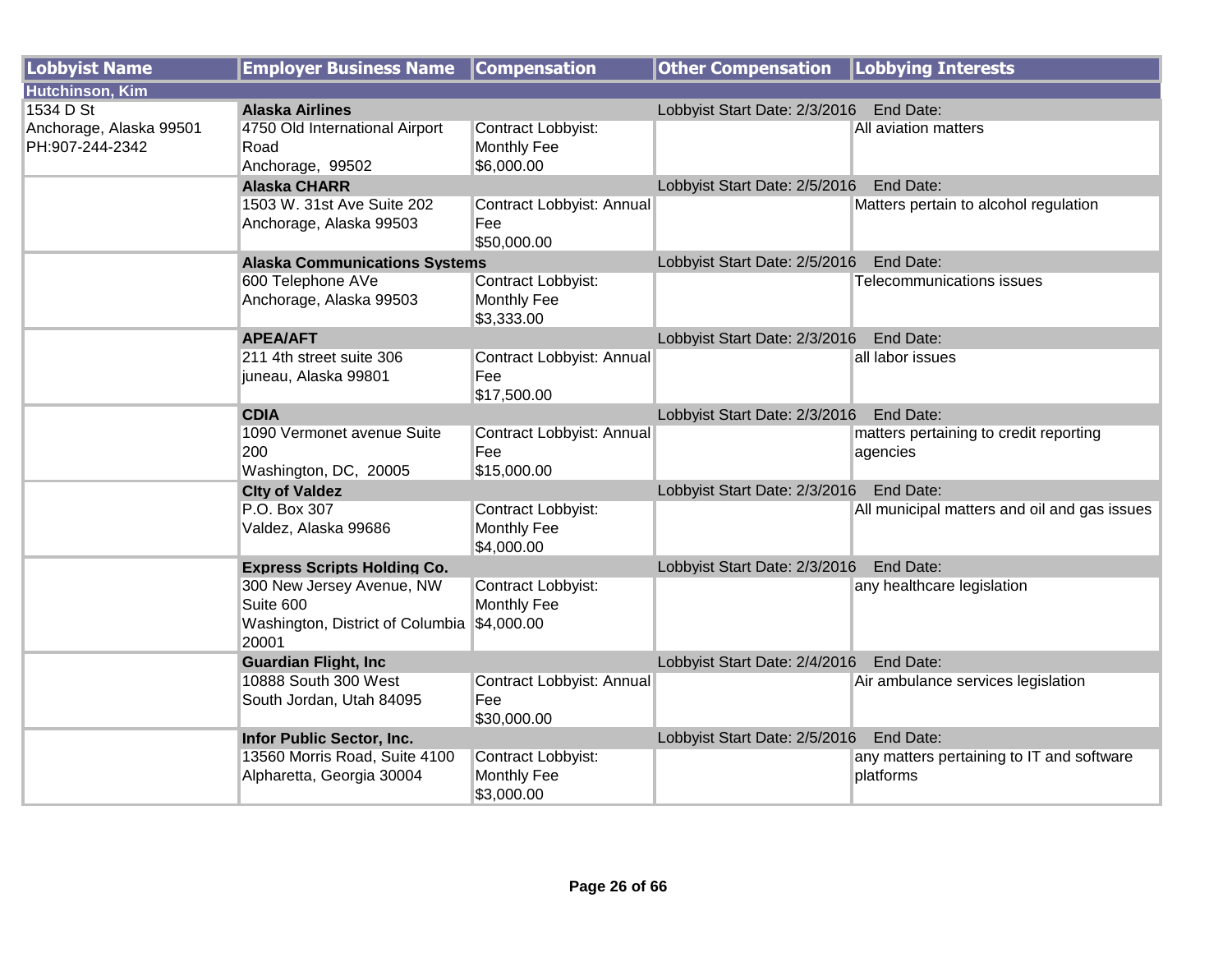| Lobbyist Name | Employer Business Name | Compensation | Other Compensation | Lobbying Interests |
|---|---|---|---|---|
| **Hutchinson, Kim** | | | | |
| 1534 D St<br>Anchorage, Alaska 99501<br>PH:907-244-2342 | **Alaska Airlines** | | Lobbyist Start Date: 2/3/2016 | End Date: |
| | 4750 Old International Airport Road<br>Anchorage, 99502 | Contract Lobbyist: Monthly Fee<br>$6,000.00 | | All aviation matters |
| | **Alaska CHARR** | | Lobbyist Start Date: 2/5/2016 | End Date: |
| | 1503 W. 31st Ave Suite 202<br>Anchorage, Alaska 99503 | Contract Lobbyist: Annual Fee<br>$50,000.00 | | Matters pertain to alcohol regulation |
| | **Alaska Communications Systems** | | Lobbyist Start Date: 2/5/2016 | End Date: |
| | 600 Telephone AVe<br>Anchorage, Alaska 99503 | Contract Lobbyist: Monthly Fee<br>$3,333.00 | | Telecommunications issues |
| | **APEA/AFT** | | Lobbyist Start Date: 2/3/2016 | End Date: |
| | 211 4th street suite 306<br>juneau, Alaska 99801 | Contract Lobbyist: Annual Fee<br>$17,500.00 | | all labor issues |
| | **CDIA** | | Lobbyist Start Date: 2/3/2016 | End Date: |
| | 1090 Vermonet avenue Suite 200<br>Washington, DC, 20005 | Contract Lobbyist: Annual Fee<br>$15,000.00 | | matters pertaining to credit reporting agencies |
| | **CIty of Valdez** | | Lobbyist Start Date: 2/3/2016 | End Date: |
| | P.O. Box 307<br>Valdez, Alaska 99686 | Contract Lobbyist: Monthly Fee<br>$4,000.00 | | All municipal matters and oil and gas issues |
| | **Express Scripts Holding Co.** | | Lobbyist Start Date: 2/3/2016 | End Date: |
| | 300 New Jersey Avenue, NW Suite 600<br>Washington, District of Columbia 20001 | Contract Lobbyist: Monthly Fee<br>$4,000.00 | | any healthcare legislation |
| | **Guardian Flight, Inc** | | Lobbyist Start Date: 2/4/2016 | End Date: |
| | 10888 South 300 West<br>South Jordan, Utah 84095 | Contract Lobbyist: Annual Fee<br>$30,000.00 | | Air ambulance services legislation |
| | **Infor Public Sector, Inc.** | | Lobbyist Start Date: 2/5/2016 | End Date: |
| | 13560 Morris Road, Suite 4100<br>Alpharetta, Georgia 30004 | Contract Lobbyist: Monthly Fee<br>$3,000.00 | | any matters pertaining to IT and software platforms |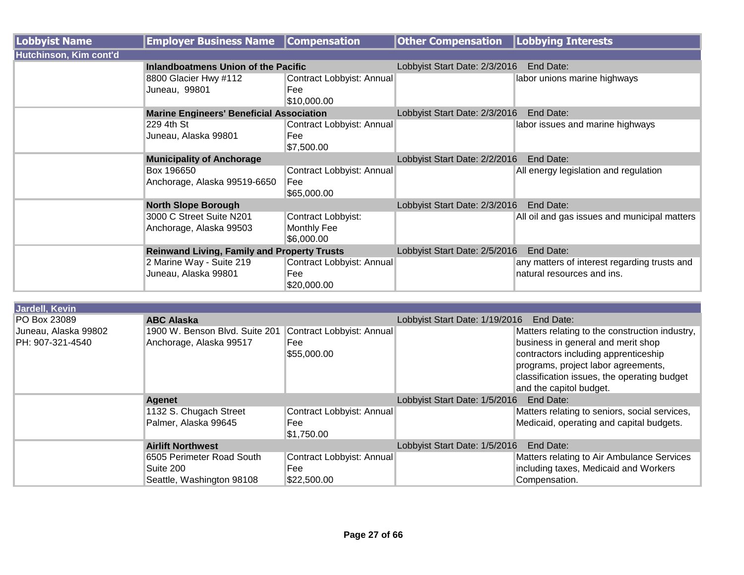| Lobbyist Name | Employer Business Name | Compensation | Other Compensation | Lobbying Interests |
|---|---|---|---|---|
| **Hutchinson, Kim cont'd** | | | | |
| | **Inlandboatmens Union of the Pacific** | | Lobbyist Start Date: 2/3/2016 End Date: | |
| | 8800 Glacier Hwy #112 Juneau, 99801 | Contract Lobbyist: Annual Fee $10,000.00 | | labor unions marine highways |
| | **Marine Engineers' Beneficial Association** | | Lobbyist Start Date: 2/3/2016 End Date: | |
| | 229 4th St Juneau, Alaska 99801 | Contract Lobbyist: Annual Fee $7,500.00 | | labor issues and marine highways |
| | **Municipality of Anchorage** | | Lobbyist Start Date: 2/2/2016 End Date: | |
| | Box 196650 Anchorage, Alaska 99519-6650 | Contract Lobbyist: Annual Fee $65,000.00 | | All energy legislation and regulation |
| | **North Slope Borough** | | Lobbyist Start Date: 2/3/2016 End Date: | |
| | 3000 C Street Suite N201 Anchorage, Alaska 99503 | Contract Lobbyist: Monthly Fee $6,000.00 | | All oil and gas issues and municipal matters |
| | **Reinwand Living, Family and Property Trusts** | | Lobbyist Start Date: 2/5/2016 End Date: | |
| | 2 Marine Way - Suite 219 Juneau, Alaska 99801 | Contract Lobbyist: Annual Fee $20,000.00 | | any matters of interest regarding trusts and natural resources and ins. |

| Lobbyist Name | Employer Business Name | Compensation | Other Compensation | Lobbying Interests |
|---|---|---|---|---|
| **Jardell, Kevin** | | | | |
| PO Box 23089 Juneau, Alaska 99802 PH: 907-321-4540 | **ABC Alaska** | | Lobbyist Start Date: 1/19/2016 End Date: | |
| | 1900 W. Benson Blvd. Suite 201 Anchorage, Alaska 99517 | Contract Lobbyist: Annual Fee $55,000.00 | | Matters relating to the construction industry, business in general and merit shop contractors including apprenticeship programs, project labor agreements, classification issues, the operating budget and the capitol budget. |
| | **Agenet** | | Lobbyist Start Date: 1/5/2016 End Date: | |
| | 1132 S. Chugach Street Palmer, Alaska 99645 | Contract Lobbyist: Annual Fee $1,750.00 | | Matters relating to seniors, social services, Medicaid, operating and capital budgets. |
| | **Airlift Northwest** | | Lobbyist Start Date: 1/5/2016 End Date: | |
| | 6505 Perimeter Road South Suite 200 Seattle, Washington 98108 | Contract Lobbyist: Annual Fee $22,500.00 | | Matters relating to Air Ambulance Services including taxes, Medicaid and Workers Compensation. |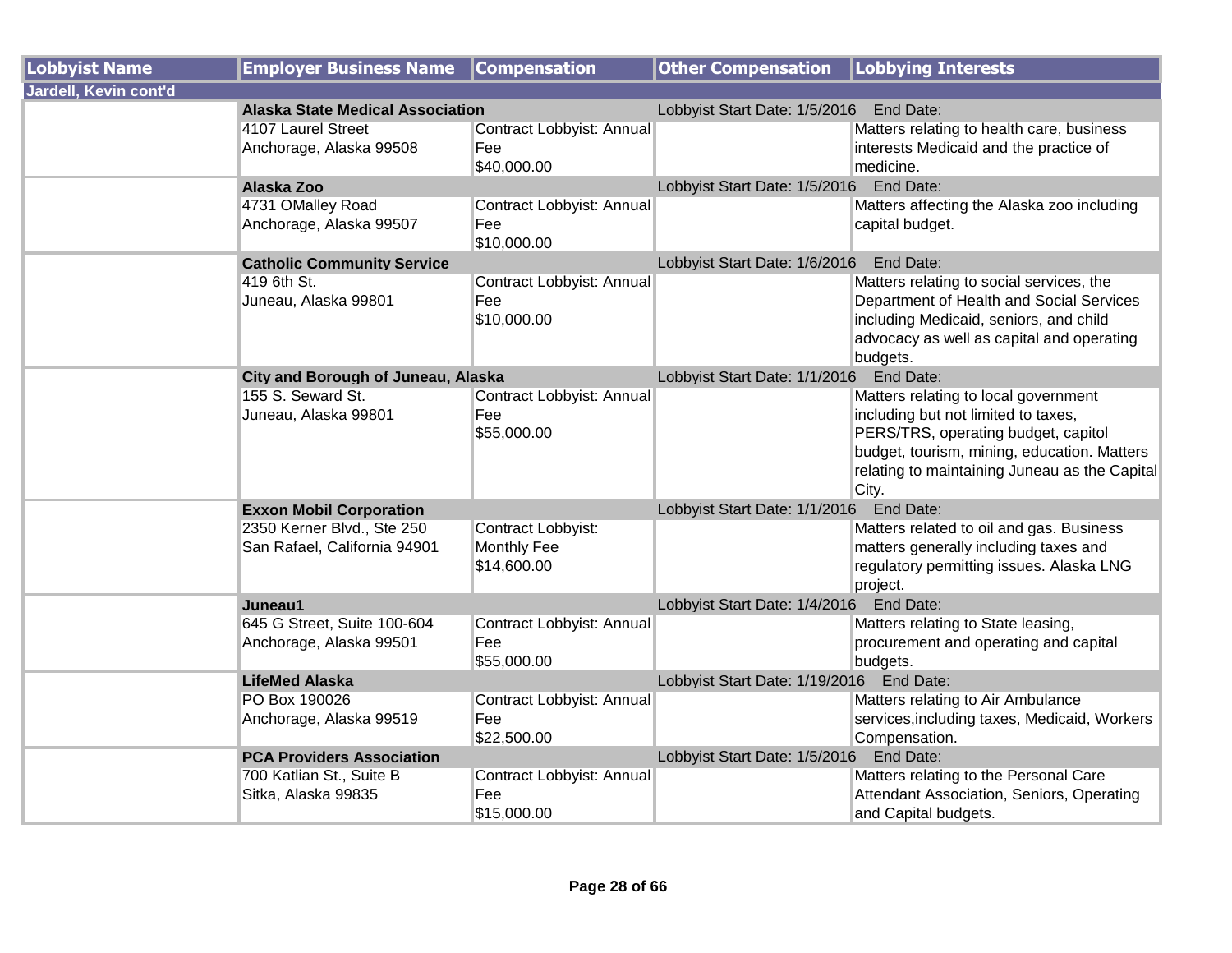| Lobbyist Name | Employer Business Name | Compensation | Other Compensation | Lobbying Interests |
|---|---|---|---|---|
| **Jardell, Kevin cont'd** | | | | |
| | **Alaska State Medical Association** | | Lobbyist Start Date: 1/5/2016 End Date: | |
| | 4107 Laurel Street Anchorage, Alaska 99508 | Contract Lobbyist: Annual Fee $40,000.00 | | Matters relating to health care, business interests Medicaid and the practice of medicine. |
| | **Alaska Zoo** | | Lobbyist Start Date: 1/5/2016 End Date: | |
| | 4731 OMalley Road Anchorage, Alaska 99507 | Contract Lobbyist: Annual Fee $10,000.00 | | Matters affecting the Alaska zoo including capital budget. |
| | **Catholic Community Service** | | Lobbyist Start Date: 1/6/2016 End Date: | |
| | 419 6th St. Juneau, Alaska 99801 | Contract Lobbyist: Annual Fee $10,000.00 | | Matters relating to social services, the Department of Health and Social Services including Medicaid, seniors, and child advocacy as well as capital and operating budgets. |
| | **City and Borough of Juneau, Alaska** | | Lobbyist Start Date: 1/1/2016 End Date: | |
| | 155 S. Seward St. Juneau, Alaska 99801 | Contract Lobbyist: Annual Fee $55,000.00 | | Matters relating to local government including but not limited to taxes, PERS/TRS, operating budget, capitol budget, tourism, mining, education. Matters relating to maintaining Juneau as the Capital City. |
| | **Exxon Mobil Corporation** | | Lobbyist Start Date: 1/1/2016 End Date: | |
| | 2350 Kerner Blvd., Ste 250 San Rafael, California 94901 | Contract Lobbyist: Monthly Fee $14,600.00 | | Matters related to oil and gas. Business matters generally including taxes and regulatory permitting issues. Alaska LNG project. |
| | **Juneau1** | | Lobbyist Start Date: 1/4/2016 End Date: | |
| | 645 G Street, Suite 100-604 Anchorage, Alaska 99501 | Contract Lobbyist: Annual Fee $55,000.00 | | Matters relating to State leasing, procurement and operating and capital budgets. |
| | **LifeMed Alaska** | | Lobbyist Start Date: 1/19/2016 End Date: | |
| | PO Box 190026 Anchorage, Alaska 99519 | Contract Lobbyist: Annual Fee $22,500.00 | | Matters relating to Air Ambulance services,including taxes, Medicaid, Workers Compensation. |
| | **PCA Providers Association** | | Lobbyist Start Date: 1/5/2016 End Date: | |
| | 700 Katlian St., Suite B Sitka, Alaska 99835 | Contract Lobbyist: Annual Fee $15,000.00 | | Matters relating to the Personal Care Attendant Association, Seniors, Operating and Capital budgets. |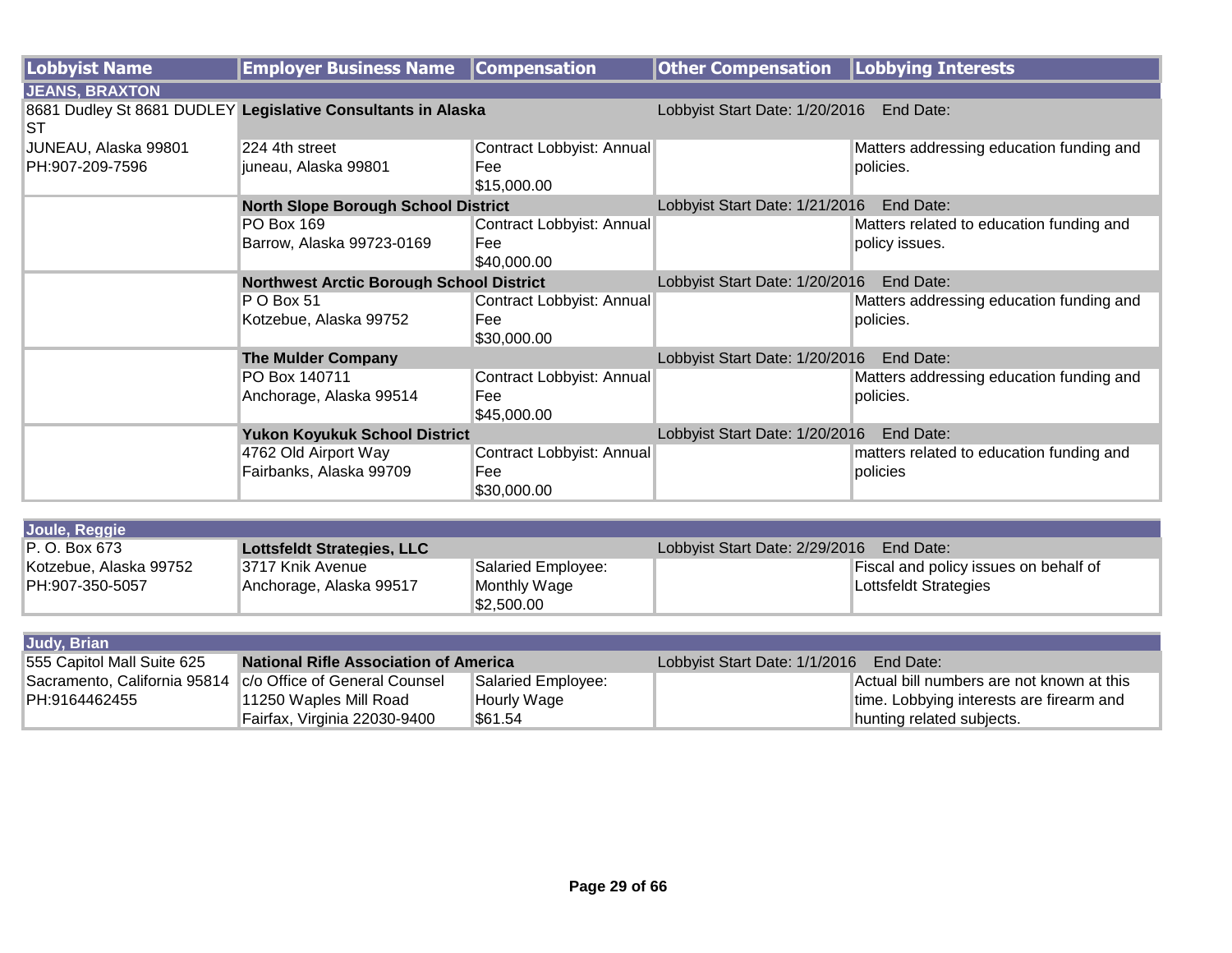| Lobbyist Name | Employer Business Name | Compensation | Other Compensation | Lobbying Interests |
|---|---|---|---|---|
| **JEANS, BRAXTON** | | | | |
| 8681 Dudley St 8681 DUDLEY ST | **Legislative Consultants in Alaska** | | Lobbyist Start Date: 1/20/2016 End Date: | |
| JUNEAU, Alaska 99801<br>PH:907-209-7596 | 224 4th street<br>juneau, Alaska 99801 | Contract Lobbyist: Annual Fee<br>$15,000.00 | | Matters addressing education funding and policies. |
| | **North Slope Borough School District** | | Lobbyist Start Date: 1/21/2016 End Date: | |
| | PO Box 169<br>Barrow, Alaska 99723-0169 | Contract Lobbyist: Annual Fee<br>$40,000.00 | | Matters related to education funding and policy issues. |
| | **Northwest Arctic Borough School District** | | Lobbyist Start Date: 1/20/2016 End Date: | |
| | P O Box 51<br>Kotzebue, Alaska 99752 | Contract Lobbyist: Annual Fee<br>$30,000.00 | | Matters addressing education funding and policies. |
| | **The Mulder Company** | | Lobbyist Start Date: 1/20/2016 End Date: | |
| | PO Box 140711<br>Anchorage, Alaska 99514 | Contract Lobbyist: Annual Fee<br>$45,000.00 | | Matters addressing education funding and policies. |
| | **Yukon Koyukuk School District** | | Lobbyist Start Date: 1/20/2016 End Date: | |
| | 4762 Old Airport Way<br>Fairbanks, Alaska 99709 | Contract Lobbyist: Annual Fee<br>$30,000.00 | | matters related to education funding and policies |
| **Joule, Reggie** | | | | |
| P. O. Box 673 | **Lottsfeldt Strategies, LLC** | | Lobbyist Start Date: 2/29/2016 End Date: | |
| Kotzebue, Alaska 99752<br>PH:907-350-5057 | 3717 Knik Avenue<br>Anchorage, Alaska 99517 | Salaried Employee: Monthly Wage<br>$2,500.00 | | Fiscal and policy issues on behalf of Lottsfeldt Strategies |
| **Judy, Brian** | | | | |
| 555 Capitol Mall Suite 625 | **National Rifle Association of America** | | Lobbyist Start Date: 1/1/2016 End Date: | |
| Sacramento, California 95814<br>PH:9164462455 | c/o Office of General Counsel<br>11250 Waples Mill Road<br>Fairfax, Virginia 22030-9400 | Salaried Employee: Hourly Wage<br>$61.54 | | Actual bill numbers are not known at this time. Lobbying interests are firearm and hunting related subjects. |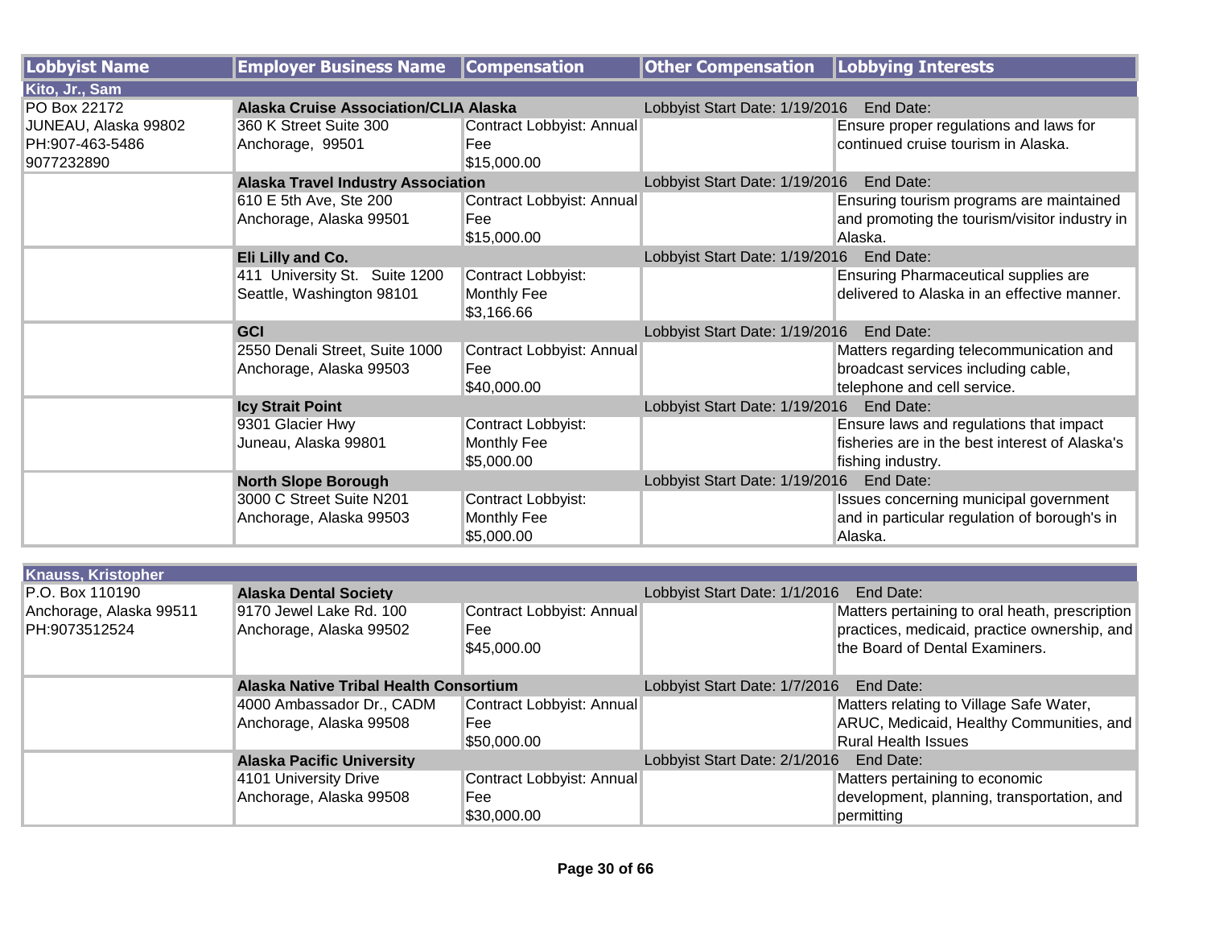| Lobbyist Name | Employer Business Name | Compensation | Other Compensation | Lobbying Interests |
|---|---|---|---|---|
| **Kito, Jr., Sam** | | | | |
| PO Box 22172<br>JUNEAU, Alaska 99802<br>PH:907-463-5486<br>9077232890 | **Alaska Cruise Association/CLIA Alaska** | | Lobbyist Start Date: 1/19/2016 End Date: | |
| | 360 K Street Suite 300<br>Anchorage, 99501 | Contract Lobbyist: Annual Fee<br>$15,000.00 | | Ensure proper regulations and laws for continued cruise tourism in Alaska. |
| | **Alaska Travel Industry Association** | | Lobbyist Start Date: 1/19/2016 End Date: | |
| | 610 E 5th Ave, Ste 200<br>Anchorage, Alaska 99501 | Contract Lobbyist: Annual Fee<br>$15,000.00 | | Ensuring tourism programs are maintained and promoting the tourism/visitor industry in Alaska. |
| | **Eli Lilly and Co.** | | Lobbyist Start Date: 1/19/2016 End Date: | |
| | 411 University St. Suite 1200<br>Seattle, Washington 98101 | Contract Lobbyist: Monthly Fee<br>$3,166.66 | | Ensuring Pharmaceutical supplies are delivered to Alaska in an effective manner. |
| | **GCI** | | Lobbyist Start Date: 1/19/2016 End Date: | |
| | 2550 Denali Street, Suite 1000<br>Anchorage, Alaska 99503 | Contract Lobbyist: Annual Fee<br>$40,000.00 | | Matters regarding telecommunication and broadcast services including cable, telephone and cell service. |
| | **Icy Strait Point** | | Lobbyist Start Date: 1/19/2016 End Date: | |
| | 9301 Glacier Hwy<br>Juneau, Alaska 99801 | Contract Lobbyist: Monthly Fee<br>$5,000.00 | | Ensure laws and regulations that impact fisheries are in the best interest of Alaska's fishing industry. |
| | **North Slope Borough** | | Lobbyist Start Date: 1/19/2016 End Date: | |
| | 3000 C Street Suite N201<br>Anchorage, Alaska 99503 | Contract Lobbyist: Monthly Fee<br>$5,000.00 | | Issues concerning municipal government and in particular regulation of borough's in Alaska. |
| **Knauss, Kristopher** | | | | |
| P.O. Box 110190<br>Anchorage, Alaska 99511<br>PH:9073512524 | **Alaska Dental Society** | | Lobbyist Start Date: 1/1/2016 End Date: | |
| | 9170 Jewel Lake Rd. 100<br>Anchorage, Alaska 99502 | Contract Lobbyist: Annual Fee<br>$45,000.00 | | Matters pertaining to oral heath, prescription practices, medicaid, practice ownership, and the Board of Dental Examiners. |
| | **Alaska Native Tribal Health Consortium** | | Lobbyist Start Date: 1/7/2016 End Date: | |
| | 4000 Ambassador Dr., CADM<br>Anchorage, Alaska 99508 | Contract Lobbyist: Annual Fee<br>$50,000.00 | | Matters relating to Village Safe Water, ARUC, Medicaid, Healthy Communities, and Rural Health Issues |
| | **Alaska Pacific University** | | Lobbyist Start Date: 2/1/2016 End Date: | |
| | 4101 University Drive<br>Anchorage, Alaska 99508 | Contract Lobbyist: Annual Fee<br>$30,000.00 | | Matters pertaining to economic development, planning, transportation, and permitting |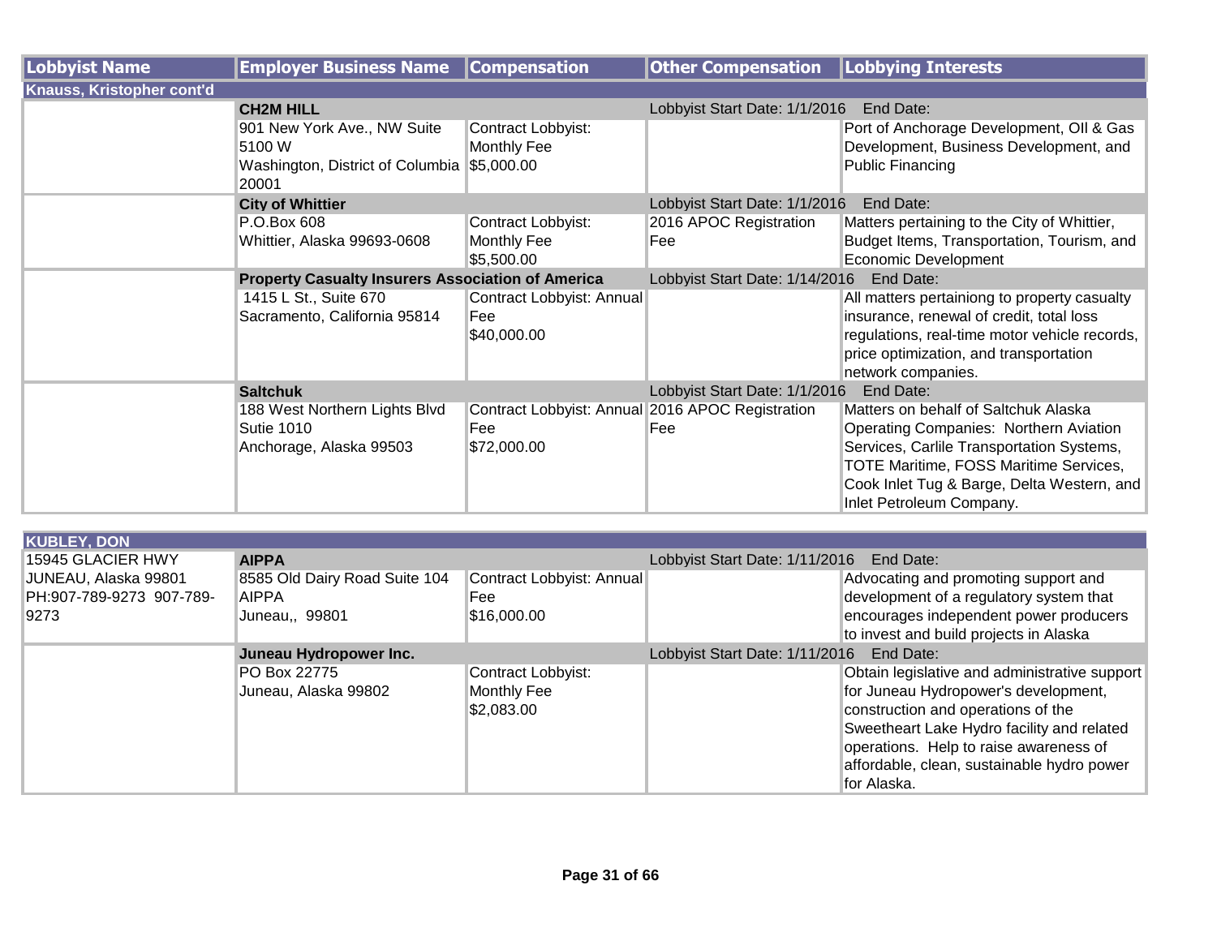| Lobbyist Name | Employer Business Name | Compensation | Other Compensation | Lobbying Interests |
|---|---|---|---|---|
| **Knauss, Kristopher cont'd** | | | | |
| | **CH2M HILL** | | Lobbyist Start Date: 1/1/2016 End Date: | |
| | 901 New York Ave., NW Suite 5100 W Washington, District of Columbia 20001 | Contract Lobbyist: Monthly Fee $5,000.00 | | Port of Anchorage Development, OIl & Gas Development, Business Development, and Public Financing |
| | **City of Whittier** | | Lobbyist Start Date: 1/1/2016 End Date: | |
| | P.O.Box 608 Whittier, Alaska 99693-0608 | Contract Lobbyist: Monthly Fee $5,500.00 | 2016 APOC Registration Fee | Matters pertaining to the City of Whittier, Budget Items, Transportation, Tourism, and Economic Development |
| | **Property Casualty Insurers Association of America** | | Lobbyist Start Date: 1/14/2016 End Date: | |
| | 1415 L St., Suite 670 Sacramento, California 95814 | Contract Lobbyist: Annual Fee $40,000.00 | | All matters pertainiong to property casualty insurance, renewal of credit, total loss regulations, real-time motor vehicle records, price optimization, and transportation network companies. |
| | **Saltchuk** | | Lobbyist Start Date: 1/1/2016 End Date: | |
| | 188 West Northern Lights Blvd Sutie 1010 Anchorage, Alaska 99503 | Contract Lobbyist: Annual Fee $72,000.00 | 2016 APOC Registration Fee | Matters on behalf of Saltchuk Alaska Operating Companies: Northern Aviation Services, Carlile Transportation Systems, TOTE Maritime, FOSS Maritime Services, Cook Inlet Tug & Barge, Delta Western, and Inlet Petroleum Company. |
| **KUBLEY, DON** | | | | |
| 15945 GLACIER HWY JUNEAU, Alaska 99801 PH:907-789-9273 907-789-9273 | **AIPPA** | | Lobbyist Start Date: 1/11/2016 End Date: | |
| | 8585 Old Dairy Road Suite 104 AIPPA Juneau,, 99801 | Contract Lobbyist: Annual Fee $16,000.00 | | Advocating and promoting support and development of a regulatory system that encourages independent power producers to invest and build projects in Alaska |
| | **Juneau Hydropower Inc.** | | Lobbyist Start Date: 1/11/2016 End Date: | |
| | PO Box 22775 Juneau, Alaska 99802 | Contract Lobbyist: Monthly Fee $2,083.00 | | Obtain legislative and administrative support for Juneau Hydropower's development, construction and operations of the Sweetheart Lake Hydro facility and related operations. Help to raise awareness of affordable, clean, sustainable hydro power for Alaska. |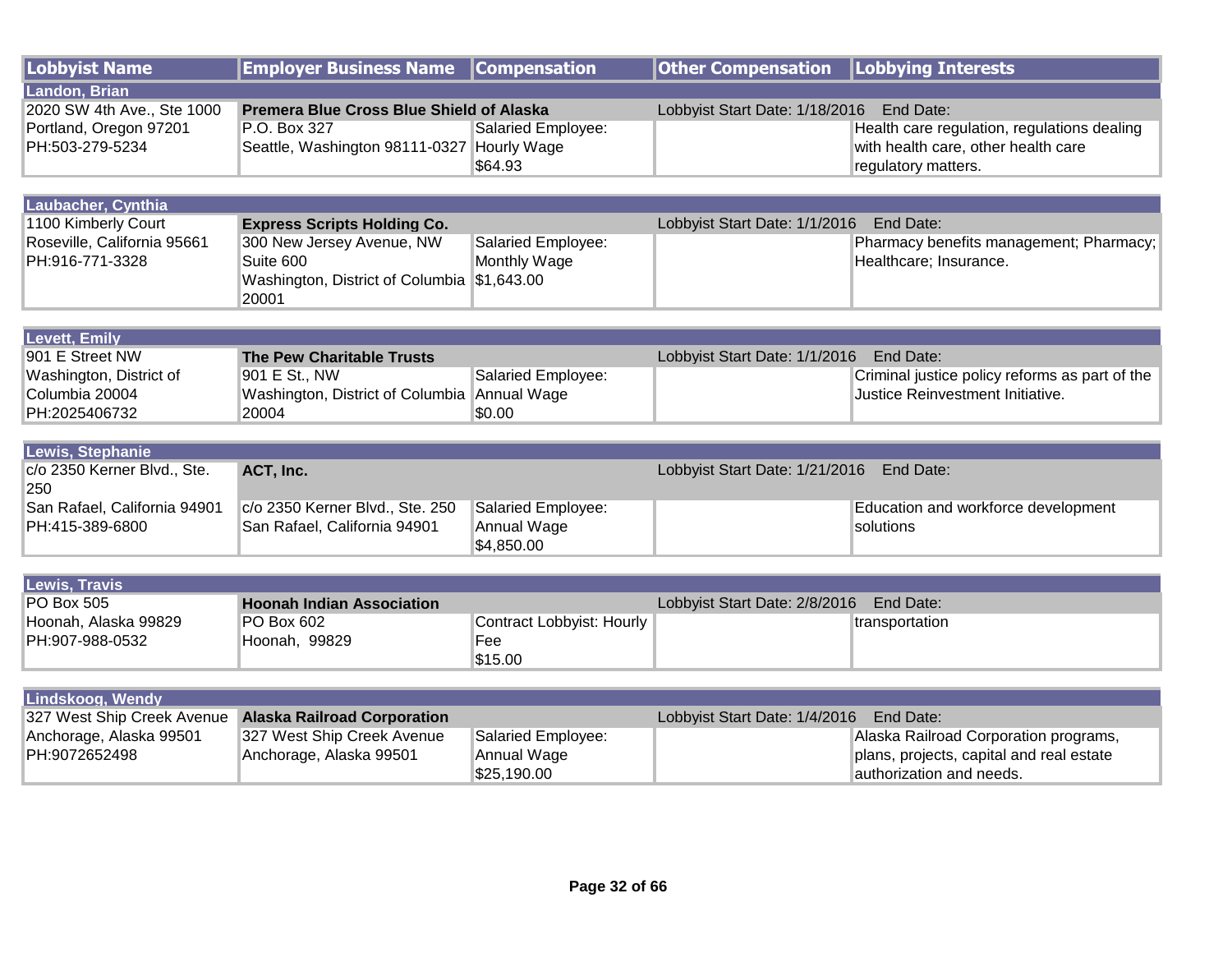| Lobbyist Name | Employer Business Name | Compensation | Other Compensation | Lobbying Interests |
|---|---|---|---|---|
| **Landon, Brian** | | | | |
| 2020 SW 4th Ave., Ste 1000 | **Premera Blue Cross Blue Shield of Alaska** | | Lobbyist Start Date: 1/18/2016 | End Date: |
| Portland, Oregon 97201<br>PH:503-279-5234 | P.O. Box 327<br>Seattle, Washington 98111-0327 | Salaried Employee:<br>Hourly Wage<br>$64.93 | | Health care regulation, regulations dealing with health care, other health care regulatory matters. |
| **Laubacher, Cynthia** | | | | |
| 1100 Kimberly Court | **Express Scripts Holding Co.** | | Lobbyist Start Date: 1/1/2016 | End Date: |
| Roseville, California 95661<br>PH:916-771-3328 | 300 New Jersey Avenue, NW<br>Suite 600<br>Washington, District of Columbia 20001 | Salaried Employee:<br>Monthly Wage<br>$1,643.00 | | Pharmacy benefits management; Pharmacy; Healthcare; Insurance. |
| **Levett, Emily** | | | | |
| 901 E Street NW | **The Pew Charitable Trusts** | | Lobbyist Start Date: 1/1/2016 | End Date: |
| Washington, District of Columbia 20004<br>PH:2025406732 | 901 E St., NW<br>Washington, District of Columbia 20004 | Salaried Employee:<br>Annual Wage<br>$0.00 | | Criminal justice policy reforms as part of the Justice Reinvestment Initiative. |
| **Lewis, Stephanie** | | | | |
| c/o 2350 Kerner Blvd., Ste. 250 | **ACT, Inc.** | | Lobbyist Start Date: 1/21/2016 | End Date: |
| San Rafael, California 94901<br>PH:415-389-6800 | c/o 2350 Kerner Blvd., Ste. 250<br>San Rafael, California 94901 | Salaried Employee:<br>Annual Wage<br>$4,850.00 | | Education and workforce development solutions |
| **Lewis, Travis** | | | | |
| PO Box 505 | **Hoonah Indian Association** | | Lobbyist Start Date: 2/8/2016 | End Date: |
| Hoonah, Alaska 99829<br>PH:907-988-0532 | PO Box 602<br>Hoonah, 99829 | Contract Lobbyist: Hourly Fee<br>$15.00 | | transportation |
| **Lindskoog, Wendy** | | | | |
| 327 West Ship Creek Avenue | **Alaska Railroad Corporation** | | Lobbyist Start Date: 1/4/2016 | End Date: |
| Anchorage, Alaska 99501<br>PH:9072652498 | 327 West Ship Creek Avenue<br>Anchorage, Alaska 99501 | Salaried Employee:<br>Annual Wage<br>$25,190.00 | | Alaska Railroad Corporation programs, plans, projects, capital and real estate authorization and needs. |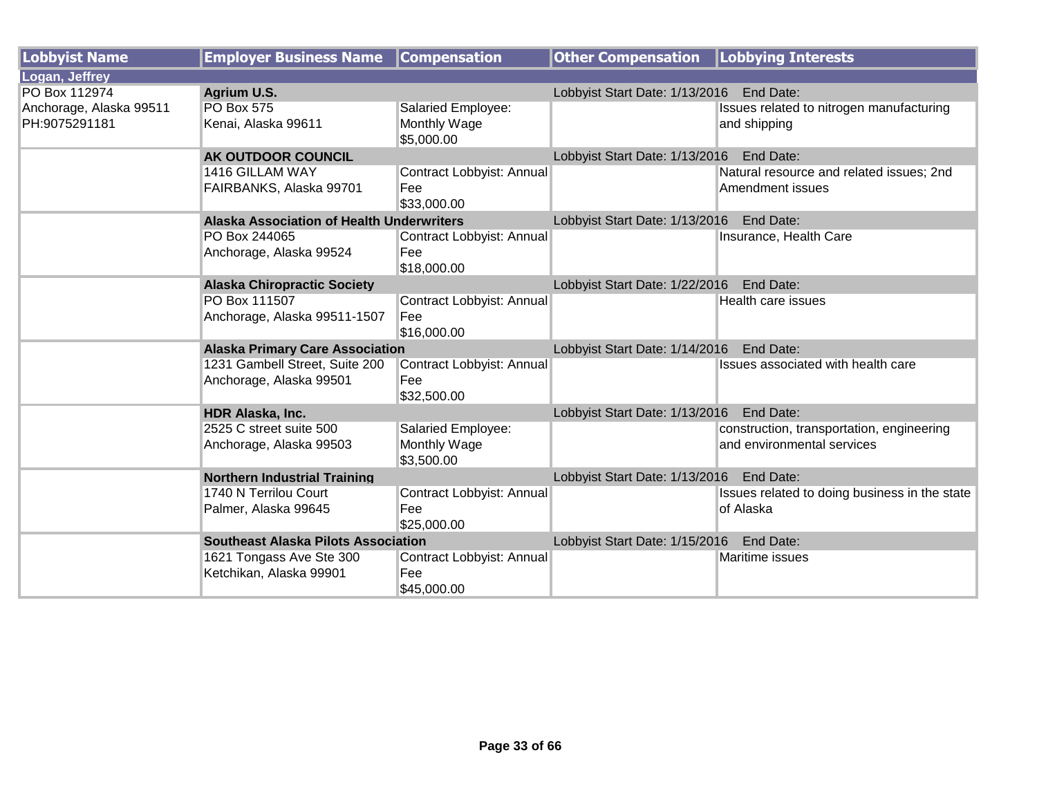| Lobbyist Name | Employer Business Name | Compensation | Other Compensation | Lobbying Interests |
|---|---|---|---|---|
| **Logan, Jeffrey** | | | | |
| PO Box 112974<br>Anchorage, Alaska 99511<br>PH:9075291181 | **Agrium U.S.** | | Lobbyist Start Date: 1/13/2016 End Date: | |
| | PO Box 575<br>Kenai, Alaska 99611 | Salaried Employee: Monthly Wage $5,000.00 | | Issues related to nitrogen manufacturing and shipping |
| | **AK OUTDOOR COUNCIL** | | Lobbyist Start Date: 1/13/2016 End Date: | |
| | 1416 GILLAM WAY<br>FAIRBANKS, Alaska 99701 | Contract Lobbyist: Annual Fee $33,000.00 | | Natural resource and related issues; 2nd Amendment issues |
| | **Alaska Association of Health Underwriters** | | Lobbyist Start Date: 1/13/2016 End Date: | |
| | PO Box 244065<br>Anchorage, Alaska 99524 | Contract Lobbyist: Annual Fee $18,000.00 | | Insurance, Health Care |
| | **Alaska Chiropractic Society** | | Lobbyist Start Date: 1/22/2016 End Date: | |
| | PO Box 111507<br>Anchorage, Alaska 99511-1507 | Contract Lobbyist: Annual Fee $16,000.00 | | Health care issues |
| | **Alaska Primary Care Association** | | Lobbyist Start Date: 1/14/2016 End Date: | |
| | 1231 Gambell Street, Suite 200<br>Anchorage, Alaska 99501 | Contract Lobbyist: Annual Fee $32,500.00 | | Issues associated with health care |
| | **HDR Alaska, Inc.** | | Lobbyist Start Date: 1/13/2016 End Date: | |
| | 2525 C street suite 500<br>Anchorage, Alaska 99503 | Salaried Employee: Monthly Wage $3,500.00 | | construction, transportation, engineering and environmental services |
| | **Northern Industrial Training** | | Lobbyist Start Date: 1/13/2016 End Date: | |
| | 1740 N Terrilou Court<br>Palmer, Alaska 99645 | Contract Lobbyist: Annual Fee $25,000.00 | | Issues related to doing business in the state of Alaska |
| | **Southeast Alaska Pilots Association** | | Lobbyist Start Date: 1/15/2016 End Date: | |
| | 1621 Tongass Ave Ste 300<br>Ketchikan, Alaska 99901 | Contract Lobbyist: Annual Fee $45,000.00 | | Maritime issues |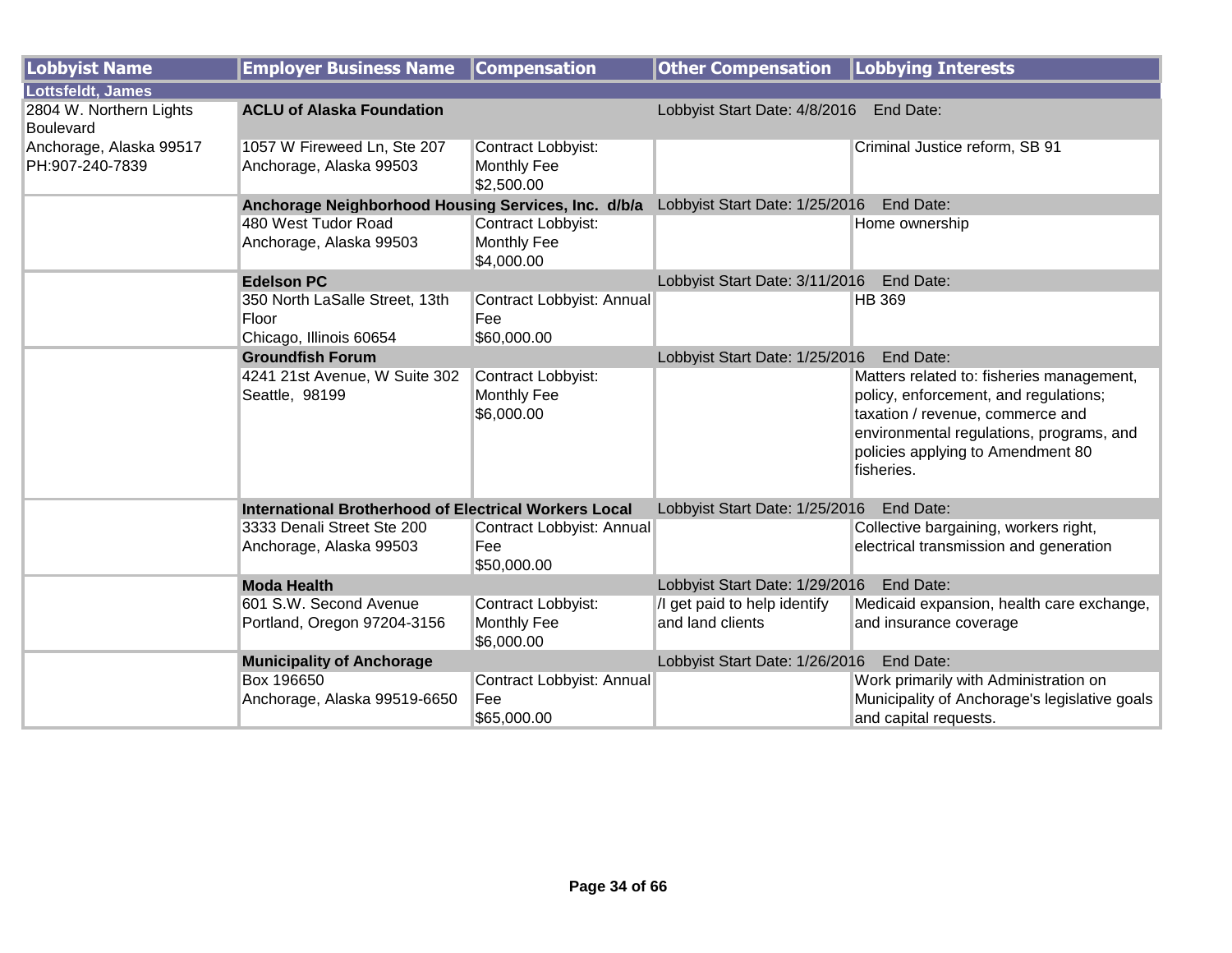| Lobbyist Name | Employer Business Name | Compensation | Other Compensation | Lobbying Interests |
|---|---|---|---|---|
| **Lottsfeldt, James** | | | | |
| 2804 W. Northern Lights Boulevard<br>Anchorage, Alaska 99517<br>PH:907-240-7839 | **ACLU of Alaska Foundation** | | Lobbyist Start Date: 4/8/2016 End Date: | |
| | 1057 W Fireweed Ln, Ste 207<br>Anchorage, Alaska 99503 | Contract Lobbyist: Monthly Fee<br>$2,500.00 | | Criminal Justice reform, SB 91 |
| | **Anchorage Neighborhood Housing Services, Inc. d/b/a** | | Lobbyist Start Date: 1/25/2016 End Date: | |
| | 480 West Tudor Road<br>Anchorage, Alaska 99503 | Contract Lobbyist: Monthly Fee<br>$4,000.00 | | Home ownership |
| | **Edelson PC** | | Lobbyist Start Date: 3/11/2016 End Date: | |
| | 350 North LaSalle Street, 13th Floor<br>Chicago, Illinois 60654 | Contract Lobbyist: Annual Fee<br>$60,000.00 | | HB 369 |
| | **Groundfish Forum** | | Lobbyist Start Date: 1/25/2016 End Date: | |
| | 4241 21st Avenue, W Suite 302<br>Seattle, 98199 | Contract Lobbyist: Monthly Fee<br>$6,000.00 | | Matters related to: fisheries management, policy, enforcement, and regulations; taxation / revenue, commerce and environmental regulations, programs, and policies applying to Amendment 80 fisheries. |
| | **International Brotherhood of Electrical Workers Local** | | Lobbyist Start Date: 1/25/2016 End Date: | |
| | 3333 Denali Street Ste 200<br>Anchorage, Alaska 99503 | Contract Lobbyist: Annual Fee<br>$50,000.00 | | Collective bargaining, workers right, electrical transmission and generation |
| | **Moda Health** | | Lobbyist Start Date: 1/29/2016 End Date: | |
| | 601 S.W. Second Avenue<br>Portland, Oregon 97204-3156 | Contract Lobbyist: Monthly Fee<br>$6,000.00 | /I get paid to help identify and land clients | Medicaid expansion, health care exchange, and insurance coverage |
| | **Municipality of Anchorage** | | Lobbyist Start Date: 1/26/2016 End Date: | |
| | Box 196650<br>Anchorage, Alaska 99519-6650 | Contract Lobbyist: Annual Fee<br>$65,000.00 | | Work primarily with Administration on Municipality of Anchorage's legislative goals and capital requests. |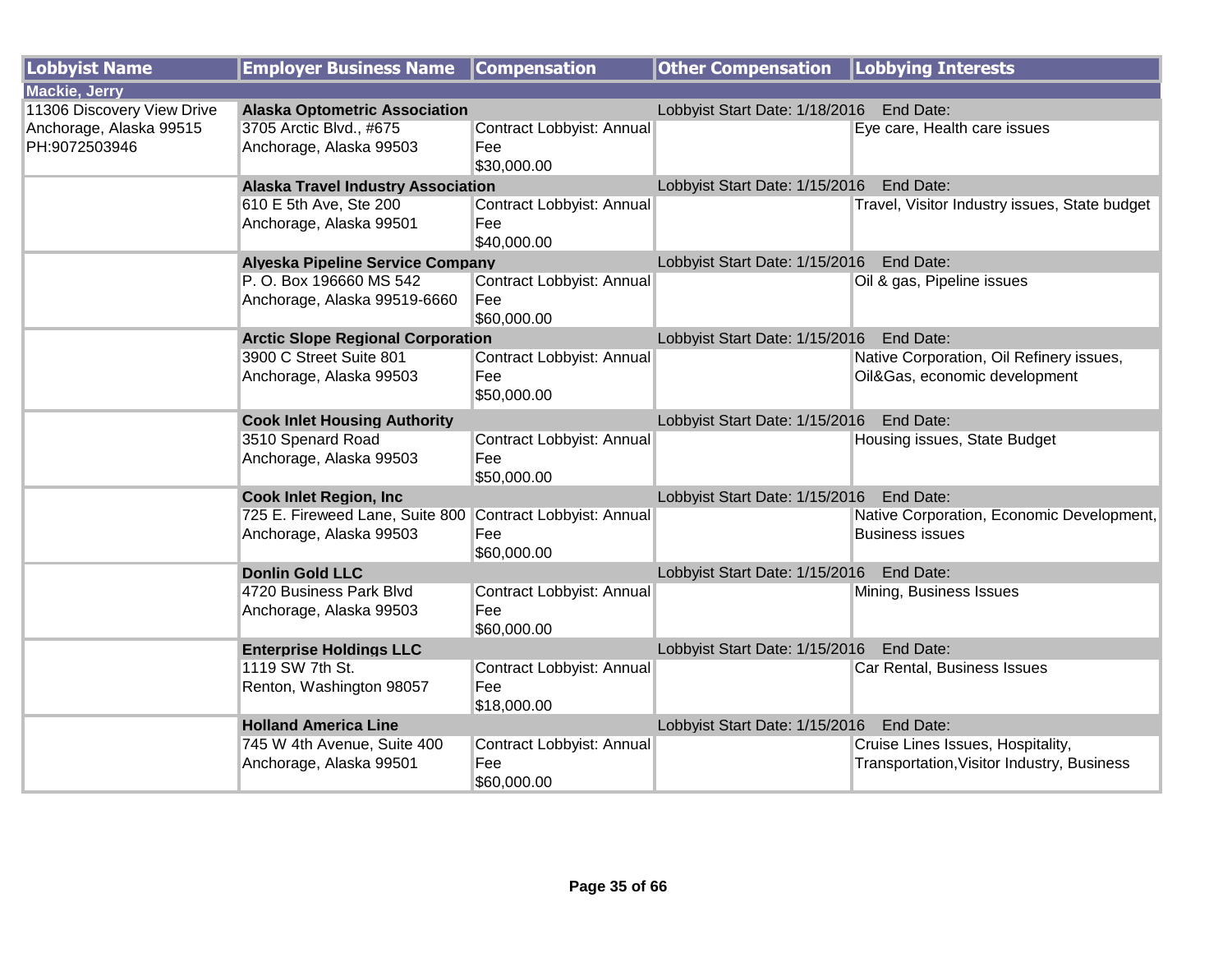| Lobbyist Name | Employer Business Name | Compensation | Other Compensation | Lobbying Interests |
|---|---|---|---|---|
| **Mackie, Jerry** | | | | |
| 11306 Discovery View Drive<br>Anchorage, Alaska 99515<br>PH:9072503946 | **Alaska Optometric Association**<br>3705 Arctic Blvd., #675<br>Anchorage, Alaska 99503 | Contract Lobbyist: Annual Fee<br>$30,000.00 | Lobbyist Start Date: 1/18/2016 End Date: | Eye care, Health care issues |
| | **Alaska Travel Industry Association**<br>610 E 5th Ave, Ste 200<br>Anchorage, Alaska 99501 | Contract Lobbyist: Annual Fee<br>$40,000.00 | Lobbyist Start Date: 1/15/2016 End Date: | Travel, Visitor Industry issues, State budget |
| | **Alyeska Pipeline Service Company**<br>P. O. Box 196660 MS 542<br>Anchorage, Alaska 99519-6660 | Contract Lobbyist: Annual Fee<br>$60,000.00 | Lobbyist Start Date: 1/15/2016 End Date: | Oil & gas, Pipeline issues |
| | **Arctic Slope Regional Corporation**<br>3900 C Street Suite 801<br>Anchorage, Alaska 99503 | Contract Lobbyist: Annual Fee<br>$50,000.00 | Lobbyist Start Date: 1/15/2016 End Date: | Native Corporation, Oil Refinery issues, Oil&Gas, economic development |
| | **Cook Inlet Housing Authority**<br>3510 Spenard Road<br>Anchorage, Alaska 99503 | Contract Lobbyist: Annual Fee<br>$50,000.00 | Lobbyist Start Date: 1/15/2016 End Date: | Housing issues, State Budget |
| | **Cook Inlet Region, Inc**<br>725 E. Fireweed Lane, Suite 800<br>Anchorage, Alaska 99503 | Contract Lobbyist: Annual Fee<br>$60,000.00 | Lobbyist Start Date: 1/15/2016 End Date: | Native Corporation, Economic Development, Business issues |
| | **Donlin Gold LLC**<br>4720 Business Park Blvd<br>Anchorage, Alaska 99503 | Contract Lobbyist: Annual Fee<br>$60,000.00 | Lobbyist Start Date: 1/15/2016 End Date: | Mining, Business Issues |
| | **Enterprise Holdings LLC**<br>1119 SW 7th St.<br>Renton, Washington 98057 | Contract Lobbyist: Annual Fee<br>$18,000.00 | Lobbyist Start Date: 1/15/2016 End Date: | Car Rental, Business Issues |
| | **Holland America Line**<br>745 W 4th Avenue, Suite 400<br>Anchorage, Alaska 99501 | Contract Lobbyist: Annual Fee<br>$60,000.00 | Lobbyist Start Date: 1/15/2016 End Date: | Cruise Lines Issues, Hospitality, Transportation,Visitor Industry, Business |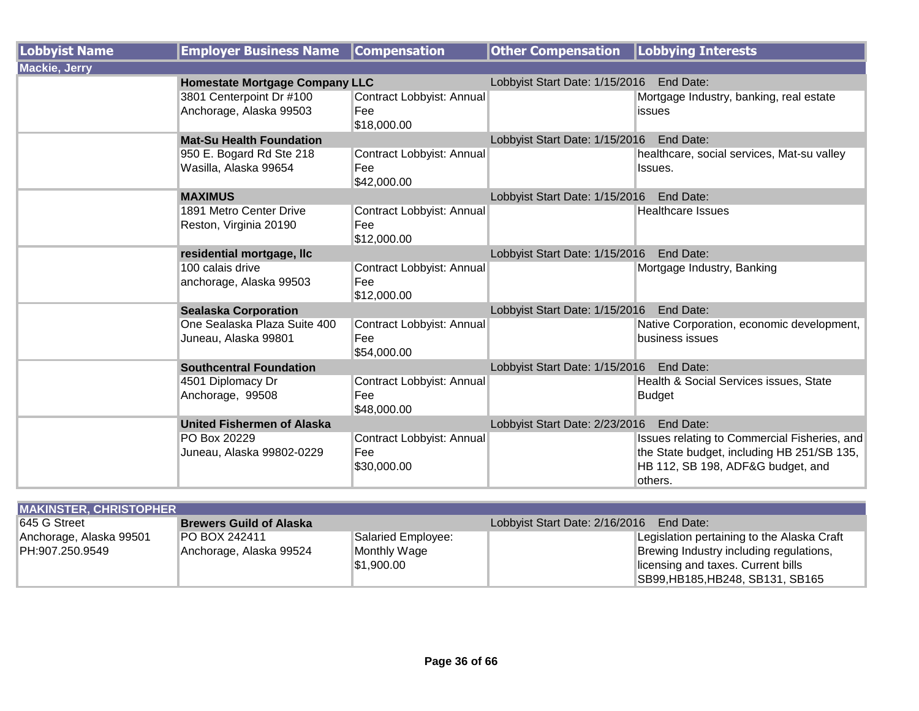| Lobbyist Name | Employer Business Name | Compensation | Other Compensation | Lobbying Interests |
|---|---|---|---|---|
| **Mackie, Jerry** | | | | |
| | **Homestate Mortgage Company LLC** | | Lobbyist Start Date: 1/15/2016 End Date: | |
| | 3801 Centerpoint Dr #100 Anchorage, Alaska 99503 | Contract Lobbyist: Annual Fee $18,000.00 | | Mortgage Industry, banking, real estate issues |
| | **Mat-Su Health Foundation** | | Lobbyist Start Date: 1/15/2016 End Date: | |
| | 950 E. Bogard Rd Ste 218 Wasilla, Alaska 99654 | Contract Lobbyist: Annual Fee $42,000.00 | | healthcare, social services, Mat-su valley Issues. |
| | **MAXIMUS** | | Lobbyist Start Date: 1/15/2016 End Date: | |
| | 1891 Metro Center Drive Reston, Virginia 20190 | Contract Lobbyist: Annual Fee $12,000.00 | | Healthcare Issues |
| | **residential mortgage, llc** | | Lobbyist Start Date: 1/15/2016 End Date: | |
| | 100 calais drive anchorage, Alaska 99503 | Contract Lobbyist: Annual Fee $12,000.00 | | Mortgage Industry, Banking |
| | **Sealaska Corporation** | | Lobbyist Start Date: 1/15/2016 End Date: | |
| | One Sealaska Plaza Suite 400 Juneau, Alaska 99801 | Contract Lobbyist: Annual Fee $54,000.00 | | Native Corporation, economic development, business issues |
| | **Southcentral Foundation** | | Lobbyist Start Date: 1/15/2016 End Date: | |
| | 4501 Diplomacy Dr Anchorage, 99508 | Contract Lobbyist: Annual Fee $48,000.00 | | Health & Social Services issues, State Budget |
| | **United Fishermen of Alaska** | | Lobbyist Start Date: 2/23/2016 End Date: | |
| | PO Box 20229 Juneau, Alaska 99802-0229 | Contract Lobbyist: Annual Fee $30,000.00 | | Issues relating to Commercial Fisheries, and the State budget, including HB 251/SB 135, HB 112, SB 198, ADF&G budget, and others. |

| Lobbyist Name | Employer Business Name | Compensation | Other Compensation | Lobbying Interests |
|---|---|---|---|---|
| **MAKINSTER, CHRISTOPHER** | | | | |
| 645 G Street Anchorage, Alaska 99501 PH:907.250.9549 | **Brewers Guild of Alaska** | | Lobbyist Start Date: 2/16/2016 End Date: | |
| | PO BOX 242411 Anchorage, Alaska 99524 | Salaried Employee: Monthly Wage $1,900.00 | | Legislation pertaining to the Alaska Craft Brewing Industry including regulations, licensing and taxes. Current bills SB99,HB185,HB248, SB131, SB165 |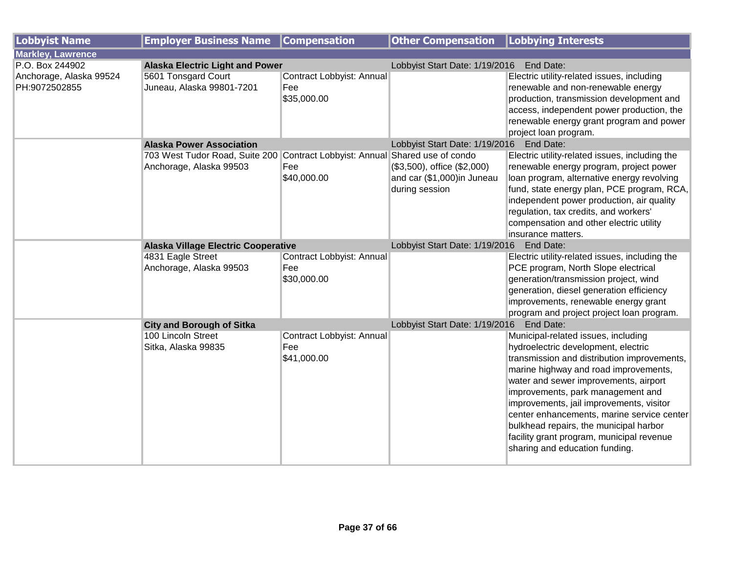| Lobbyist Name | Employer Business Name | Compensation | Other Compensation | Lobbying Interests |
|---|---|---|---|---|
| **Markley, Lawrence** | | | | |
| P.O. Box 244902<br>Anchorage, Alaska 99524<br>PH:9072502855 | **Alaska Electric Light and Power** | | Lobbyist Start Date: 1/19/2016 | End Date: |
| | 5601 Tonsgard Court<br>Juneau, Alaska 99801-7201 | Contract Lobbyist: Annual Fee<br>$35,000.00 | | Electric utility-related issues, including renewable and non-renewable energy production, transmission development and access, independent power production, the renewable energy grant program and power project loan program. |
| | **Alaska Power Association** | | Lobbyist Start Date: 1/19/2016 | End Date: |
| | 703 West Tudor Road, Suite 200<br>Anchorage, Alaska 99503 | Contract Lobbyist: Annual Fee<br>$40,000.00 | Shared use of condo ($3,500), office ($2,000) and car ($1,000)in Juneau during session | Electric utility-related issues, including the renewable energy program, project power loan program, alternative energy revolving fund, state energy plan, PCE program, RCA, independent power production, air quality regulation, tax credits, and workers' compensation and other electric utility insurance matters. |
| | **Alaska Village Electric Cooperative** | | Lobbyist Start Date: 1/19/2016 | End Date: |
| | 4831 Eagle Street<br>Anchorage, Alaska 99503 | Contract Lobbyist: Annual Fee<br>$30,000.00 | | Electric utility-related issues, including the PCE program, North Slope electrical generation/transmission project, wind generation, diesel generation efficiency improvements, renewable energy grant program and project project loan program. |
| | **City and Borough of Sitka** | | Lobbyist Start Date: 1/19/2016 | End Date: |
| | 100 Lincoln Street<br>Sitka, Alaska 99835 | Contract Lobbyist: Annual Fee<br>$41,000.00 | | Municipal-related issues, including hydroelectric development, electric transmission and distribution improvements, marine highway and road improvements, water and sewer improvements, airport improvements, park management and improvements, jail improvements, visitor center enhancements, marine service center bulkhead repairs, the municipal harbor facility grant program, municipal revenue sharing and education funding. |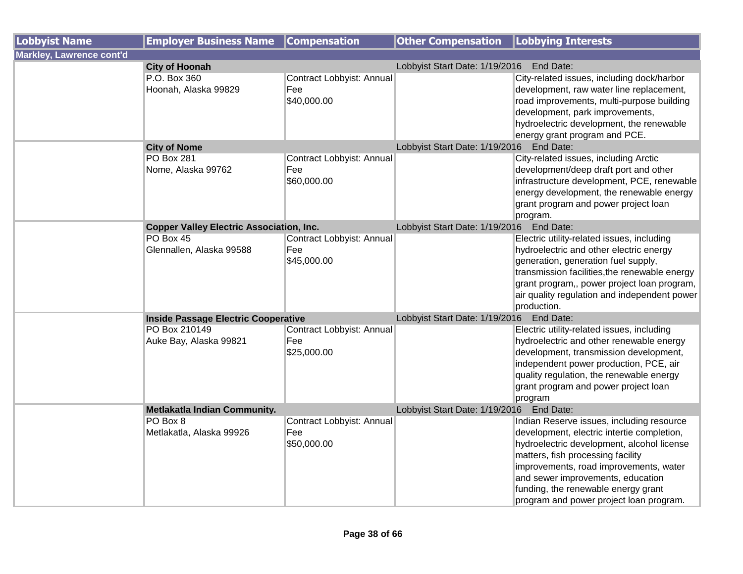| Lobbyist Name | Employer Business Name | Compensation | Other Compensation | Lobbying Interests |
|---|---|---|---|---|
| **Markley, Lawrence cont'd** | | | | |
| | **City of Hoonah** | | Lobbyist Start Date: 1/19/2016 | End Date: |
| | P.O. Box 360<br>Hoonah, Alaska 99829 | Contract Lobbyist: Annual Fee<br>$40,000.00 | | City-related issues, including dock/harbor development, raw water line replacement, road improvements, multi-purpose building development, park improvements, hydroelectric development, the renewable energy grant program and PCE. |
| | **City of Nome** | | Lobbyist Start Date: 1/19/2016 | End Date: |
| | PO Box 281<br>Nome, Alaska 99762 | Contract Lobbyist: Annual Fee<br>$60,000.00 | | City-related issues, including Arctic development/deep draft port and other infrastructure development, PCE, renewable energy development, the renewable energy grant program and power project loan program. |
| | **Copper Valley Electric Association, Inc.** | | Lobbyist Start Date: 1/19/2016 | End Date: |
| | PO Box 45<br>Glennallen, Alaska 99588 | Contract Lobbyist: Annual Fee<br>$45,000.00 | | Electric utility-related issues, including hydroelectric and other electric energy generation, generation fuel supply, transmission facilities,the renewable energy grant program,, power project loan program, air quality regulation and independent power production. |
| | **Inside Passage Electric Cooperative** | | Lobbyist Start Date: 1/19/2016 | End Date: |
| | PO Box 210149<br>Auke Bay, Alaska 99821 | Contract Lobbyist: Annual Fee<br>$25,000.00 | | Electric utility-related issues, including hydroelectric and other renewable energy development, transmission development, independent power production, PCE, air quality regulation, the renewable energy grant program and power project loan program |
| | **Metlakatla Indian Community.** | | Lobbyist Start Date: 1/19/2016 | End Date: |
| | PO Box 8<br>Metlakatla, Alaska 99926 | Contract Lobbyist: Annual Fee<br>$50,000.00 | | Indian Reserve issues, including resource development, electric intertie completion, hydroelectric development, alcohol license matters, fish processing facility improvements, road improvements, water and sewer improvements, education funding, the renewable energy grant program and power project loan program. |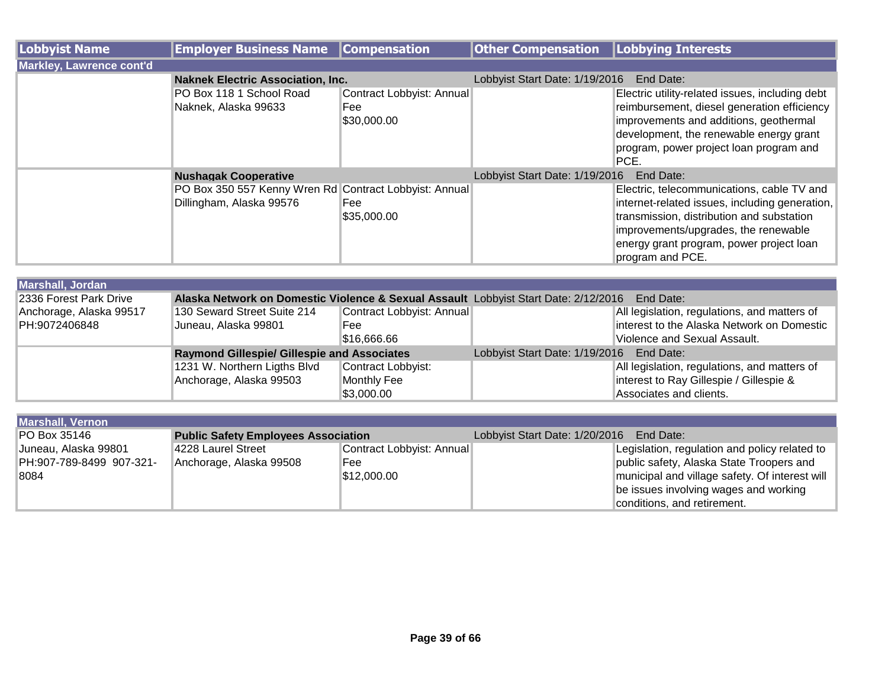| Lobbyist Name | Employer Business Name | Compensation | Other Compensation | Lobbying Interests |
|---|---|---|---|---|
| **Markley, Lawrence cont'd** | | | | |
| | **Naknek Electric Association, Inc.** | | Lobbyist Start Date: 1/19/2016 | End Date: |
| | PO Box 118 1 School Road<br>Naknek, Alaska 99633 | Contract Lobbyist: Annual Fee<br>$30,000.00 | | Electric utility-related issues, including debt reimbursement, diesel generation efficiency improvements and additions, geothermal development, the renewable energy grant program, power project loan program and PCE. |
| | **Nushagak Cooperative** | | Lobbyist Start Date: 1/19/2016 | End Date: |
| | PO Box 350 557 Kenny Wren Rd<br>Dillingham, Alaska 99576 | Contract Lobbyist: Annual Fee<br>$35,000.00 | | Electric, telecommunications, cable TV and internet-related issues, including generation, transmission, distribution and substation improvements/upgrades, the renewable energy grant program, power project loan program and PCE. |

| Lobbyist Name | Employer Business Name | Compensation | Other Compensation | Lobbying Interests |
|---|---|---|---|---|
| **Marshall, Jordan** | | | | |
| 2336 Forest Park Drive<br>Anchorage, Alaska 99517<br>PH:9072406848 | **Alaska Network on Domestic Violence & Sexual Assault** | | Lobbyist Start Date: 2/12/2016 | End Date: |
| | 130 Seward Street Suite 214<br>Juneau, Alaska 99801 | Contract Lobbyist: Annual Fee<br>$16,666.66 | | All legislation, regulations, and matters of interest to the Alaska Network on Domestic Violence and Sexual Assault. |
| | **Raymond Gillespie/ Gillespie and Associates** | | Lobbyist Start Date: 1/19/2016 | End Date: |
| | 1231 W. Northern Ligths Blvd<br>Anchorage, Alaska 99503 | Contract Lobbyist: Monthly Fee<br>$3,000.00 | | All legislation, regulations, and matters of interest to Ray Gillespie / Gillespie & Associates and clients. |

| Lobbyist Name | Employer Business Name | Compensation | Other Compensation | Lobbying Interests |
|---|---|---|---|---|
| **Marshall, Vernon** | | | | |
| PO Box 35146<br>Juneau, Alaska 99801<br>PH:907-789-8499 907-321-8084 | **Public Safety Employees Association** | | Lobbyist Start Date: 1/20/2016 | End Date: |
| | 4228 Laurel Street<br>Anchorage, Alaska 99508 | Contract Lobbyist: Annual Fee<br>$12,000.00 | | Legislation, regulation and policy related to public safety, Alaska State Troopers and municipal and village safety. Of interest will be issues involving wages and working conditions, and retirement. |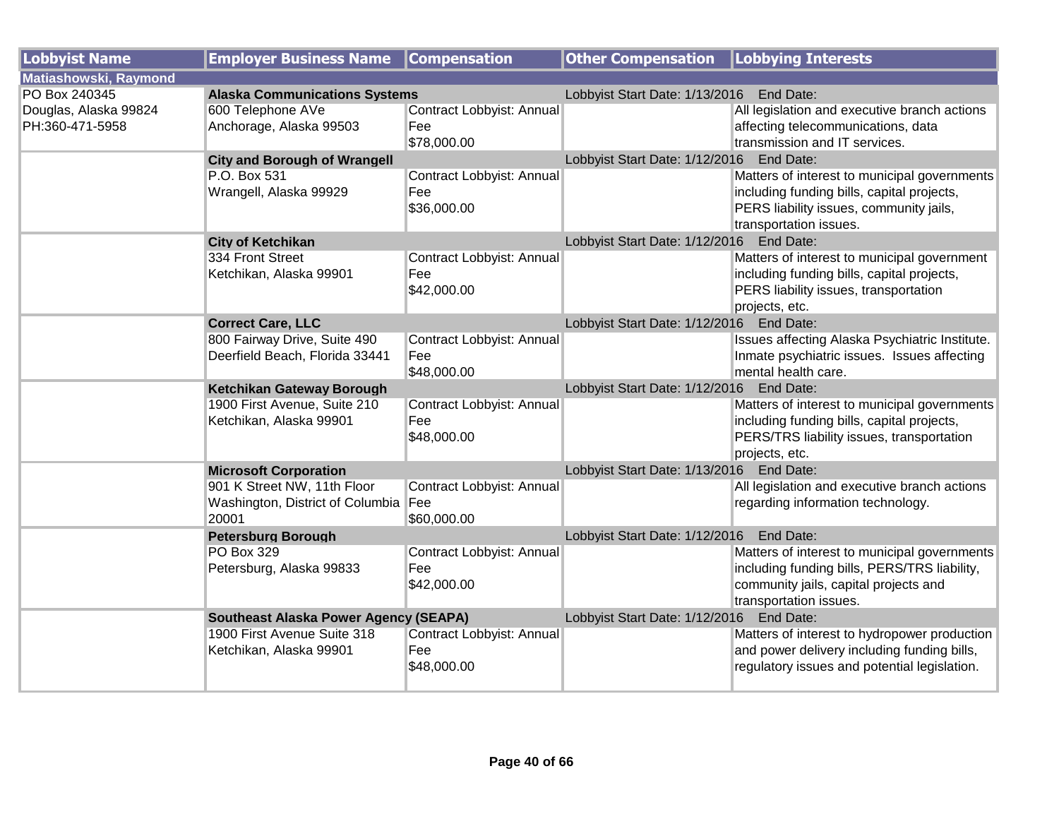| Lobbyist Name | Employer Business Name | Compensation | Other Compensation | Lobbying Interests |
|---|---|---|---|---|
| **Matiashowski, Raymond** | | | | |
| PO Box 240345<br>Douglas, Alaska 99824<br>PH:360-471-5958 | **Alaska Communications Systems**<br>600 Telephone AVe<br>Anchorage, Alaska 99503 | Contract Lobbyist: Annual Fee<br>$78,000.00 | Lobbyist Start Date: 1/13/2016 End Date: | All legislation and executive branch actions affecting telecommunications, data transmission and IT services. |
| | **City and Borough of Wrangell**<br>P.O. Box 531<br>Wrangell, Alaska 99929 | Contract Lobbyist: Annual Fee<br>$36,000.00 | Lobbyist Start Date: 1/12/2016 End Date: | Matters of interest to municipal governments including funding bills, capital projects, PERS liability issues, community jails, transportation issues. |
| | **City of Ketchikan**<br>334 Front Street<br>Ketchikan, Alaska 99901 | Contract Lobbyist: Annual Fee<br>$42,000.00 | Lobbyist Start Date: 1/12/2016 End Date: | Matters of interest to municipal government including funding bills, capital projects, PERS liability issues, transportation projects, etc. |
| | **Correct Care, LLC**<br>800 Fairway Drive, Suite 490<br>Deerfield Beach, Florida 33441 | Contract Lobbyist: Annual Fee<br>$48,000.00 | Lobbyist Start Date: 1/12/2016 End Date: | Issues affecting Alaska Psychiatric Institute. Inmate psychiatric issues. Issues affecting mental health care. |
| | **Ketchikan Gateway Borough**<br>1900 First Avenue, Suite 210<br>Ketchikan, Alaska 99901 | Contract Lobbyist: Annual Fee<br>$48,000.00 | Lobbyist Start Date: 1/12/2016 End Date: | Matters of interest to municipal governments including funding bills, capital projects, PERS/TRS liability issues, transportation projects, etc. |
| | **Microsoft Corporation**<br>901 K Street NW, 11th Floor<br>Washington, District of Columbia 20001 | Contract Lobbyist: Annual Fee<br>$60,000.00 | Lobbyist Start Date: 1/13/2016 End Date: | All legislation and executive branch actions regarding information technology. |
| | **Petersburg Borough**<br>PO Box 329<br>Petersburg, Alaska 99833 | Contract Lobbyist: Annual Fee<br>$42,000.00 | Lobbyist Start Date: 1/12/2016 End Date: | Matters of interest to municipal governments including funding bills, PERS/TRS liability, community jails, capital projects and transportation issues. |
| | **Southeast Alaska Power Agency (SEAPA)**<br>1900 First Avenue Suite 318<br>Ketchikan, Alaska 99901 | Contract Lobbyist: Annual Fee<br>$48,000.00 | Lobbyist Start Date: 1/12/2016 End Date: | Matters of interest to hydropower production and power delivery including funding bills, regulatory issues and potential legislation. |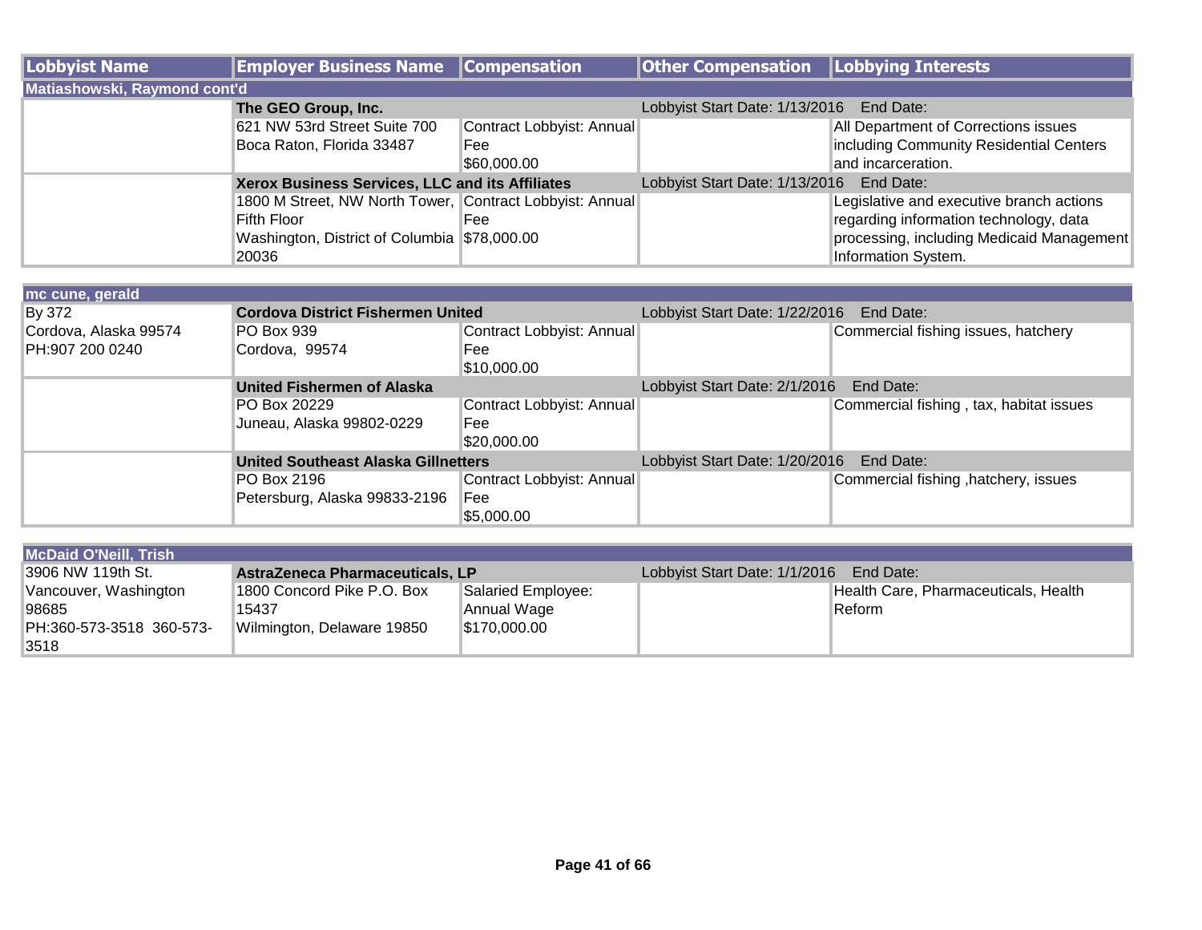| Lobbyist Name | Employer Business Name | Compensation | Other Compensation | Lobbying Interests |
|---|---|---|---|---|
| **Matiashowski, Raymond cont'd** | | | | |
| | **The GEO Group, Inc.** | | Lobbyist Start Date: 1/13/2016 End Date: | |
| | 621 NW 53rd Street Suite 700 Boca Raton, Florida 33487 | Contract Lobbyist: Annual Fee $60,000.00 | | All Department of Corrections issues including Community Residential Centers and incarceration. |
| | **Xerox Business Services, LLC and its Affiliates** | | Lobbyist Start Date: 1/13/2016 End Date: | |
| | 1800 M Street, NW North Tower, Fifth Floor Washington, District of Columbia 20036 | Contract Lobbyist: Annual Fee $78,000.00 | | Legislative and executive branch actions regarding information technology, data processing, including Medicaid Management Information System. |

| Lobbyist Name | Employer Business Name | Compensation | Other Compensation | Lobbying Interests |
|---|---|---|---|---|
| **mc cune, gerald** | | | | |
| By 372 Cordova, Alaska 99574 PH:907 200 0240 | **Cordova District Fishermen United** | | Lobbyist Start Date: 1/22/2016 End Date: | |
| | PO Box 939 Cordova, 99574 | Contract Lobbyist: Annual Fee $10,000.00 | | Commercial fishing issues, hatchery |
| | **United Fishermen of Alaska** | | Lobbyist Start Date: 2/1/2016 End Date: | |
| | PO Box 20229 Juneau, Alaska 99802-0229 | Contract Lobbyist: Annual Fee $20,000.00 | | Commercial fishing , tax, habitat issues |
| | **United Southeast Alaska Gillnetters** | | Lobbyist Start Date: 1/20/2016 End Date: | |
| | PO Box 2196 Petersburg, Alaska 99833-2196 | Contract Lobbyist: Annual Fee $5,000.00 | | Commercial fishing ,hatchery, issues |

| Lobbyist Name | Employer Business Name | Compensation | Other Compensation | Lobbying Interests |
|---|---|---|---|---|
| **McDaid O'Neill, Trish** | | | | |
| 3906 NW 119th St. Vancouver, Washington 98685 PH:360-573-3518 360-573-3518 | **AstraZeneca Pharmaceuticals, LP** | | Lobbyist Start Date: 1/1/2016 End Date: | |
| | 1800 Concord Pike P.O. Box 15437 Wilmington, Delaware 19850 | Salaried Employee: Annual Wage $170,000.00 | | Health Care, Pharmaceuticals, Health Reform |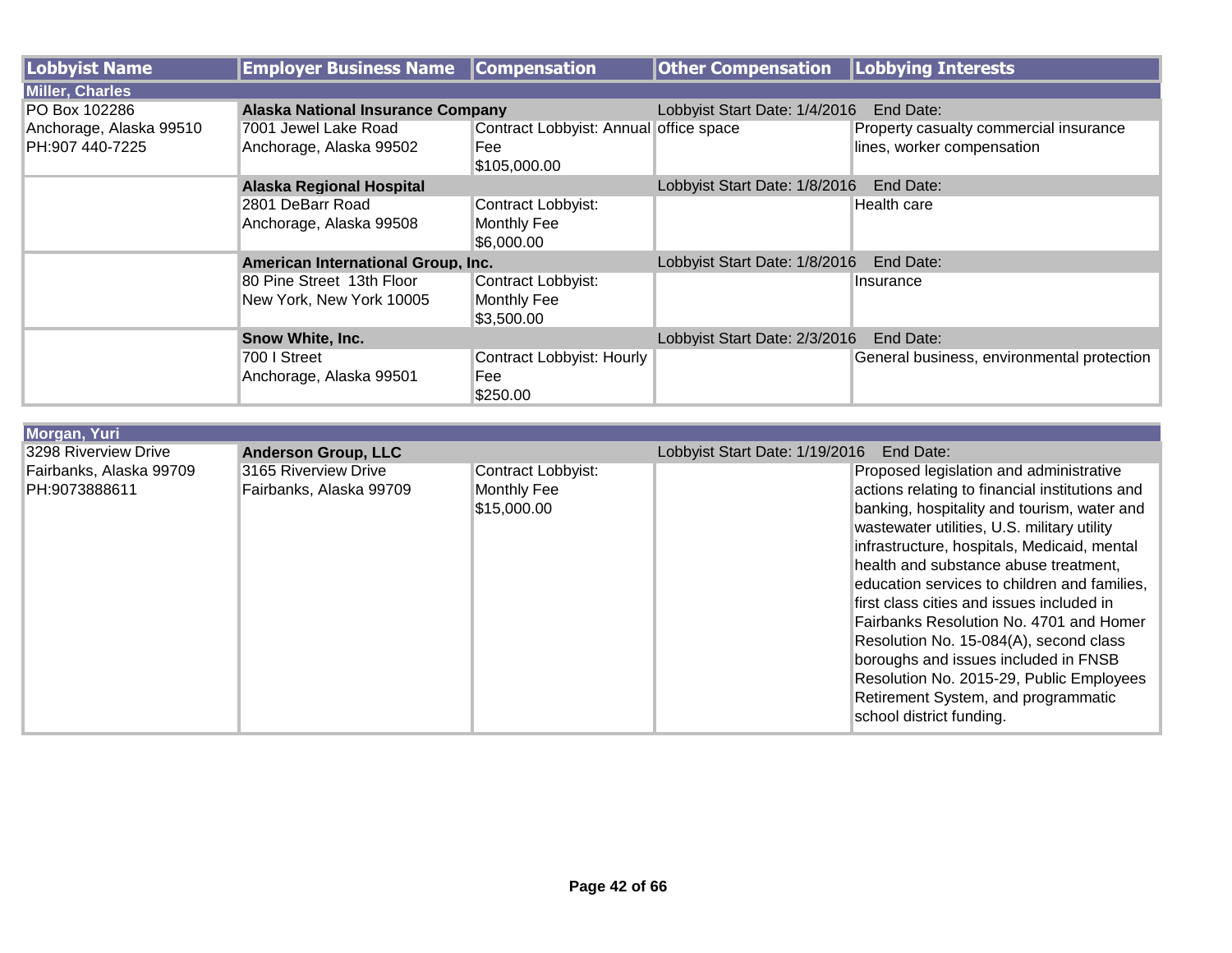| Lobbyist Name | Employer Business Name | Compensation | Other Compensation | Lobbying Interests |
|---|---|---|---|---|
| **Miller, Charles** | | | | |
| PO Box 102286<br>Anchorage, Alaska 99510<br>PH:907 440-7225 | **Alaska National Insurance Company** | | Lobbyist Start Date: 1/4/2016 | End Date: |
| | 7001 Jewel Lake Road<br>Anchorage, Alaska 99502 | Contract Lobbyist: Annual Fee<br>$105,000.00 | office space | Property casualty commercial insurance lines, worker compensation |
| | **Alaska Regional Hospital** | | Lobbyist Start Date: 1/8/2016 | End Date: |
| | 2801 DeBarr Road<br>Anchorage, Alaska 99508 | Contract Lobbyist: Monthly Fee<br>$6,000.00 | | Health care |
| | **American International Group, Inc.** | | Lobbyist Start Date: 1/8/2016 | End Date: |
| | 80 Pine Street 13th Floor<br>New York, New York 10005 | Contract Lobbyist: Monthly Fee<br>$3,500.00 | | Insurance |
| | **Snow White, Inc.** | | Lobbyist Start Date: 2/3/2016 | End Date: |
| | 700 I Street<br>Anchorage, Alaska 99501 | Contract Lobbyist: Hourly Fee<br>$250.00 | | General business, environmental protection |
| **Morgan, Yuri** | | | | |
| 3298 Riverview Drive<br>Fairbanks, Alaska 99709<br>PH:9073888611 | **Anderson Group, LLC** | | Lobbyist Start Date: 1/19/2016 | End Date: |
| | 3165 Riverview Drive<br>Fairbanks, Alaska 99709 | Contract Lobbyist: Monthly Fee<br>$15,000.00 | | Proposed legislation and administrative actions relating to financial institutions and banking, hospitality and tourism, water and wastewater utilities, U.S. military utility infrastructure, hospitals, Medicaid, mental health and substance abuse treatment, education services to children and families, first class cities and issues included in Fairbanks Resolution No. 4701 and Homer Resolution No. 15-084(A), second class boroughs and issues included in FNSB Resolution No. 2015-29, Public Employees Retirement System, and programmatic school district funding. |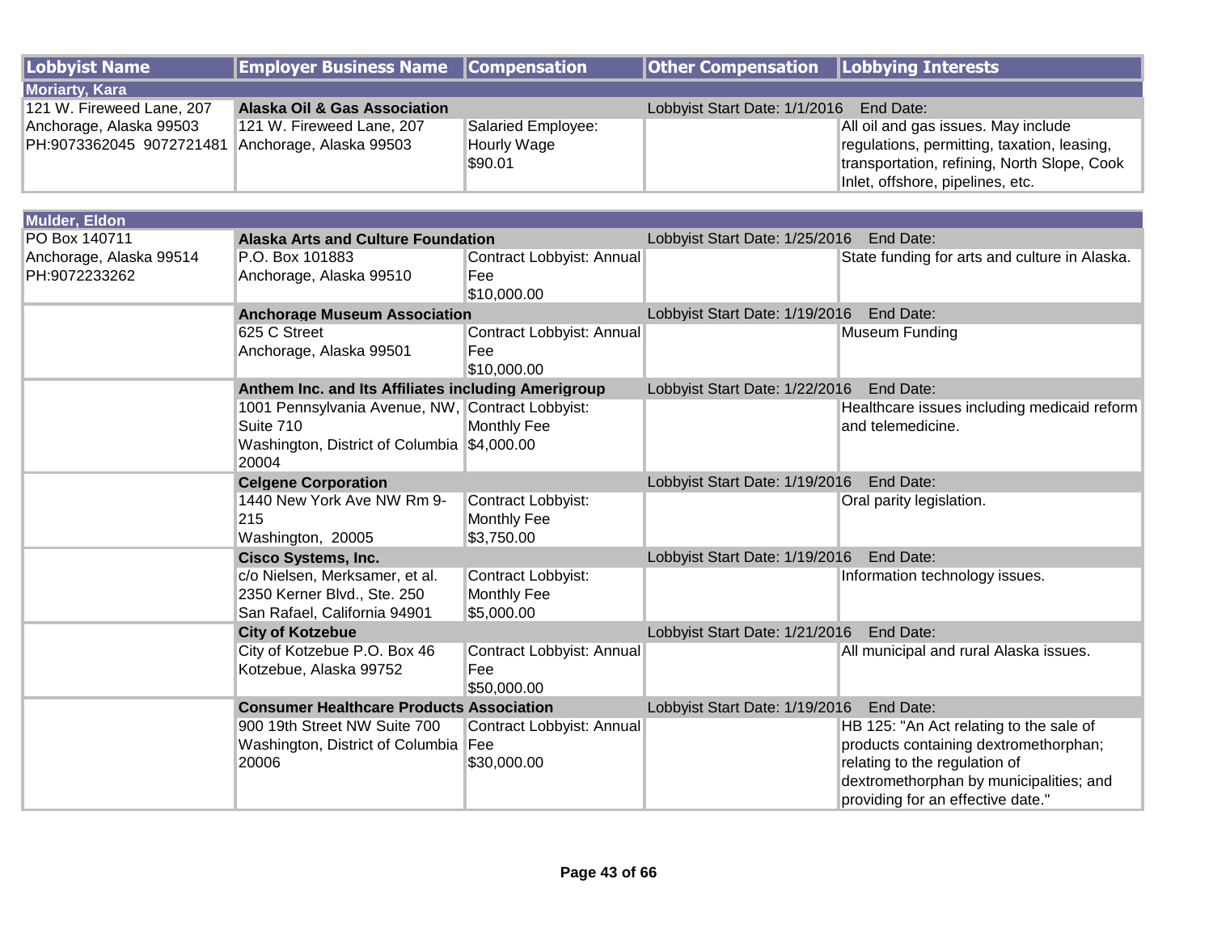| Lobbyist Name | Employer Business Name | Compensation | Other Compensation | Lobbying Interests |
|---|---|---|---|---|
| **Moriarty, Kara** | | | | |
| 121 W. Fireweed Lane, 207<br>Anchorage, Alaska 99503<br>PH:9073362045 9072721481 | **Alaska Oil & Gas Association** | | Lobbyist Start Date: 1/1/2016 End Date: | |
| | 121 W. Fireweed Lane, 207<br>Anchorage, Alaska 99503 | Salaried Employee: Hourly Wage<br>$90.01 | | All oil and gas issues. May include regulations, permitting, taxation, leasing, transportation, refining, North Slope, Cook Inlet, offshore, pipelines, etc. |

| Lobbyist Name | Employer Business Name | Compensation | Other Compensation | Lobbying Interests |
|---|---|---|---|---|
| **Mulder, Eldon** | | | | |
| PO Box 140711<br>Anchorage, Alaska 99514<br>PH:9072233262 | **Alaska Arts and Culture Foundation** | | Lobbyist Start Date: 1/25/2016 End Date: | |
| | P.O. Box 101883<br>Anchorage, Alaska 99510 | Contract Lobbyist: Annual Fee<br>$10,000.00 | | State funding for arts and culture in Alaska. |
| | **Anchorage Museum Association** | | Lobbyist Start Date: 1/19/2016 End Date: | |
| | 625 C Street<br>Anchorage, Alaska 99501 | Contract Lobbyist: Annual Fee<br>$10,000.00 | | Museum Funding |
| | **Anthem Inc. and Its Affiliates including Amerigroup** | | Lobbyist Start Date: 1/22/2016 End Date: | |
| | 1001 Pennsylvania Avenue, NW, Suite 710<br>Washington, District of Columbia 20004 | Contract Lobbyist: Monthly Fee<br>$4,000.00 | | Healthcare issues including medicaid reform and telemedicine. |
| | **Celgene Corporation** | | Lobbyist Start Date: 1/19/2016 End Date: | |
| | 1440 New York Ave NW Rm 9-215<br>Washington, 20005 | Contract Lobbyist: Monthly Fee<br>$3,750.00 | | Oral parity legislation. |
| | **Cisco Systems, Inc.** | | Lobbyist Start Date: 1/19/2016 End Date: | |
| | c/o Nielsen, Merksamer, et al.<br>2350 Kerner Blvd., Ste. 250<br>San Rafael, California 94901 | Contract Lobbyist: Monthly Fee<br>$5,000.00 | | Information technology issues. |
| | **City of Kotzebue** | | Lobbyist Start Date: 1/21/2016 End Date: | |
| | City of Kotzebue P.O. Box 46<br>Kotzebue, Alaska 99752 | Contract Lobbyist: Annual Fee<br>$50,000.00 | | All municipal and rural Alaska issues. |
| | **Consumer Healthcare Products Association** | | Lobbyist Start Date: 1/19/2016 End Date: | |
| | 900 19th Street NW Suite 700<br>Washington, District of Columbia 20006 | Contract Lobbyist: Annual Fee<br>$30,000.00 | | HB 125: "An Act relating to the sale of products containing dextromethorphan; relating to the regulation of dextromethorphan by municipalities; and providing for an effective date." |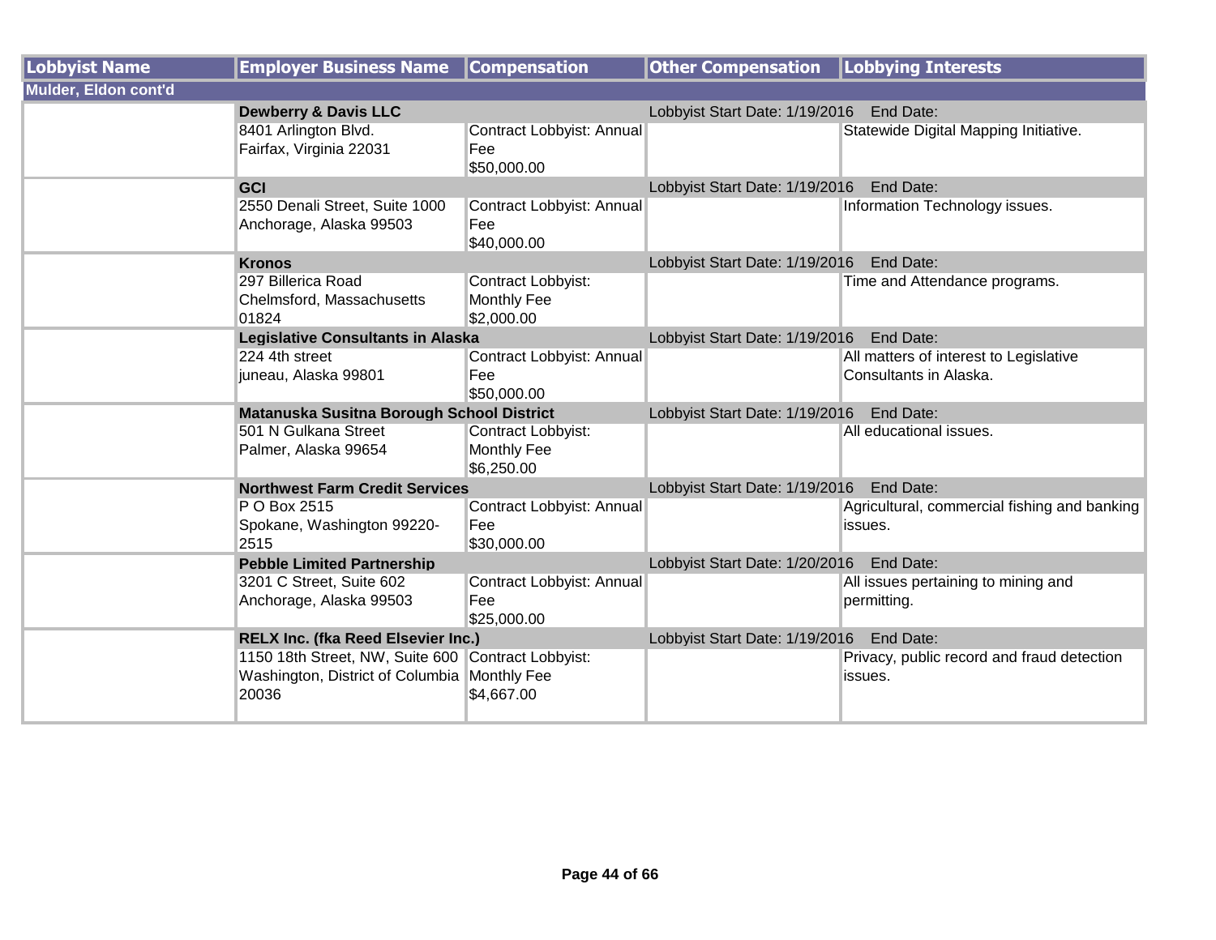| Lobbyist Name | Employer Business Name | Compensation | Other Compensation | Lobbying Interests |
|---|---|---|---|---|
| **Mulder, Eldon cont'd** | | | | |
| | **Dewberry & Davis LLC** | | Lobbyist Start Date: 1/19/2016 | End Date: |
| | 8401 Arlington Blvd.<br>Fairfax, Virginia 22031 | Contract Lobbyist: Annual Fee<br>$50,000.00 | | Statewide Digital Mapping Initiative. |
| | **GCI** | | Lobbyist Start Date: 1/19/2016 | End Date: |
| | 2550 Denali Street, Suite 1000<br>Anchorage, Alaska 99503 | Contract Lobbyist: Annual Fee<br>$40,000.00 | | Information Technology issues. |
| | **Kronos** | | Lobbyist Start Date: 1/19/2016 | End Date: |
| | 297 Billerica Road<br>Chelmsford, Massachusetts 01824 | Contract Lobbyist: Monthly Fee<br>$2,000.00 | | Time and Attendance programs. |
| | **Legislative Consultants in Alaska** | | Lobbyist Start Date: 1/19/2016 | End Date: |
| | 224 4th street<br>juneau, Alaska 99801 | Contract Lobbyist: Annual Fee<br>$50,000.00 | | All matters of interest to Legislative Consultants in Alaska. |
| | **Matanuska Susitna Borough School District** | | Lobbyist Start Date: 1/19/2016 | End Date: |
| | 501 N Gulkana Street<br>Palmer, Alaska 99654 | Contract Lobbyist: Monthly Fee<br>$6,250.00 | | All educational issues. |
| | **Northwest Farm Credit Services** | | Lobbyist Start Date: 1/19/2016 | End Date: |
| | P O Box 2515<br>Spokane, Washington 99220-2515 | Contract Lobbyist: Annual Fee<br>$30,000.00 | | Agricultural, commercial fishing and banking issues. |
| | **Pebble Limited Partnership** | | Lobbyist Start Date: 1/20/2016 | End Date: |
| | 3201 C Street, Suite 602<br>Anchorage, Alaska 99503 | Contract Lobbyist: Annual Fee<br>$25,000.00 | | All issues pertaining to mining and permitting. |
| | **RELX Inc. (fka Reed Elsevier Inc.)** | | Lobbyist Start Date: 1/19/2016 | End Date: |
| | 1150 18th Street, NW, Suite 600<br>Washington, District of Columbia 20036 | Contract Lobbyist: Monthly Fee<br>$4,667.00 | | Privacy, public record and fraud detection issues. |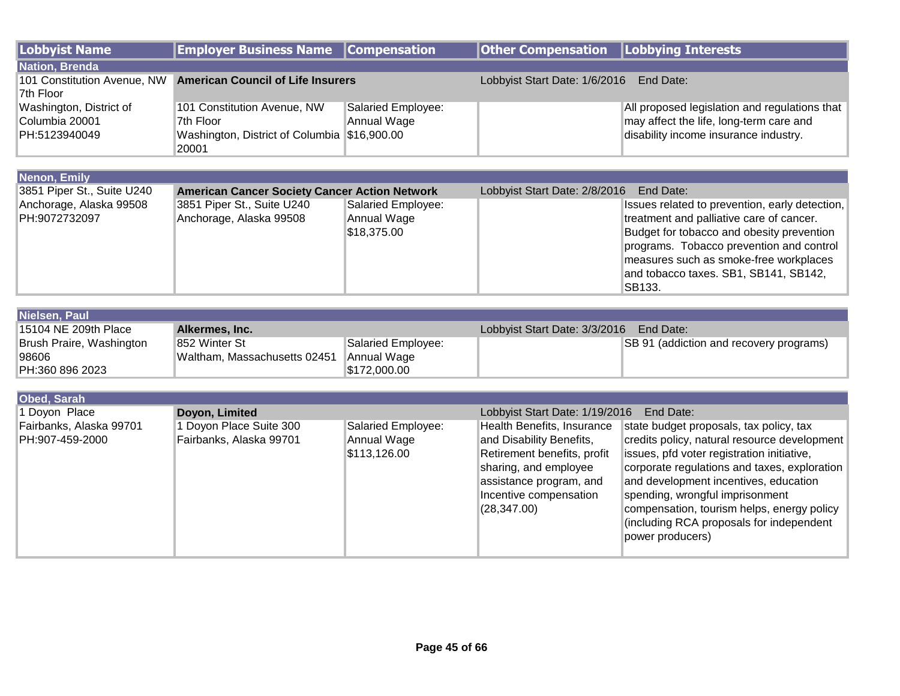| Lobbyist Name | Employer Business Name | Compensation | Other Compensation | Lobbying Interests |
|---|---|---|---|---|
| **Nation, Brenda** | | | | |
| 101 Constitution Avenue, NW 7th Floor Washington, District of Columbia 20001 PH:5123940049 | **American Council of Life Insurers** 101 Constitution Avenue, NW 7th Floor Washington, District of Columbia 20001 | Salaried Employee: Annual Wage $16,900.00 | Lobbyist Start Date: 1/6/2016 End Date: | All proposed legislation and regulations that may affect the life, long-term care and disability income insurance industry. |
| **Nenon, Emily** | | | | |
| 3851 Piper St., Suite U240 Anchorage, Alaska 99508 PH:9072732097 | **American Cancer Society Cancer Action Network** 3851 Piper St., Suite U240 Anchorage, Alaska 99508 | Salaried Employee: Annual Wage $18,375.00 | Lobbyist Start Date: 2/8/2016 End Date: | Issues related to prevention, early detection, treatment and palliative care of cancer. Budget for tobacco and obesity prevention programs. Tobacco prevention and control measures such as smoke-free workplaces and tobacco taxes. SB1, SB141, SB142, SB133. |
| **Nielsen, Paul** | | | | |
| 15104 NE 209th Place Brush Praire, Washington 98606 PH:360 896 2023 | **Alkermes, Inc.** 852 Winter St Waltham, Massachusetts 02451 | Salaried Employee: Annual Wage $172,000.00 | Lobbyist Start Date: 3/3/2016 End Date: | SB 91 (addiction and recovery programs) |
| **Obed, Sarah** | | | | |
| 1 Doyon Place Fairbanks, Alaska 99701 PH:907-459-2000 | **Doyon, Limited** 1 Doyon Place Suite 300 Fairbanks, Alaska 99701 | Salaried Employee: Annual Wage $113,126.00 | Lobbyist Start Date: 1/19/2016 End Date: Health Benefits, Insurance and Disability Benefits, Retirement benefits, profit sharing, and employee assistance program, and Incentive compensation (28,347.00) | state budget proposals, tax policy, tax credits policy, natural resource development issues, pfd voter registration initiative, corporate regulations and taxes, exploration and development incentives, education spending, wrongful imprisonment compensation, tourism helps, energy policy (including RCA proposals for independent power producers) |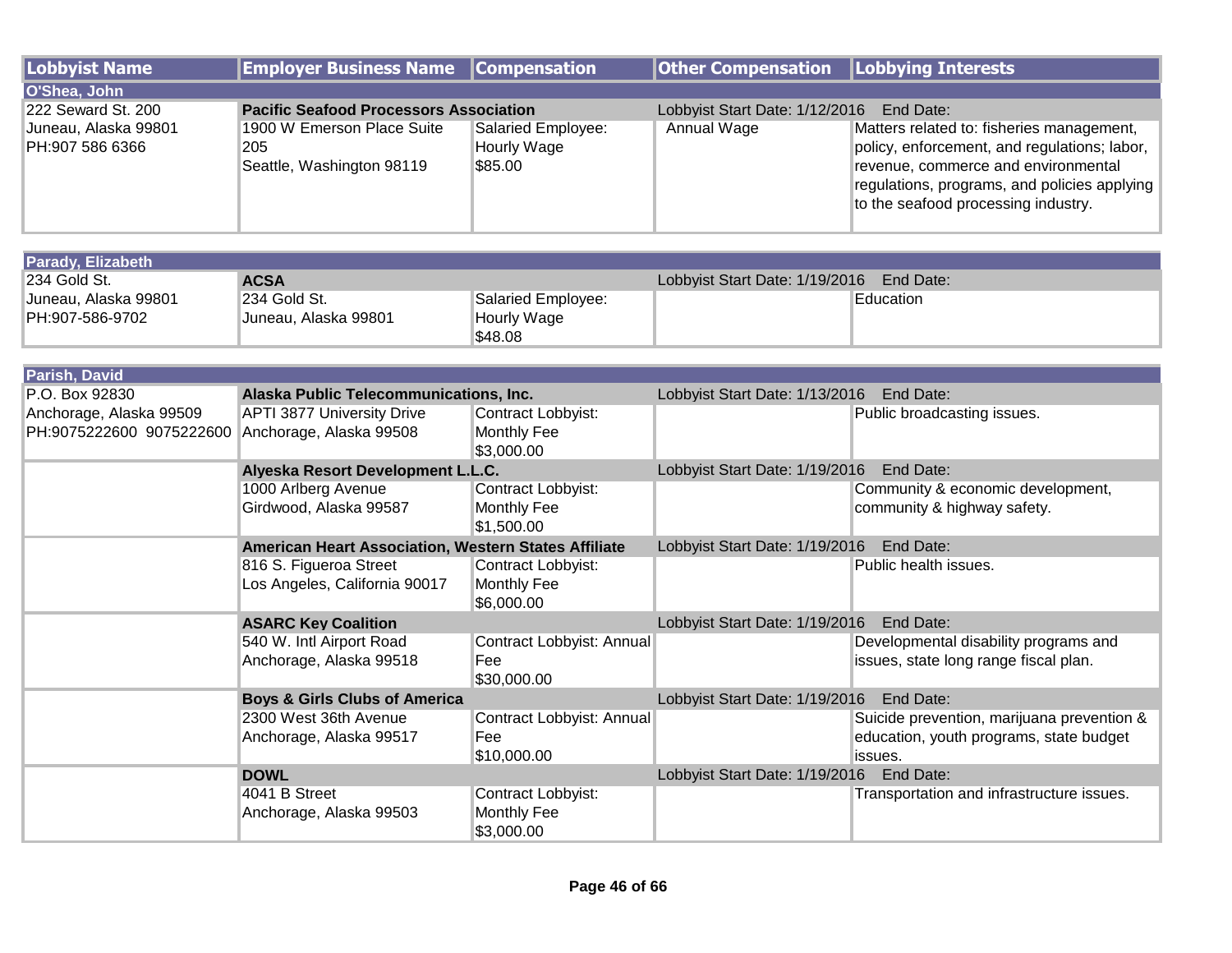| Lobbyist Name | Employer Business Name | Compensation | Other Compensation | Lobbying Interests |
|---|---|---|---|---|
| **O'Shea, John** | | | | |
| 222 Seward St. 200<br>Juneau, Alaska 99801<br>PH:907 586 6366 | **Pacific Seafood Processors Association** | | Lobbyist Start Date: 1/12/2016 | End Date: |
| | 1900 W Emerson Place Suite 205<br>Seattle, Washington 98119 | Salaried Employee: Hourly Wage<br>$85.00 | Annual Wage | Matters related to: fisheries management, policy, enforcement, and regulations; labor, revenue, commerce and environmental regulations, programs, and policies applying to the seafood processing industry. |
| **Parady, Elizabeth** | | | | |
| 234 Gold St.<br>Juneau, Alaska 99801<br>PH:907-586-9702 | **ACSA** | | Lobbyist Start Date: 1/19/2016 | End Date: |
| | 234 Gold St.<br>Juneau, Alaska 99801 | Salaried Employee: Hourly Wage<br>$48.08 | | Education |
| **Parish, David** | | | | |
| P.O. Box 92830<br>Anchorage, Alaska 99509<br>PH:9075222600 9075222600 | **Alaska Public Telecommunications, Inc.** | | Lobbyist Start Date: 1/13/2016 | End Date: |
| | APTI 3877 University Drive<br>Anchorage, Alaska 99508 | Contract Lobbyist: Monthly Fee<br>$3,000.00 | | Public broadcasting issues. |
| | **Alyeska Resort Development L.L.C.** | | Lobbyist Start Date: 1/19/2016 | End Date: |
| | 1000 Arlberg Avenue<br>Girdwood, Alaska 99587 | Contract Lobbyist: Monthly Fee<br>$1,500.00 | | Community & economic development, community & highway safety. |
| | **American Heart Association, Western States Affiliate** | | Lobbyist Start Date: 1/19/2016 | End Date: |
| | 816 S. Figueroa Street<br>Los Angeles, California 90017 | Contract Lobbyist: Monthly Fee<br>$6,000.00 | | Public health issues. |
| | **ASARC Key Coalition** | | Lobbyist Start Date: 1/19/2016 | End Date: |
| | 540 W. Intl Airport Road<br>Anchorage, Alaska 99518 | Contract Lobbyist: Annual Fee<br>$30,000.00 | | Developmental disability programs and issues, state long range fiscal plan. |
| | **Boys & Girls Clubs of America** | | Lobbyist Start Date: 1/19/2016 | End Date: |
| | 2300 West 36th Avenue<br>Anchorage, Alaska 99517 | Contract Lobbyist: Annual Fee<br>$10,000.00 | | Suicide prevention, marijuana prevention & education, youth programs, state budget issues. |
| | **DOWL** | | Lobbyist Start Date: 1/19/2016 | End Date: |
| | 4041 B Street<br>Anchorage, Alaska 99503 | Contract Lobbyist: Monthly Fee<br>$3,000.00 | | Transportation and infrastructure issues. |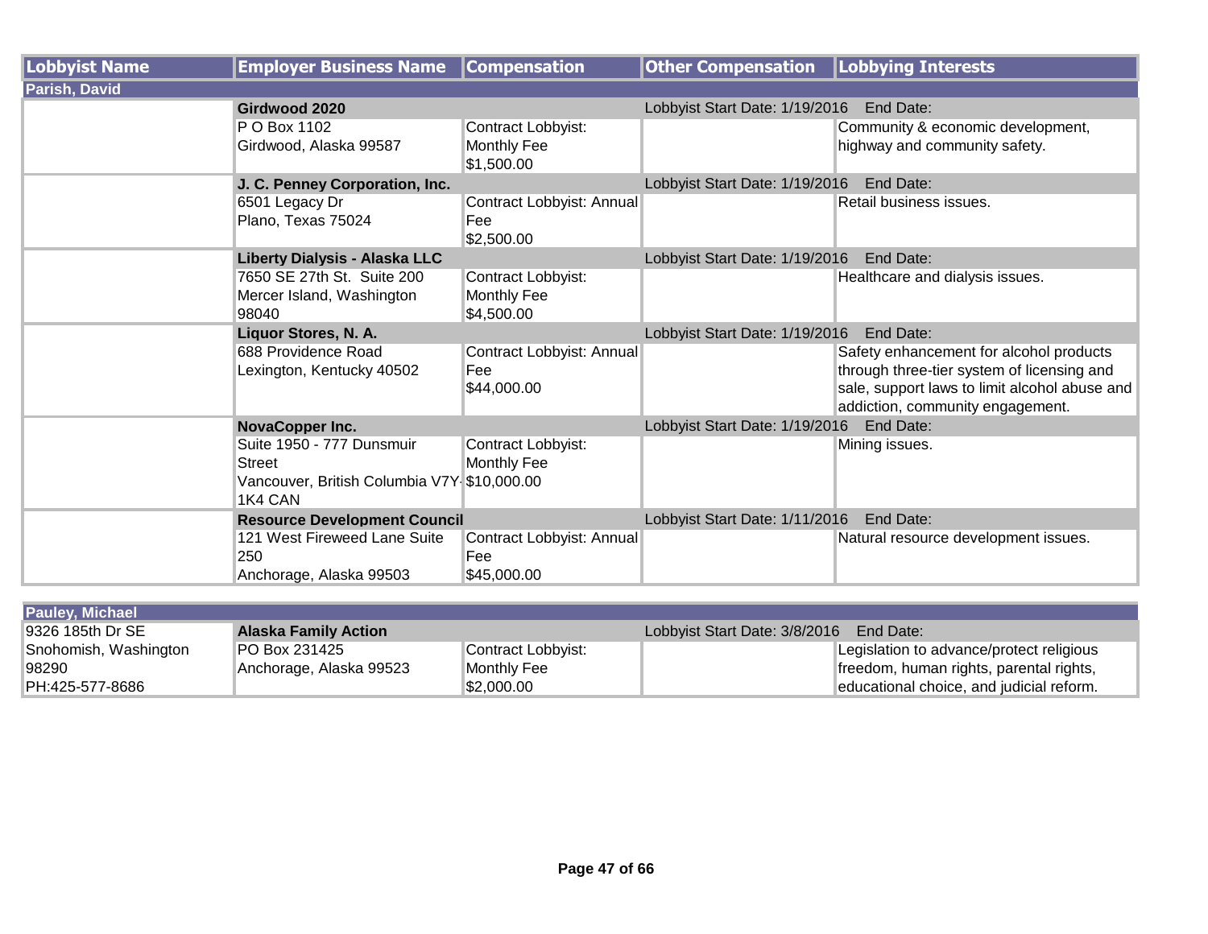| Lobbyist Name | Employer Business Name | Compensation | Other Compensation | Lobbying Interests |
|---|---|---|---|---|
| **Parish, David** | | | | |
| | **Girdwood 2020** | | Lobbyist Start Date: 1/19/2016 | End Date: |
| | P O Box 1102<br>Girdwood, Alaska 99587 | Contract Lobbyist: Monthly Fee<br>$1,500.00 | | Community & economic development, highway and community safety. |
| | **J. C. Penney Corporation, Inc.** | | Lobbyist Start Date: 1/19/2016 | End Date: |
| | 6501 Legacy Dr<br>Plano, Texas 75024 | Contract Lobbyist: Annual Fee<br>$2,500.00 | | Retail business issues. |
| | **Liberty Dialysis - Alaska LLC** | | Lobbyist Start Date: 1/19/2016 | End Date: |
| | 7650 SE 27th St. Suite 200<br>Mercer Island, Washington 98040 | Contract Lobbyist: Monthly Fee<br>$4,500.00 | | Healthcare and dialysis issues. |
| | **Liquor Stores, N. A.** | | Lobbyist Start Date: 1/19/2016 | End Date: |
| | 688 Providence Road<br>Lexington, Kentucky 40502 | Contract Lobbyist: Annual Fee<br>$44,000.00 | | Safety enhancement for alcohol products through three-tier system of licensing and sale, support laws to limit alcohol abuse and addiction, community engagement. |
| | **NovaCopper Inc.** | | Lobbyist Start Date: 1/19/2016 | End Date: |
| | Suite 1950 - 777 Dunsmuir Street<br>Vancouver, British Columbia V7Y-1K4 CAN | Contract Lobbyist: Monthly Fee<br>$10,000.00 | | Mining issues. |
| | **Resource Development Council** | | Lobbyist Start Date: 1/11/2016 | End Date: |
| | 121 West Fireweed Lane Suite 250<br>Anchorage, Alaska 99503 | Contract Lobbyist: Annual Fee<br>$45,000.00 | | Natural resource development issues. |
| **Pauley, Michael** | | | | |
| 9326 185th Dr SE<br>Snohomish, Washington 98290<br>PH:425-577-8686 | **Alaska Family Action** | | Lobbyist Start Date: 3/8/2016 | End Date: |
| | PO Box 231425<br>Anchorage, Alaska 99523 | Contract Lobbyist: Monthly Fee<br>$2,000.00 | | Legislation to advance/protect religious freedom, human rights, parental rights, educational choice, and judicial reform. |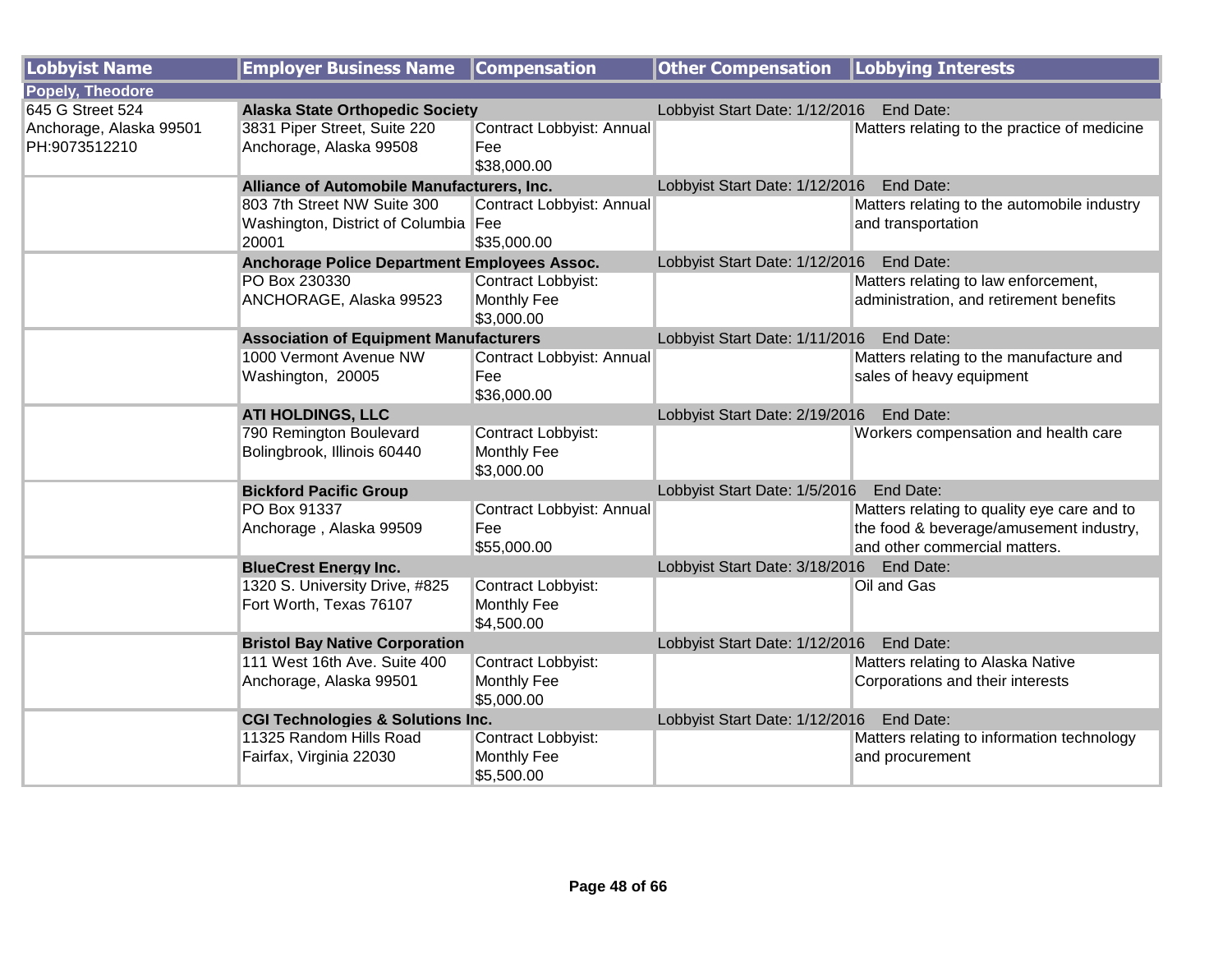| Lobbyist Name | Employer Business Name | Compensation | Other Compensation | Lobbying Interests |
|---|---|---|---|---|
| **Popely, Theodore** | | | | |
| 645 G Street 524<br>Anchorage, Alaska 99501<br>PH:9073512210 | **Alaska State Orthopedic Society** | | Lobbyist Start Date: 1/12/2016 End Date: | |
| | 3831 Piper Street, Suite 220<br>Anchorage, Alaska 99508 | Contract Lobbyist: Annual Fee<br>$38,000.00 | | Matters relating to the practice of medicine |
| | **Alliance of Automobile Manufacturers, Inc.** | | Lobbyist Start Date: 1/12/2016 End Date: | |
| | 803 7th Street NW Suite 300<br>Washington, District of Columbia 20001 | Contract Lobbyist: Annual Fee<br>$35,000.00 | | Matters relating to the automobile industry and transportation |
| | **Anchorage Police Department Employees Assoc.** | | Lobbyist Start Date: 1/12/2016 End Date: | |
| | PO Box 230330<br>ANCHORAGE, Alaska 99523 | Contract Lobbyist: Monthly Fee<br>$3,000.00 | | Matters relating to law enforcement, administration, and retirement benefits |
| | **Association of Equipment Manufacturers** | | Lobbyist Start Date: 1/11/2016 End Date: | |
| | 1000 Vermont Avenue NW<br>Washington, 20005 | Contract Lobbyist: Annual Fee<br>$36,000.00 | | Matters relating to the manufacture and sales of heavy equipment |
| | **ATI HOLDINGS, LLC** | | Lobbyist Start Date: 2/19/2016 End Date: | |
| | 790 Remington Boulevard<br>Bolingbrook, Illinois 60440 | Contract Lobbyist: Monthly Fee<br>$3,000.00 | | Workers compensation and health care |
| | **Bickford Pacific Group** | | Lobbyist Start Date: 1/5/2016 End Date: | |
| | PO Box 91337<br>Anchorage , Alaska 99509 | Contract Lobbyist: Annual Fee<br>$55,000.00 | | Matters relating to quality eye care and to the food & beverage/amusement industry, and other commercial matters. |
| | **BlueCrest Energy Inc.** | | Lobbyist Start Date: 3/18/2016 End Date: | |
| | 1320 S. University Drive, #825<br>Fort Worth, Texas 76107 | Contract Lobbyist: Monthly Fee<br>$4,500.00 | | Oil and Gas |
| | **Bristol Bay Native Corporation** | | Lobbyist Start Date: 1/12/2016 End Date: | |
| | 111 West 16th Ave. Suite 400<br>Anchorage, Alaska 99501 | Contract Lobbyist: Monthly Fee<br>$5,000.00 | | Matters relating to Alaska Native Corporations and their interests |
| | **CGI Technologies & Solutions Inc.** | | Lobbyist Start Date: 1/12/2016 End Date: | |
| | 11325 Random Hills Road<br>Fairfax, Virginia 22030 | Contract Lobbyist: Monthly Fee<br>$5,500.00 | | Matters relating to information technology and procurement |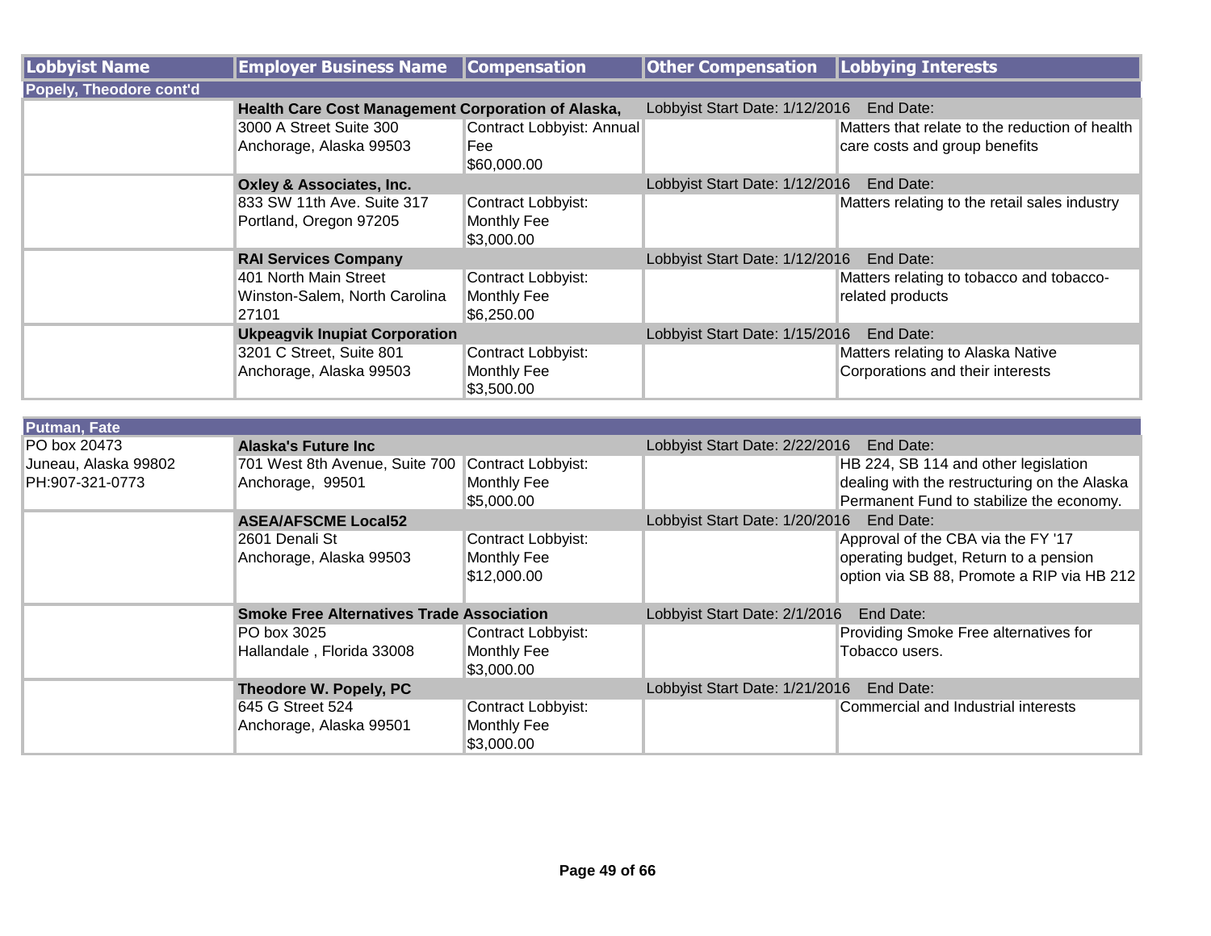| Lobbyist Name | Employer Business Name | Compensation | Other Compensation | Lobbying Interests |
|---|---|---|---|---|
| **Popely, Theodore cont'd** | | | | |
| | **Health Care Cost Management Corporation of Alaska,** | | Lobbyist Start Date: 1/12/2016 End Date: | |
| | 3000 A Street Suite 300 Anchorage, Alaska 99503 | Contract Lobbyist: Annual Fee $60,000.00 | | Matters that relate to the reduction of health care costs and group benefits |
| | **Oxley & Associates, Inc.** | | Lobbyist Start Date: 1/12/2016 End Date: | |
| | 833 SW 11th Ave. Suite 317 Portland, Oregon 97205 | Contract Lobbyist: Monthly Fee $3,000.00 | | Matters relating to the retail sales industry |
| | **RAI Services Company** | | Lobbyist Start Date: 1/12/2016 End Date: | |
| | 401 North Main Street Winston-Salem, North Carolina 27101 | Contract Lobbyist: Monthly Fee $6,250.00 | | Matters relating to tobacco and tobacco-related products |
| | **Ukpeagvik Inupiat Corporation** | | Lobbyist Start Date: 1/15/2016 End Date: | |
| | 3201 C Street, Suite 801 Anchorage, Alaska 99503 | Contract Lobbyist: Monthly Fee $3,500.00 | | Matters relating to Alaska Native Corporations and their interests |

| Lobbyist Name | Employer Business Name | Compensation | Other Compensation | Lobbying Interests |
|---|---|---|---|---|
| **Putman, Fate** | | | | |
| PO box 20473 Juneau, Alaska 99802 PH:907-321-0773 | **Alaska's Future Inc** | | Lobbyist Start Date: 2/22/2016 End Date: | |
| | 701 West 8th Avenue, Suite 700 Anchorage, 99501 | Contract Lobbyist: Monthly Fee $5,000.00 | | HB 224, SB 114 and other legislation dealing with the restructuring on the Alaska Permanent Fund to stabilize the economy. |
| | **ASEA/AFSCME Local52** | | Lobbyist Start Date: 1/20/2016 End Date: | |
| | 2601 Denali St Anchorage, Alaska 99503 | Contract Lobbyist: Monthly Fee $12,000.00 | | Approval of the CBA via the FY '17 operating budget, Return to a pension option via SB 88, Promote a RIP via HB 212 |
| | **Smoke Free Alternatives Trade Association** | | Lobbyist Start Date: 2/1/2016 End Date: | |
| | PO box 3025 Hallandale , Florida 33008 | Contract Lobbyist: Monthly Fee $3,000.00 | | Providing Smoke Free alternatives for Tobacco users. |
| | **Theodore W. Popely, PC** | | Lobbyist Start Date: 1/21/2016 End Date: | |
| | 645 G Street 524 Anchorage, Alaska 99501 | Contract Lobbyist: Monthly Fee $3,000.00 | | Commercial and Industrial interests |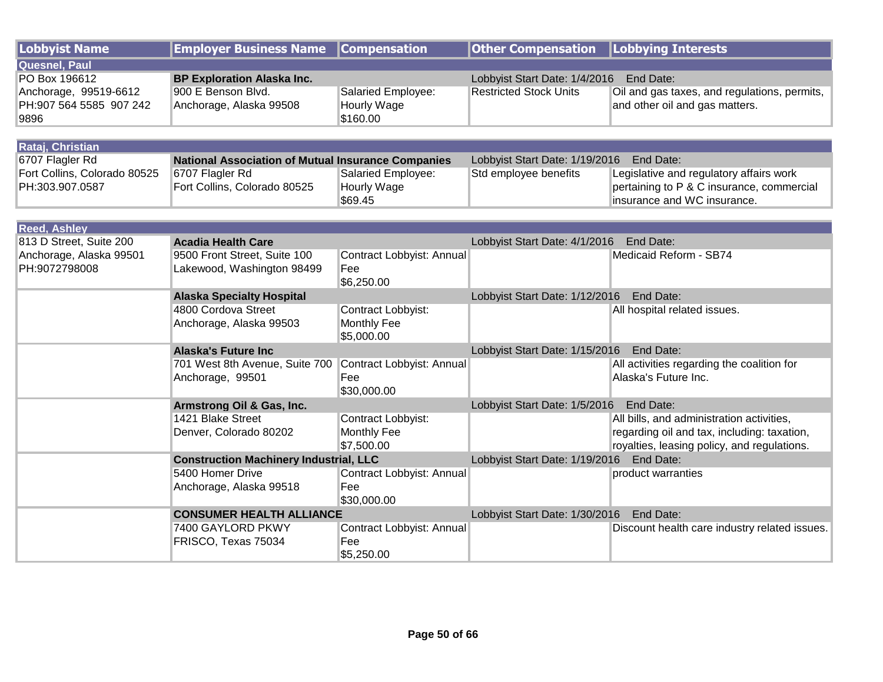| Lobbyist Name | Employer Business Name | Compensation | Other Compensation | Lobbying Interests |
|---|---|---|---|---|
| **Quesnel, Paul** | | | | |
| PO Box 196612<br>Anchorage, 99519-6612<br>PH:907 564 5585 907 242 9896 | **BP Exploration Alaska Inc.** | | Lobbyist Start Date: 1/4/2016 End Date: | |
| | 900 E Benson Blvd.<br>Anchorage, Alaska 99508 | Salaried Employee: Hourly Wage<br>$160.00 | Restricted Stock Units | Oil and gas taxes, and regulations, permits, and other oil and gas matters. |
| **Rataj, Christian** | | | | |
| 6707 Flagler Rd<br>Fort Collins, Colorado 80525<br>PH:303.907.0587 | **National Association of Mutual Insurance Companies** | | Lobbyist Start Date: 1/19/2016 End Date: | |
| | 6707 Flagler Rd<br>Fort Collins, Colorado 80525 | Salaried Employee: Hourly Wage<br>$69.45 | Std employee benefits | Legislative and regulatory affairs work pertaining to P & C insurance, commercial insurance and WC insurance. |
| **Reed, Ashley** | | | | |
| 813 D Street, Suite 200<br>Anchorage, Alaska 99501<br>PH:9072798008 | **Acadia Health Care** | | Lobbyist Start Date: 4/1/2016 End Date: | |
| | 9500 Front Street, Suite 100<br>Lakewood, Washington 98499 | Contract Lobbyist: Annual Fee<br>$6,250.00 | | Medicaid Reform - SB74 |
| | **Alaska Specialty Hospital** | | Lobbyist Start Date: 1/12/2016 End Date: | |
| | 4800 Cordova Street<br>Anchorage, Alaska 99503 | Contract Lobbyist: Monthly Fee<br>$5,000.00 | | All hospital related issues. |
| | **Alaska's Future Inc** | | Lobbyist Start Date: 1/15/2016 End Date: | |
| | 701 West 8th Avenue, Suite 700<br>Anchorage, 99501 | Contract Lobbyist: Annual Fee<br>$30,000.00 | | All activities regarding the coalition for Alaska's Future Inc. |
| | **Armstrong Oil & Gas, Inc.** | | Lobbyist Start Date: 1/5/2016 End Date: | |
| | 1421 Blake Street<br>Denver, Colorado 80202 | Contract Lobbyist: Monthly Fee<br>$7,500.00 | | All bills, and administration activities, regarding oil and tax, including: taxation, royalties, leasing policy, and regulations. |
| | **Construction Machinery Industrial, LLC** | | Lobbyist Start Date: 1/19/2016 End Date: | |
| | 5400 Homer Drive<br>Anchorage, Alaska 99518 | Contract Lobbyist: Annual Fee<br>$30,000.00 | | product warranties |
| | **CONSUMER HEALTH ALLIANCE** | | Lobbyist Start Date: 1/30/2016 End Date: | |
| | 7400 GAYLORD PKWY<br>FRISCO, Texas 75034 | Contract Lobbyist: Annual Fee<br>$5,250.00 | | Discount health care industry related issues. |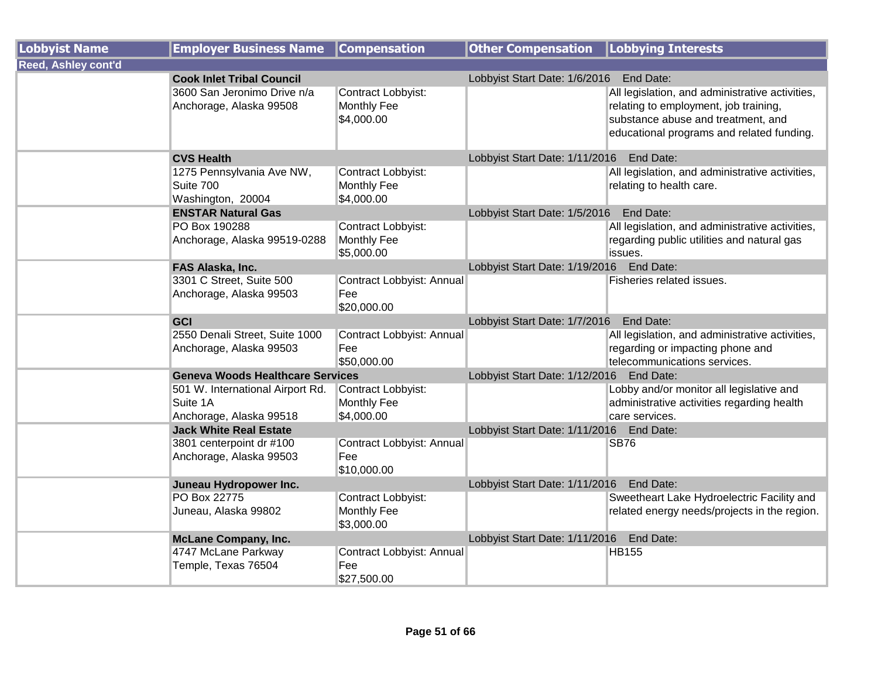| Lobbyist Name | Employer Business Name | Compensation | Other Compensation | Lobbying Interests |
|---|---|---|---|---|
| **Reed, Ashley cont'd** | | | | |
| | **Cook Inlet Tribal Council** | | Lobbyist Start Date: 1/6/2016 End Date: | |
| | 3600 San Jeronimo Drive n/a<br>Anchorage, Alaska 99508 | Contract Lobbyist: Monthly Fee<br>$4,000.00 | | All legislation, and administrative activities, relating to employment, job training, substance abuse and treatment, and educational programs and related funding. |
| | **CVS Health** | | Lobbyist Start Date: 1/11/2016 End Date: | |
| | 1275 Pennsylvania Ave NW, Suite 700<br>Washington, 20004 | Contract Lobbyist: Monthly Fee<br>$4,000.00 | | All legislation, and administrative activities, relating to health care. |
| | **ENSTAR Natural Gas** | | Lobbyist Start Date: 1/5/2016 End Date: | |
| | PO Box 190288<br>Anchorage, Alaska 99519-0288 | Contract Lobbyist: Monthly Fee<br>$5,000.00 | | All legislation, and administrative activities, regarding public utilities and natural gas issues. |
| | **FAS Alaska, Inc.** | | Lobbyist Start Date: 1/19/2016 End Date: | |
| | 3301 C Street, Suite 500<br>Anchorage, Alaska 99503 | Contract Lobbyist: Annual Fee<br>$20,000.00 | | Fisheries related issues. |
| | **GCI** | | Lobbyist Start Date: 1/7/2016 End Date: | |
| | 2550 Denali Street, Suite 1000<br>Anchorage, Alaska 99503 | Contract Lobbyist: Annual Fee<br>$50,000.00 | | All legislation, and administrative activities, regarding or impacting phone and telecommunications services. |
| | **Geneva Woods Healthcare Services** | | Lobbyist Start Date: 1/12/2016 End Date: | |
| | 501 W. International Airport Rd. Suite 1A<br>Anchorage, Alaska 99518 | Contract Lobbyist: Monthly Fee<br>$4,000.00 | | Lobby and/or monitor all legislative and administrative activities regarding health care services. |
| | **Jack White Real Estate** | | Lobbyist Start Date: 1/11/2016 End Date: | |
| | 3801 centerpoint dr #100<br>Anchorage, Alaska 99503 | Contract Lobbyist: Annual Fee<br>$10,000.00 | | SB76 |
| | **Juneau Hydropower Inc.** | | Lobbyist Start Date: 1/11/2016 End Date: | |
| | PO Box 22775<br>Juneau, Alaska 99802 | Contract Lobbyist: Monthly Fee<br>$3,000.00 | | Sweetheart Lake Hydroelectric Facility and related energy needs/projects in the region. |
| | **McLane Company, Inc.** | | Lobbyist Start Date: 1/11/2016 End Date: | |
| | 4747 McLane Parkway<br>Temple, Texas 76504 | Contract Lobbyist: Annual Fee<br>$27,500.00 | | HB155 |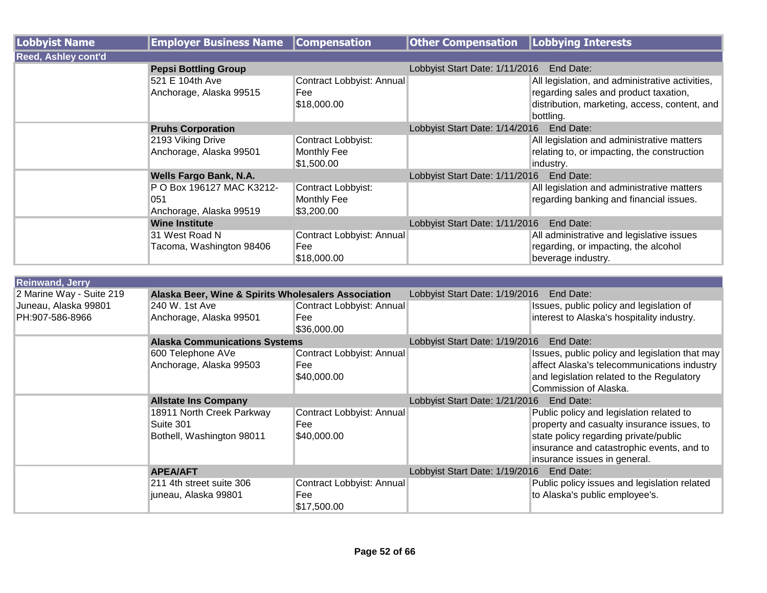| Lobbyist Name | Employer Business Name | Compensation | Other Compensation | Lobbying Interests |
|---|---|---|---|---|
| **Reed, Ashley cont'd** | | | | |
| | **Pepsi Bottling Group** | | Lobbyist Start Date: 1/11/2016 | End Date: |
| | 521 E 104th Ave<br>Anchorage, Alaska 99515 | Contract Lobbyist: Annual Fee<br>$18,000.00 | | All legislation, and administrative activities, regarding sales and product taxation, distribution, marketing, access, content, and bottling. |
| | **Pruhs Corporation** | | Lobbyist Start Date: 1/14/2016 | End Date: |
| | 2193 Viking Drive<br>Anchorage, Alaska 99501 | Contract Lobbyist: Monthly Fee<br>$1,500.00 | | All legislation and administrative matters relating to, or impacting, the construction industry. |
| | **Wells Fargo Bank, N.A.** | | Lobbyist Start Date: 1/11/2016 | End Date: |
| | P O Box 196127 MAC K3212-051<br>Anchorage, Alaska 99519 | Contract Lobbyist: Monthly Fee<br>$3,200.00 | | All legislation and administrative matters regarding banking and financial issues. |
| | **Wine Institute** | | Lobbyist Start Date: 1/11/2016 | End Date: |
| | 31 West Road N<br>Tacoma, Washington 98406 | Contract Lobbyist: Annual Fee<br>$18,000.00 | | All administrative and legislative issues regarding, or impacting, the alcohol beverage industry. |

| Lobbyist Name | Employer Business Name | Compensation | Other Compensation | Lobbying Interests |
|---|---|---|---|---|
| **Reinwand, Jerry** | | | | |
| 2 Marine Way - Suite 219<br>Juneau, Alaska 99801<br>PH:907-586-8966 | **Alaska Beer, Wine & Spirits Wholesalers Association** | | Lobbyist Start Date: 1/19/2016 | End Date: |
| | 240 W. 1st Ave<br>Anchorage, Alaska 99501 | Contract Lobbyist: Annual Fee<br>$36,000.00 | | Issues, public policy and legislation of interest to Alaska's hospitality industry. |
| | **Alaska Communications Systems** | | Lobbyist Start Date: 1/19/2016 | End Date: |
| | 600 Telephone AVe<br>Anchorage, Alaska 99503 | Contract Lobbyist: Annual Fee<br>$40,000.00 | | Issues, public policy and legislation that may affect Alaska's telecommunications industry and legislation related to the Regulatory Commission of Alaska. |
| | **Allstate Ins Company** | | Lobbyist Start Date: 1/21/2016 | End Date: |
| | 18911 North Creek Parkway<br>Suite 301<br>Bothell, Washington 98011 | Contract Lobbyist: Annual Fee<br>$40,000.00 | | Public policy and legislation related to property and casualty insurance issues, to state policy regarding private/public insurance and catastrophic events, and to insurance issues in general. |
| | **APEA/AFT** | | Lobbyist Start Date: 1/19/2016 | End Date: |
| | 211 4th street suite 306<br>juneau, Alaska 99801 | Contract Lobbyist: Annual Fee<br>$17,500.00 | | Public policy issues and legislation related to Alaska's public employee's. |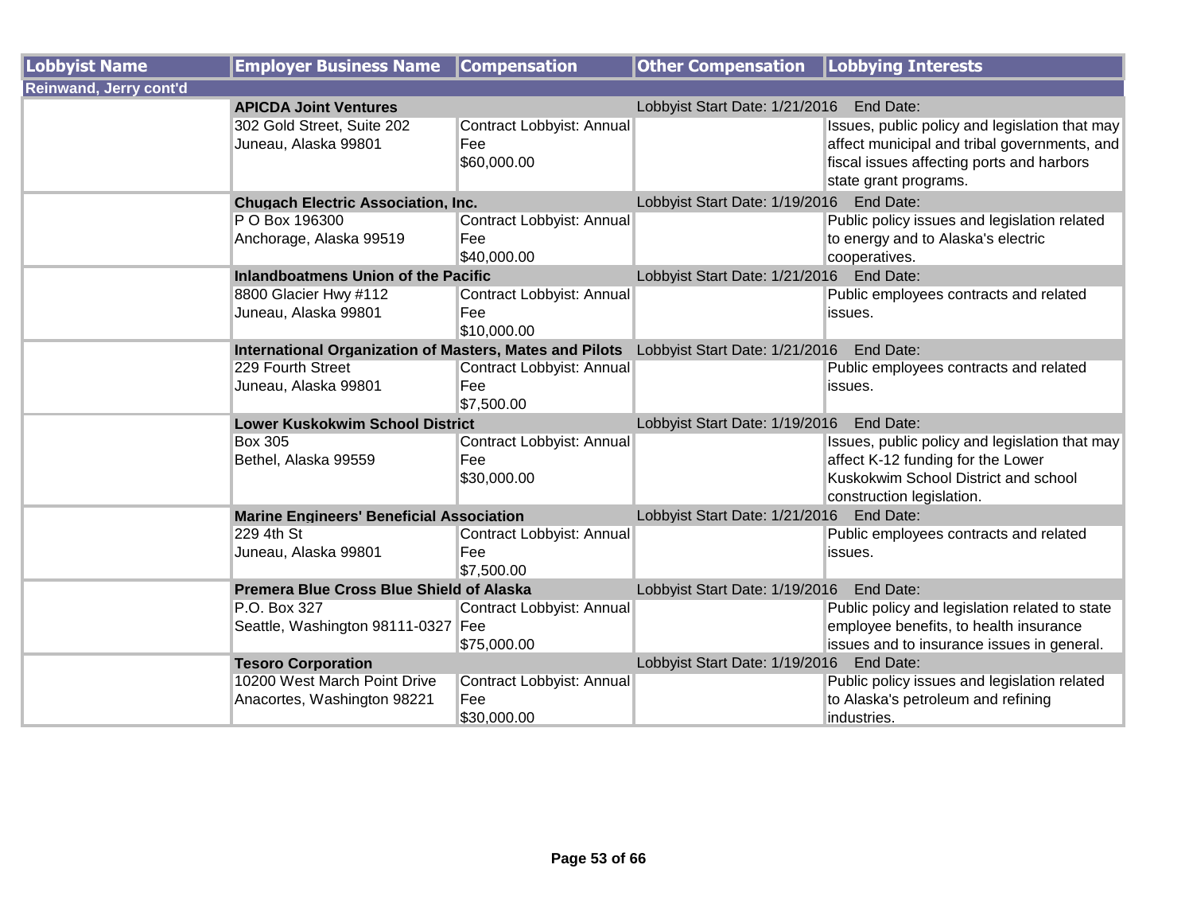| Lobbyist Name | Employer Business Name | Compensation | Other Compensation | Lobbying Interests |
|---|---|---|---|---|
| **Reinwand, Jerry cont'd** | | | | |
| | **APICDA Joint Ventures** | | Lobbyist Start Date: 1/21/2016 | End Date: |
| | 302 Gold Street, Suite 202 Juneau, Alaska 99801 | Contract Lobbyist: Annual Fee $60,000.00 | | Issues, public policy and legislation that may affect municipal and tribal governments, and fiscal issues affecting ports and harbors state grant programs. |
| | **Chugach Electric Association, Inc.** | | Lobbyist Start Date: 1/19/2016 | End Date: |
| | P O Box 196300 Anchorage, Alaska 99519 | Contract Lobbyist: Annual Fee $40,000.00 | | Public policy issues and legislation related to energy and to Alaska's electric cooperatives. |
| | **Inlandboatmens Union of the Pacific** | | Lobbyist Start Date: 1/21/2016 | End Date: |
| | 8800 Glacier Hwy #112 Juneau, Alaska 99801 | Contract Lobbyist: Annual Fee $10,000.00 | | Public employees contracts and related issues. |
| | **International Organization of Masters, Mates and Pilots** | | Lobbyist Start Date: 1/21/2016 | End Date: |
| | 229 Fourth Street Juneau, Alaska 99801 | Contract Lobbyist: Annual Fee $7,500.00 | | Public employees contracts and related issues. |
| | **Lower Kuskokwim School District** | | Lobbyist Start Date: 1/19/2016 | End Date: |
| | Box 305 Bethel, Alaska 99559 | Contract Lobbyist: Annual Fee $30,000.00 | | Issues, public policy and legislation that may affect K-12 funding for the Lower Kuskokwim School District and school construction legislation. |
| | **Marine Engineers' Beneficial Association** | | Lobbyist Start Date: 1/21/2016 | End Date: |
| | 229 4th St Juneau, Alaska 99801 | Contract Lobbyist: Annual Fee $7,500.00 | | Public employees contracts and related issues. |
| | **Premera Blue Cross Blue Shield of Alaska** | | Lobbyist Start Date: 1/19/2016 | End Date: |
| | P.O. Box 327 Seattle, Washington 98111-0327 | Contract Lobbyist: Annual Fee $75,000.00 | | Public policy and legislation related to state employee benefits, to health insurance issues and to insurance issues in general. |
| | **Tesoro Corporation** | | Lobbyist Start Date: 1/19/2016 | End Date: |
| | 10200 West March Point Drive Anacortes, Washington 98221 | Contract Lobbyist: Annual Fee $30,000.00 | | Public policy issues and legislation related to Alaska's petroleum and refining industries. |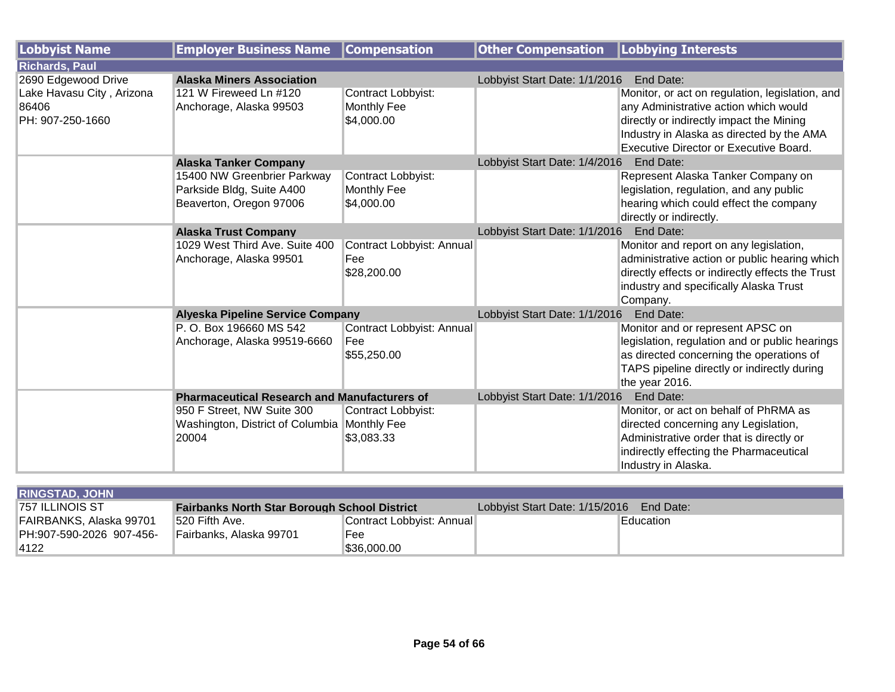| Lobbyist Name | Employer Business Name | Compensation | Other Compensation | Lobbying Interests |
|---|---|---|---|---|
| **Richards, Paul** | | | | |
| 2690 Edgewood Drive<br>Lake Havasu City , Arizona 86406<br>PH: 907-250-1660 | **Alaska Miners Association**<br>121 W Fireweed Ln #120<br>Anchorage, Alaska 99503 | Contract Lobbyist: Monthly Fee<br>$4,000.00 | Lobbyist Start Date: 1/1/2016 End Date: | Monitor, or act on regulation, legislation, and any Administrative action which would directly or indirectly impact the Mining Industry in Alaska as directed by the AMA Executive Director or Executive Board. |
| | **Alaska Tanker Company**<br>15400 NW Greenbrier Parkway<br>Parkside Bldg, Suite A400<br>Beaverton, Oregon 97006 | Contract Lobbyist: Monthly Fee<br>$4,000.00 | Lobbyist Start Date: 1/4/2016 End Date: | Represent Alaska Tanker Company on legislation, regulation, and any public hearing which could effect the company directly or indirectly. |
| | **Alaska Trust Company**<br>1029 West Third Ave. Suite 400<br>Anchorage, Alaska 99501 | Contract Lobbyist: Annual Fee<br>$28,200.00 | Lobbyist Start Date: 1/1/2016 End Date: | Monitor and report on any legislation, administrative action or public hearing which directly effects or indirectly effects the Trust industry and specifically Alaska Trust Company. |
| | **Alyeska Pipeline Service Company**<br>P. O. Box 196660 MS 542<br>Anchorage, Alaska 99519-6660 | Contract Lobbyist: Annual Fee<br>$55,250.00 | Lobbyist Start Date: 1/1/2016 End Date: | Monitor and or represent APSC on legislation, regulation and or public hearings as directed concerning the operations of TAPS pipeline directly or indirectly during the year 2016. |
| | **Pharmaceutical Research and Manufacturers of**<br>950 F Street, NW Suite 300<br>Washington, District of Columbia 20004 | Contract Lobbyist: Monthly Fee<br>$3,083.33 | Lobbyist Start Date: 1/1/2016 End Date: | Monitor, or act on behalf of PhRMA as directed concerning any Legislation, Administrative order that is directly or indirectly effecting the Pharmaceutical Industry in Alaska. |
| **RINGSTAD, JOHN** | | | | |
| 757 ILLINOIS ST<br>FAIRBANKS, Alaska 99701<br>PH:907-590-2026 907-456-4122 | **Fairbanks North Star Borough School District**<br>520 Fifth Ave.<br>Fairbanks, Alaska 99701 | Contract Lobbyist: Annual Fee<br>$36,000.00 | Lobbyist Start Date: 1/15/2016 End Date: | Education |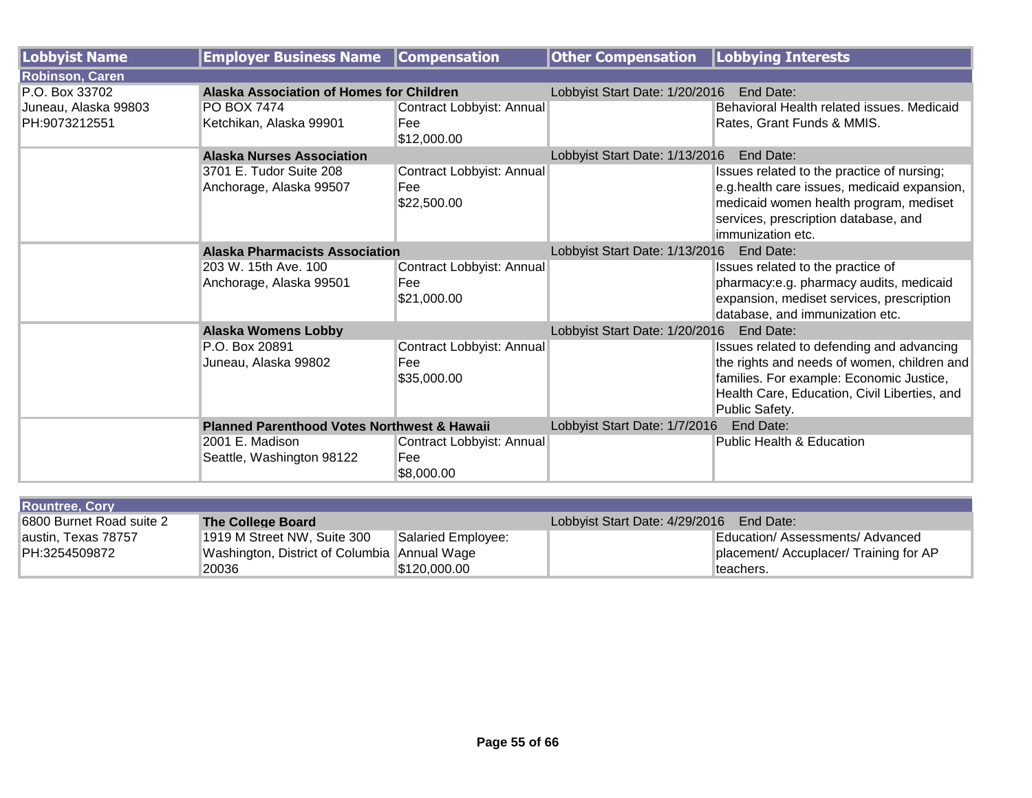| Lobbyist Name | Employer Business Name | Compensation | Other Compensation | Lobbying Interests |
|---|---|---|---|---|
| **Robinson, Caren** | | | | |
| P.O. Box 33702<br>Juneau, Alaska 99803<br>PH:9073212551 | **Alaska Association of Homes for Children**<br>PO BOX 7474<br>Ketchikan, Alaska 99901 | Contract Lobbyist: Annual Fee<br>$12,000.00 | Lobbyist Start Date: 1/20/2016 End Date: | Behavioral Health related issues. Medicaid Rates, Grant Funds & MMIS. |
| | **Alaska Nurses Association**<br>3701 E. Tudor Suite 208<br>Anchorage, Alaska 99507 | Contract Lobbyist: Annual Fee<br>$22,500.00 | Lobbyist Start Date: 1/13/2016 End Date: | Issues related to the practice of nursing; e.g.health care issues, medicaid expansion, medicaid women health program, mediset services, prescription database, and immunization etc. |
| | **Alaska Pharmacists Association**<br>203 W. 15th Ave. 100<br>Anchorage, Alaska 99501 | Contract Lobbyist: Annual Fee<br>$21,000.00 | Lobbyist Start Date: 1/13/2016 End Date: | Issues related to the practice of pharmacy:e.g. pharmacy audits, medicaid expansion, mediset services, prescription database, and immunization etc. |
| | **Alaska Womens Lobby**<br>P.O. Box 20891<br>Juneau, Alaska 99802 | Contract Lobbyist: Annual Fee<br>$35,000.00 | Lobbyist Start Date: 1/20/2016 End Date: | Issues related to defending and advancing the rights and needs of women, children and families. For example: Economic Justice, Health Care, Education, Civil Liberties, and Public Safety. |
| | **Planned Parenthood Votes Northwest & Hawaii**<br>2001 E. Madison<br>Seattle, Washington 98122 | Contract Lobbyist: Annual Fee<br>$8,000.00 | Lobbyist Start Date: 1/7/2016 End Date: | Public Health & Education |
| **Rountree, Cory** | | | | |
| 6800 Burnet Road suite 2<br>austin, Texas 78757<br>PH:3254509872 | **The College Board**<br>1919 M Street NW, Suite 300<br>Washington, District of Columbia 20036 | Salaried Employee: Annual Wage<br>$120,000.00 | Lobbyist Start Date: 4/29/2016 End Date: | Education/ Assessments/ Advanced placement/ Accuplacer/ Training for AP teachers. |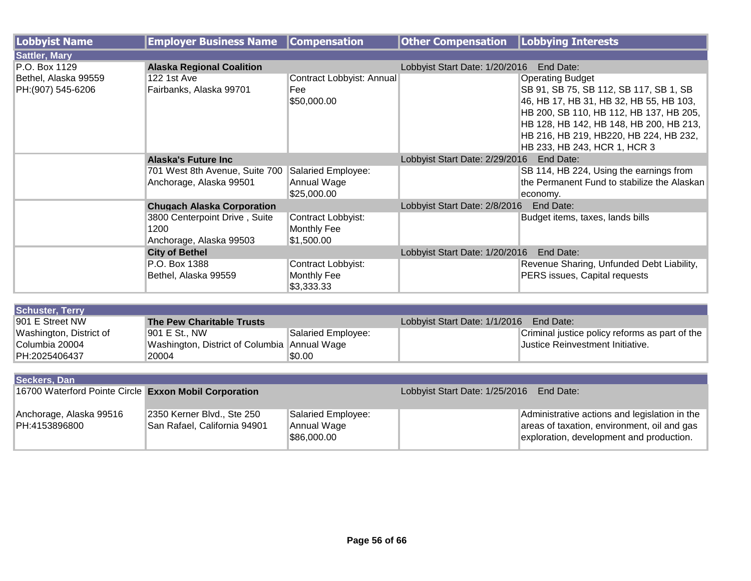| Lobbyist Name | Employer Business Name | Compensation | Other Compensation | Lobbying Interests |
|---|---|---|---|---|
| **Sattler, Mary** | | | | |
| P.O. Box 1129<br>Bethel, Alaska 99559<br>PH:(907) 545-6206 | **Alaska Regional Coalition**<br>122 1st Ave<br>Fairbanks, Alaska 99701 | Contract Lobbyist: Annual Fee<br>$50,000.00 | Lobbyist Start Date: 1/20/2016 End Date: | Operating Budget<br>SB 91, SB 75, SB 112, SB 117, SB 1, SB 46, HB 17, HB 31, HB 32, HB 55, HB 103, HB 200, SB 110, HB 112, HB 137, HB 205, HB 128, HB 142, HB 148, HB 200, HB 213, HB 216, HB 219, HB220, HB 224, HB 232, HB 233, HB 243, HCR 1, HCR 3 |
| | **Alaska's Future Inc**<br>701 West 8th Avenue, Suite 700<br>Anchorage, Alaska 99501 | Salaried Employee: Annual Wage<br>$25,000.00 | Lobbyist Start Date: 2/29/2016 End Date: | SB 114, HB 224, Using the earnings from the Permanent Fund to stabilize the Alaskan economy. |
| | **Chugach Alaska Corporation**<br>3800 Centerpoint Drive , Suite 1200<br>Anchorage, Alaska 99503 | Contract Lobbyist: Monthly Fee<br>$1,500.00 | Lobbyist Start Date: 2/8/2016 End Date: | Budget items, taxes, lands bills |
| | **City of Bethel**<br>P.O. Box 1388<br>Bethel, Alaska 99559 | Contract Lobbyist: Monthly Fee<br>$3,333.33 | Lobbyist Start Date: 1/20/2016 End Date: | Revenue Sharing, Unfunded Debt Liability, PERS issues, Capital requests |
| **Schuster, Terry** | | | | |
| 901 E Street NW<br>Washington, District of Columbia 20004<br>PH:2025406437 | **The Pew Charitable Trusts**<br>901 E St., NW<br>Washington, District of Columbia 20004 | Salaried Employee: Annual Wage<br>$0.00 | Lobbyist Start Date: 1/1/2016 End Date: | Criminal justice policy reforms as part of the Justice Reinvestment Initiative. |
| **Seckers, Dan** | | | | |
| 16700 Waterford Pointe Circle<br>Anchorage, Alaska 99516<br>PH:4153896800 | **Exxon Mobil Corporation**<br>2350 Kerner Blvd., Ste 250<br>San Rafael, California 94901 | Salaried Employee: Annual Wage<br>$86,000.00 | Lobbyist Start Date: 1/25/2016 End Date: | Administrative actions and legislation in the areas of taxation, environment, oil and gas exploration, development and production. |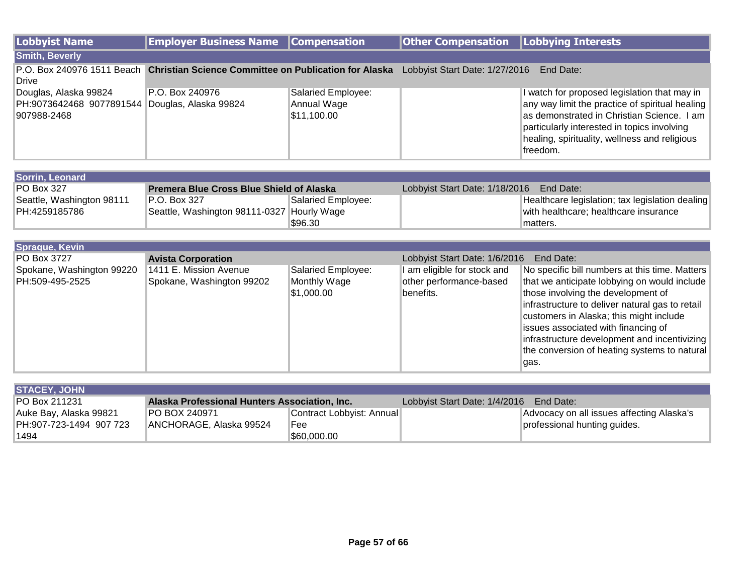| Lobbyist Name | Employer Business Name | Compensation | Other Compensation | Lobbying Interests |
|---|---|---|---|---|
| **Smith, Beverly** | | | | |
| P.O. Box 240976 1511 Beach Drive | **Christian Science Committee on Publication for Alaska** | | Lobbyist Start Date: 1/27/2016 | End Date: |
| Douglas, Alaska 99824 PH:9073642468 9077891544 907988-2468 | P.O. Box 240976 Douglas, Alaska 99824 | Salaried Employee: Annual Wage $11,100.00 | | I watch for proposed legislation that may in any way limit the practice of spiritual healing as demonstrated in Christian Science. I am particularly interested in topics involving healing, spirituality, wellness and religious freedom. |
| **Sorrin, Leonard** | | | | |
| PO Box 327 | **Premera Blue Cross Blue Shield of Alaska** | | Lobbyist Start Date: 1/18/2016 | End Date: |
| Seattle, Washington 98111 PH:4259185786 | P.O. Box 327 Seattle, Washington 98111-0327 | Salaried Employee: Hourly Wage $96.30 | | Healthcare legislation; tax legislation dealing with healthcare; healthcare insurance matters. |
| **Sprague, Kevin** | | | | |
| PO Box 3727 | **Avista Corporation** | | Lobbyist Start Date: 1/6/2016 | End Date: |
| Spokane, Washington 99220 PH:509-495-2525 | 1411 E. Mission Avenue Spokane, Washington 99202 | Salaried Employee: Monthly Wage $1,000.00 | I am eligible for stock and other performance-based benefits. | No specific bill numbers at this time. Matters that we anticipate lobbying on would include those involving the development of infrastructure to deliver natural gas to retail customers in Alaska; this might include issues associated with financing of infrastructure development and incentivizing the conversion of heating systems to natural gas. |
| **STACEY, JOHN** | | | | |
| PO Box 211231 | **Alaska Professional Hunters Association, Inc.** | | Lobbyist Start Date: 1/4/2016 | End Date: |
| Auke Bay, Alaska 99821 PH:907-723-1494 907 723 1494 | PO BOX 240971 ANCHORAGE, Alaska 99524 | Contract Lobbyist: Annual Fee $60,000.00 | | Advocacy on all issues affecting Alaska's professional hunting guides. |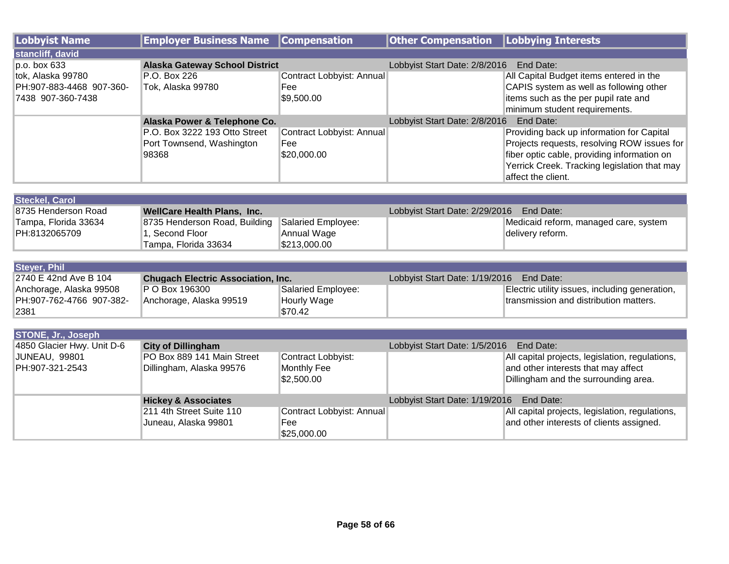| Lobbyist Name | Employer Business Name | Compensation | Other Compensation | Lobbying Interests |
|---|---|---|---|---|
| **stancliff, david** | | | | |
| p.o. box 633<br>tok, Alaska 99780<br>PH:907-883-4468 907-360-7438 907-360-7438 | **Alaska Gateway School District**<br>P.O. Box 226<br>Tok, Alaska 99780 | Contract Lobbyist: Annual Fee<br>$9,500.00 | Lobbyist Start Date: 2/8/2016 End Date: | All Capital Budget items entered in the CAPIS system as well as following other items such as the per pupil rate and minimum student requirements. |
| | **Alaska Power & Telephone Co.**<br>P.O. Box 3222 193 Otto Street<br>Port Townsend, Washington 98368 | Contract Lobbyist: Annual Fee<br>$20,000.00 | Lobbyist Start Date: 2/8/2016 End Date: | Providing back up information for Capital Projects requests, resolving ROW issues for fiber optic cable, providing information on Yerrick Creek. Tracking legislation that may affect the client. |
| **Steckel, Carol** | | | | |
| 8735 Henderson Road<br>Tampa, Florida 33634<br>PH:8132065709 | **WellCare Health Plans, Inc.**<br>8735 Henderson Road, Building 1, Second Floor<br>Tampa, Florida 33634 | Salaried Employee: Annual Wage<br>$213,000.00 | Lobbyist Start Date: 2/29/2016 End Date: | Medicaid reform, managed care, system delivery reform. |
| **Steyer, Phil** | | | | |
| 2740 E 42nd Ave B 104<br>Anchorage, Alaska 99508<br>PH:907-762-4766 907-382-2381 | **Chugach Electric Association, Inc.**<br>P O Box 196300<br>Anchorage, Alaska 99519 | Salaried Employee: Hourly Wage<br>$70.42 | Lobbyist Start Date: 1/19/2016 End Date: | Electric utility issues, including generation, transmission and distribution matters. |
| **STONE, Jr., Joseph** | | | | |
| 4850 Glacier Hwy. Unit D-6<br>JUNEAU, 99801<br>PH:907-321-2543 | **City of Dillingham**<br>PO Box 889 141 Main Street<br>Dillingham, Alaska 99576 | Contract Lobbyist: Monthly Fee<br>$2,500.00 | Lobbyist Start Date: 1/5/2016 End Date: | All capital projects, legislation, regulations, and other interests that may affect Dillingham and the surrounding area. |
| | **Hickey & Associates**<br>211 4th Street Suite 110<br>Juneau, Alaska 99801 | Contract Lobbyist: Annual Fee<br>$25,000.00 | Lobbyist Start Date: 1/19/2016 End Date: | All capital projects, legislation, regulations, and other interests of clients assigned. |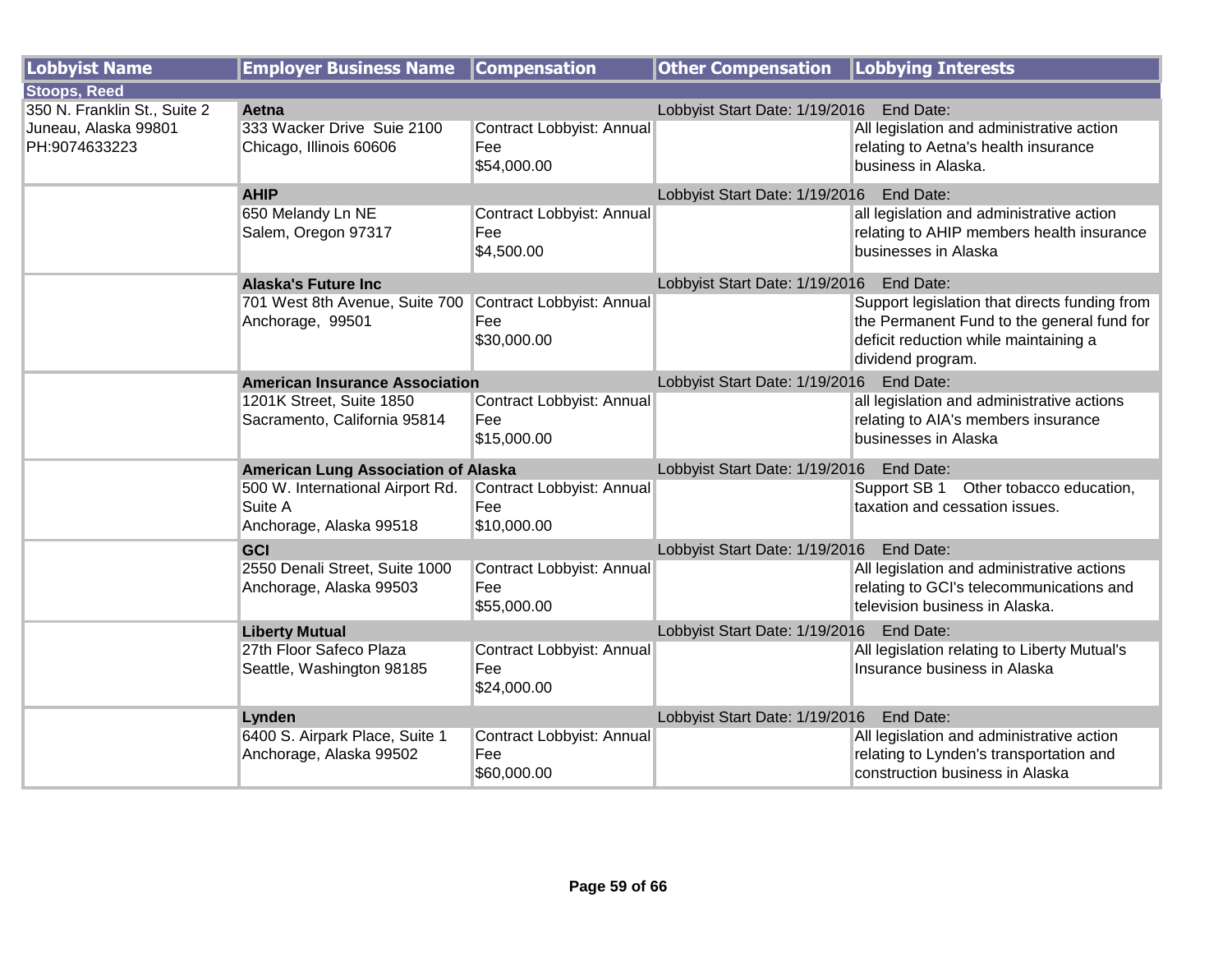| Lobbyist Name | Employer Business Name | Compensation | Other Compensation | Lobbying Interests |
|---|---|---|---|---|
| **Stoops, Reed** | | | | |
| 350 N. Franklin St., Suite 2<br>Juneau, Alaska 99801<br>PH:9074633223 | **Aetna** | | Lobbyist Start Date: 1/19/2016 | End Date: |
| | 333 Wacker Drive Suie 2100<br>Chicago, Illinois 60606 | Contract Lobbyist: Annual Fee<br>$54,000.00 | | All legislation and administrative action relating to Aetna's health insurance business in Alaska. |
| | **AHIP** | | Lobbyist Start Date: 1/19/2016 | End Date: |
| | 650 Melandy Ln NE<br>Salem, Oregon 97317 | Contract Lobbyist: Annual Fee<br>$4,500.00 | | all legislation and administrative action relating to AHIP members health insurance businesses in Alaska |
| | **Alaska's Future Inc** | | Lobbyist Start Date: 1/19/2016 | End Date: |
| | 701 West 8th Avenue, Suite 700<br>Anchorage, 99501 | Contract Lobbyist: Annual Fee<br>$30,000.00 | | Support legislation that directs funding from the Permanent Fund to the general fund for deficit reduction while maintaining a dividend program. |
| | **American Insurance Association** | | Lobbyist Start Date: 1/19/2016 | End Date: |
| | 1201K Street, Suite 1850<br>Sacramento, California 95814 | Contract Lobbyist: Annual Fee<br>$15,000.00 | | all legislation and administrative actions relating to AIA's members insurance businesses in Alaska |
| | **American Lung Association of Alaska** | | Lobbyist Start Date: 1/19/2016 | End Date: |
| | 500 W. International Airport Rd. Suite A<br>Anchorage, Alaska 99518 | Contract Lobbyist: Annual Fee<br>$10,000.00 | | Support SB 1 Other tobacco education, taxation and cessation issues. |
| | **GCI** | | Lobbyist Start Date: 1/19/2016 | End Date: |
| | 2550 Denali Street, Suite 1000<br>Anchorage, Alaska 99503 | Contract Lobbyist: Annual Fee<br>$55,000.00 | | All legislation and administrative actions relating to GCI's telecommunications and television business in Alaska. |
| | **Liberty Mutual** | | Lobbyist Start Date: 1/19/2016 | End Date: |
| | 27th Floor Safeco Plaza<br>Seattle, Washington 98185 | Contract Lobbyist: Annual Fee<br>$24,000.00 | | All legislation relating to Liberty Mutual's Insurance business in Alaska |
| | **Lynden** | | Lobbyist Start Date: 1/19/2016 | End Date: |
| | 6400 S. Airpark Place, Suite 1<br>Anchorage, Alaska 99502 | Contract Lobbyist: Annual Fee<br>$60,000.00 | | All legislation and administrative action relating to Lynden's transportation and construction business in Alaska |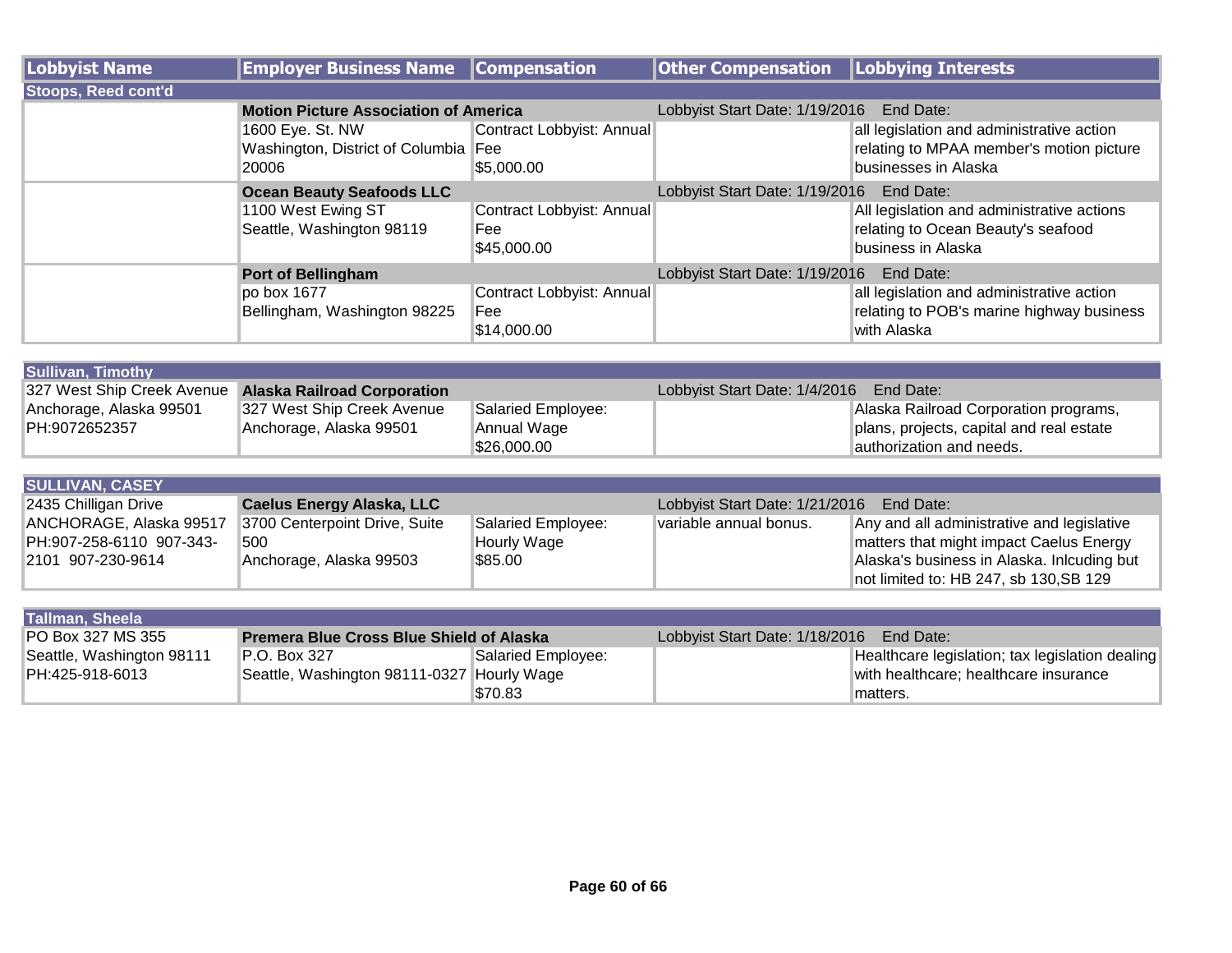| Lobbyist Name | Employer Business Name | Compensation | Other Compensation | Lobbying Interests |
|---|---|---|---|---|
| **Stoops, Reed cont'd** | | | | |
| | **Motion Picture Association of America** | | Lobbyist Start Date: 1/19/2016 | End Date: |
| | 1600 Eye. St. NW Washington, District of Columbia 20006 | Contract Lobbyist: Annual Fee $5,000.00 | | all legislation and administrative action relating to MPAA member's motion picture businesses in Alaska |
| | **Ocean Beauty Seafoods LLC** | | Lobbyist Start Date: 1/19/2016 | End Date: |
| | 1100 West Ewing ST Seattle, Washington 98119 | Contract Lobbyist: Annual Fee $45,000.00 | | All legislation and administrative actions relating to Ocean Beauty's seafood business in Alaska |
| | **Port of Bellingham** | | Lobbyist Start Date: 1/19/2016 | End Date: |
| | po box 1677 Bellingham, Washington 98225 | Contract Lobbyist: Annual Fee $14,000.00 | | all legislation and administrative action relating to POB's marine highway business with Alaska |
| **Sullivan, Timothy** | | | | |
| 327 West Ship Creek Avenue Anchorage, Alaska 99501 PH:9072652357 | **Alaska Railroad Corporation** | | Lobbyist Start Date: 1/4/2016 | End Date: |
| | 327 West Ship Creek Avenue Anchorage, Alaska 99501 | Salaried Employee: Annual Wage $26,000.00 | | Alaska Railroad Corporation programs, plans, projects, capital and real estate authorization and needs. |
| **SULLIVAN, CASEY** | | | | |
| 2435 Chilligan Drive ANCHORAGE, Alaska 99517 PH:907-258-6110 907-343-2101 907-230-9614 | **Caelus Energy Alaska, LLC** | | Lobbyist Start Date: 1/21/2016 | End Date: |
| | 3700 Centerpoint Drive, Suite 500 Anchorage, Alaska 99503 | Salaried Employee: Hourly Wage $85.00 | variable annual bonus. | Any and all administrative and legislative matters that might impact Caelus Energy Alaska's business in Alaska. Inlcuding but not limited to: HB 247, sb 130,SB 129 |
| **Tallman, Sheela** | | | | |
| PO Box 327 MS 355 Seattle, Washington 98111 PH:425-918-6013 | **Premera Blue Cross Blue Shield of Alaska** | | Lobbyist Start Date: 1/18/2016 | End Date: |
| | P.O. Box 327 Seattle, Washington 98111-0327 | Salaried Employee: Hourly Wage $70.83 | | Healthcare legislation; tax legislation dealing with healthcare; healthcare insurance matters. |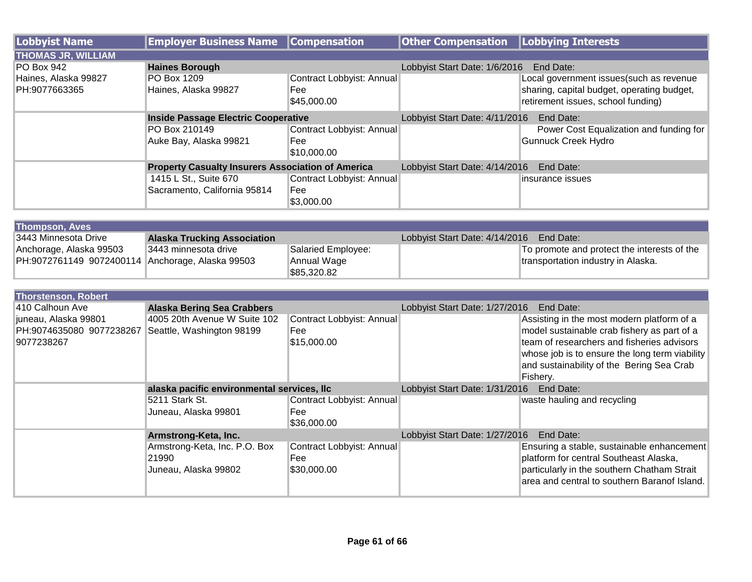| Lobbyist Name | Employer Business Name | Compensation | Other Compensation | Lobbying Interests |
|---|---|---|---|---|
| **THOMAS JR, WILLIAM** | | | | |
| PO Box 942<br>Haines, Alaska 99827<br>PH:9077663365 | **Haines Borough**<br>PO Box 1209<br>Haines, Alaska 99827 | Contract Lobbyist: Annual Fee<br>$45,000.00 | Lobbyist Start Date: 1/6/2016 End Date: | Local government issues(such as revenue sharing, capital budget, operating budget, retirement issues, school funding) |
| | **Inside Passage Electric Cooperative**<br>PO Box 210149<br>Auke Bay, Alaska 99821 | Contract Lobbyist: Annual Fee<br>$10,000.00 | Lobbyist Start Date: 4/11/2016 End Date: | Power Cost Equalization and funding for Gunnuck Creek Hydro |
| | **Property Casualty Insurers Association of America**<br>1415 L St., Suite 670<br>Sacramento, California 95814 | Contract Lobbyist: Annual Fee<br>$3,000.00 | Lobbyist Start Date: 4/14/2016 End Date: | insurance issues |
| **Thompson, Aves** | | | | |
| 3443 Minnesota Drive<br>Anchorage, Alaska 99503<br>PH:9072761149 9072400114 | **Alaska Trucking Association**<br>3443 minnesota drive<br>Anchorage, Alaska 99503 | Salaried Employee: Annual Wage<br>$85,320.82 | Lobbyist Start Date: 4/14/2016 End Date: | To promote and protect the interests of the transportation industry in Alaska. |
| **Thorstenson, Robert** | | | | |
| 410 Calhoun Ave<br>juneau, Alaska 99801<br>PH:9074635080 9077238267 9077238267 | **Alaska Bering Sea Crabbers**<br>4005 20th Avenue W Suite 102<br>Seattle, Washington 98199 | Contract Lobbyist: Annual Fee<br>$15,000.00 | Lobbyist Start Date: 1/27/2016 End Date: | Assisting in the most modern platform of a model sustainable crab fishery as part of a team of researchers and fisheries advisors whose job is to ensure the long term viability and sustainability of the Bering Sea Crab Fishery. |
| | **alaska pacific environmental services, llc**<br>5211 Stark St.<br>Juneau, Alaska 99801 | Contract Lobbyist: Annual Fee<br>$36,000.00 | Lobbyist Start Date: 1/31/2016 End Date: | waste hauling and recycling |
| | **Armstrong-Keta, Inc.**<br>Armstrong-Keta, Inc. P.O. Box 21990<br>Juneau, Alaska 99802 | Contract Lobbyist: Annual Fee<br>$30,000.00 | Lobbyist Start Date: 1/27/2016 End Date: | Ensuring a stable, sustainable enhancement platform for central Southeast Alaska, particularly in the southern Chatham Strait area and central to southern Baranof Island. |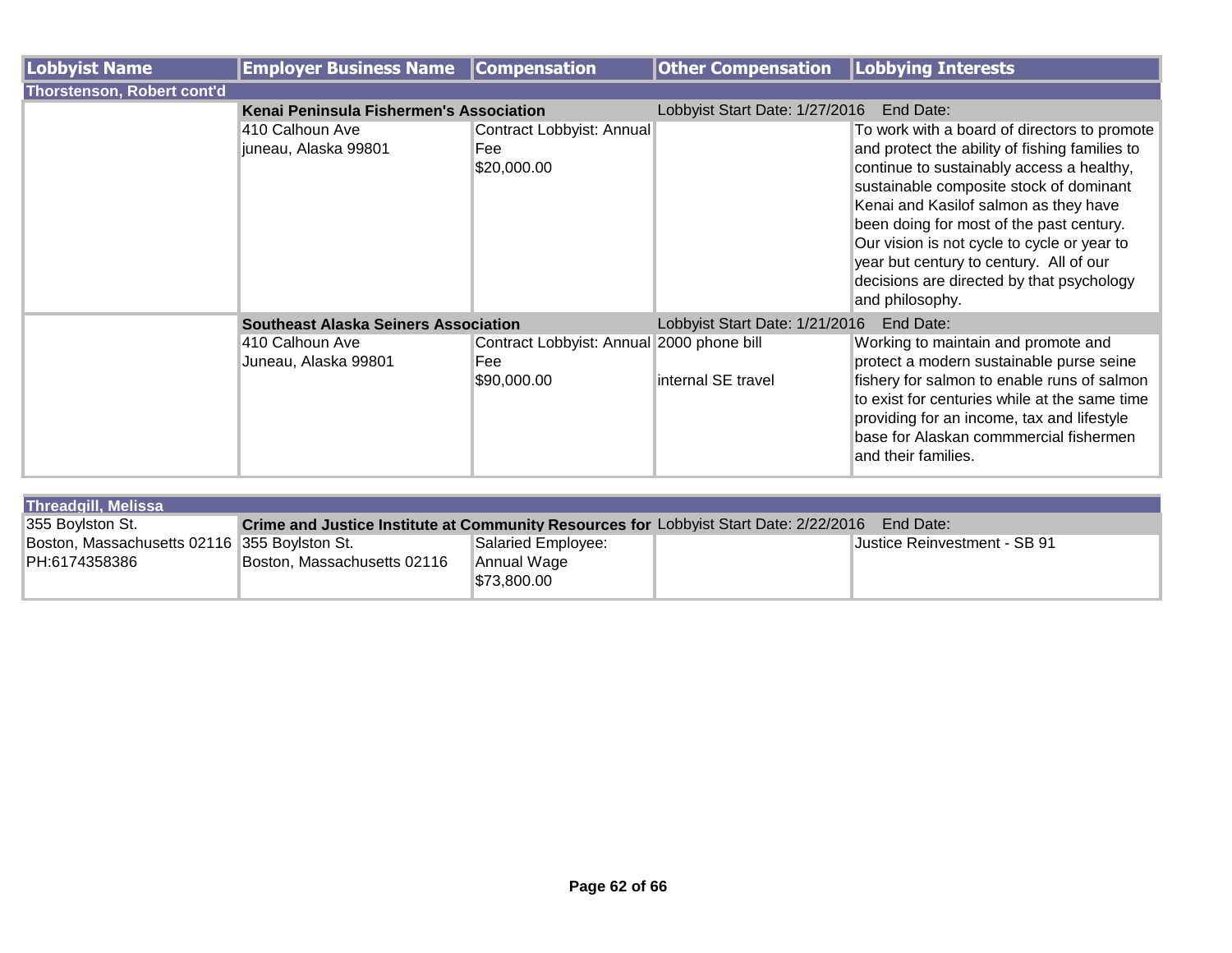| Lobbyist Name | Employer Business Name | Compensation | Other Compensation | Lobbying Interests |
|---|---|---|---|---|
| **Thorstenson, Robert cont'd** | | | | |
| | **Kenai Peninsula Fishermen's Association** | | Lobbyist Start Date: 1/27/2016 | End Date: |
| | 410 Calhoun Ave<br>juneau, Alaska 99801 | Contract Lobbyist: Annual Fee<br>$20,000.00 | | To work with a board of directors to promote and protect the ability of fishing families to continue to sustainably access a healthy, sustainable composite stock of dominant Kenai and Kasilof salmon as they have been doing for most of the past century. Our vision is not cycle to cycle or year to year but century to century. All of our decisions are directed by that psychology and philosophy. |
| | **Southeast Alaska Seiners Association** | | Lobbyist Start Date: 1/21/2016 | End Date: |
| | 410 Calhoun Ave<br>Juneau, Alaska 99801 | Contract Lobbyist: Annual Fee<br>$90,000.00 | 2000 phone bill<br><br>internal SE travel | Working to maintain and promote and protect a modern sustainable purse seine fishery for salmon to enable runs of salmon to exist for centuries while at the same time providing for an income, tax and lifestyle base for Alaskan commmercial fishermen and their families. |

| Lobbyist Name | Employer Business Name | Compensation | Other Compensation | Lobbying Interests |
|---|---|---|---|---|
| **Threadgill, Melissa** | | | | |
| 355 Boylston St. | **Crime and Justice Institute at Community Resources for** | | Lobbyist Start Date: 2/22/2016 | End Date: |
| Boston, Massachusetts 02116<br>PH:6174358386 | 355 Boylston St.<br>Boston, Massachusetts 02116 | Salaried Employee: Annual Wage<br>$73,800.00 | | Justice Reinvestment - SB 91 |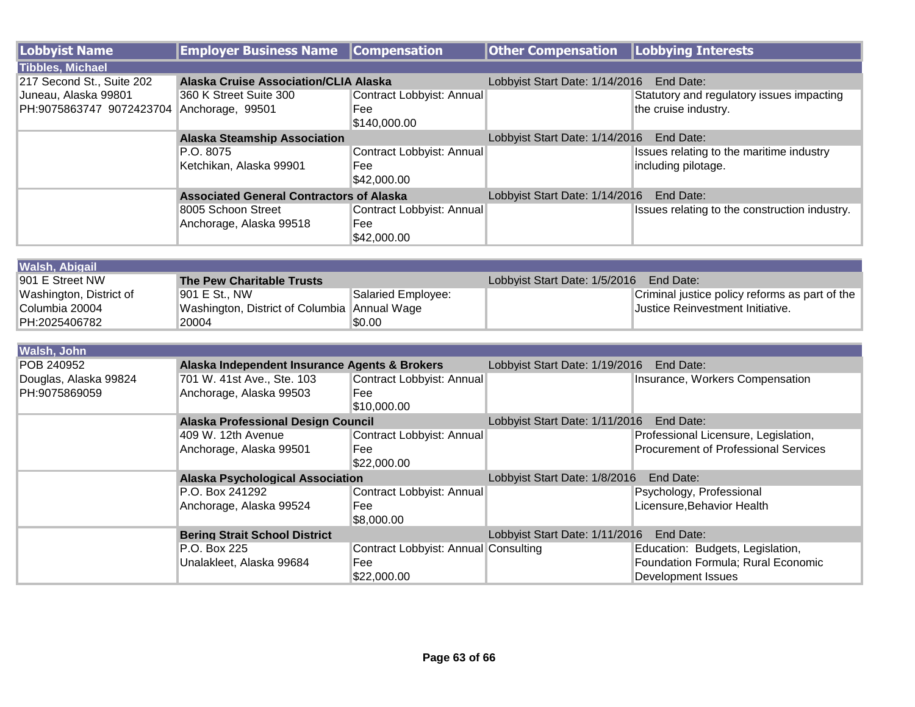| Lobbyist Name | Employer Business Name | Compensation | Other Compensation | Lobbying Interests |
|---|---|---|---|---|
| **Tibbles, Michael** | | | | |
| 217 Second St., Suite 202<br>Juneau, Alaska 99801<br>PH:9075863747 9072423704 | **Alaska Cruise Association/CLIA Alaska**<br>360 K Street Suite 300<br>Anchorage, 99501 | Contract Lobbyist: Annual Fee<br>$140,000.00 | Lobbyist Start Date: 1/14/2016 End Date: | Statutory and regulatory issues impacting the cruise industry. |
| | **Alaska Steamship Association**<br>P.O. 8075<br>Ketchikan, Alaska 99901 | Contract Lobbyist: Annual Fee<br>$42,000.00 | Lobbyist Start Date: 1/14/2016 End Date: | Issues relating to the maritime industry including pilotage. |
| | **Associated General Contractors of Alaska**<br>8005 Schoon Street<br>Anchorage, Alaska 99518 | Contract Lobbyist: Annual Fee<br>$42,000.00 | Lobbyist Start Date: 1/14/2016 End Date: | Issues relating to the construction industry. |
| **Walsh, Abigail** | | | | |
| 901 E Street NW<br>Washington, District of Columbia 20004<br>PH:2025406782 | **The Pew Charitable Trusts**<br>901 E St., NW<br>Washington, District of Columbia 20004 | Salaried Employee: Annual Wage<br>$0.00 | Lobbyist Start Date: 1/5/2016 End Date: | Criminal justice policy reforms as part of the Justice Reinvestment Initiative. |
| **Walsh, John** | | | | |
| POB 240952<br>Douglas, Alaska 99824<br>PH:9075869059 | **Alaska Independent Insurance Agents & Brokers**<br>701 W. 41st Ave., Ste. 103<br>Anchorage, Alaska 99503 | Contract Lobbyist: Annual Fee<br>$10,000.00 | Lobbyist Start Date: 1/19/2016 End Date: | Insurance, Workers Compensation |
| | **Alaska Professional Design Council**<br>409 W. 12th Avenue<br>Anchorage, Alaska 99501 | Contract Lobbyist: Annual Fee<br>$22,000.00 | Lobbyist Start Date: 1/11/2016 End Date: | Professional Licensure, Legislation, Procurement of Professional Services |
| | **Alaska Psychological Association**<br>P.O. Box 241292<br>Anchorage, Alaska 99524 | Contract Lobbyist: Annual Fee<br>$8,000.00 | Lobbyist Start Date: 1/8/2016 End Date: | Psychology, Professional Licensure,Behavior Health |
| | **Bering Strait School District**<br>P.O. Box 225<br>Unalakleet, Alaska 99684 | Contract Lobbyist: Annual Fee<br>$22,000.00 | Lobbyist Start Date: 1/11/2016 End Date:<br>Consulting | Education: Budgets, Legislation, Foundation Formula; Rural Economic Development Issues |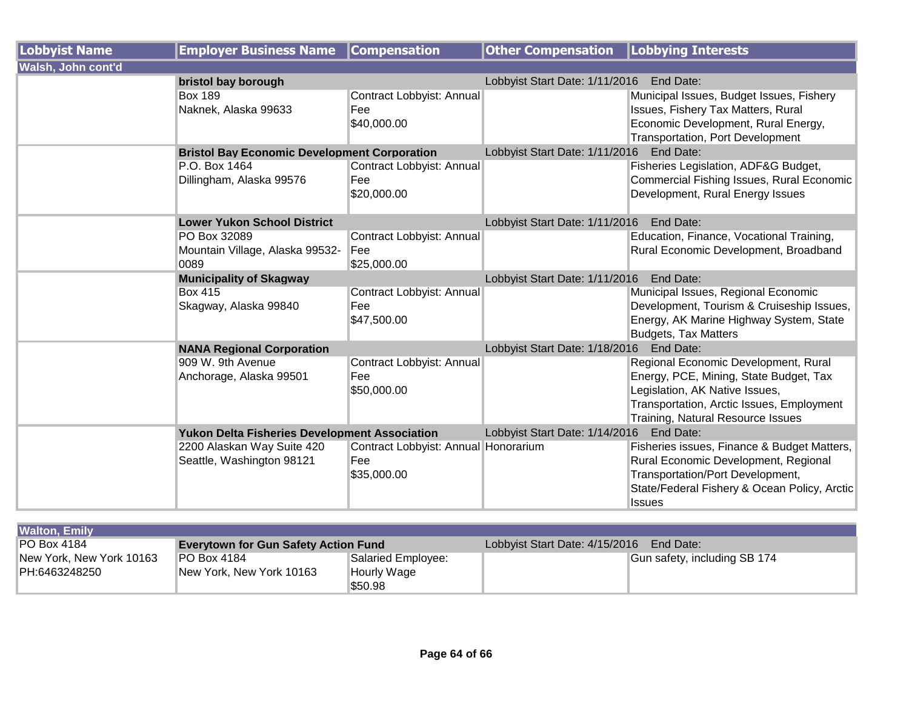| Lobbyist Name | Employer Business Name | Compensation | Other Compensation | Lobbying Interests |
|---|---|---|---|---|
| **Walsh, John cont'd** | | | | |
| | **bristol bay borough** | | Lobbyist Start Date: 1/11/2016 End Date: | |
| | Box 189<br>Naknek, Alaska 99633 | Contract Lobbyist: Annual Fee<br>$40,000.00 | | Municipal Issues, Budget Issues, Fishery Issues, Fishery Tax Matters, Rural Economic Development, Rural Energy, Transportation, Port Development |
| | **Bristol Bay Economic Development Corporation** | | Lobbyist Start Date: 1/11/2016 End Date: | |
| | P.O. Box 1464<br>Dillingham, Alaska 99576 | Contract Lobbyist: Annual Fee<br>$20,000.00 | | Fisheries Legislation, ADF&G Budget, Commercial Fishing Issues, Rural Economic Development, Rural Energy Issues |
| | **Lower Yukon School District** | | Lobbyist Start Date: 1/11/2016 End Date: | |
| | PO Box 32089<br>Mountain Village, Alaska 99532-0089 | Contract Lobbyist: Annual Fee<br>$25,000.00 | | Education, Finance, Vocational Training, Rural Economic Development, Broadband |
| | **Municipality of Skagway** | | Lobbyist Start Date: 1/11/2016 End Date: | |
| | Box 415<br>Skagway, Alaska 99840 | Contract Lobbyist: Annual Fee<br>$47,500.00 | | Municipal Issues, Regional Economic Development, Tourism & Cruiseship Issues, Energy, AK Marine Highway System, State Budgets, Tax Matters |
| | **NANA Regional Corporation** | | Lobbyist Start Date: 1/18/2016 End Date: | |
| | 909 W. 9th Avenue<br>Anchorage, Alaska 99501 | Contract Lobbyist: Annual Fee<br>$50,000.00 | | Regional Economic Development, Rural Energy, PCE, Mining, State Budget, Tax Legislation, AK Native Issues, Transportation, Arctic Issues, Employment Training, Natural Resource Issues |
| | **Yukon Delta Fisheries Development Association** | | Lobbyist Start Date: 1/14/2016 End Date: | |
| | 2200 Alaskan Way Suite 420<br>Seattle, Washington 98121 | Contract Lobbyist: Annual Fee<br>$35,000.00 | Honorarium | Fisheries issues, Finance & Budget Matters, Rural Economic Development, Regional Transportation/Port Development, State/Federal Fishery & Ocean Policy, Arctic Issues |

| Lobbyist Name | Employer Business Name | Compensation | Other Compensation | Lobbying Interests |
|---|---|---|---|---|
| **Walton, Emily** | | | | |
| PO Box 4184<br>New York, New York 10163<br>PH:6463248250 | **Everytown for Gun Safety Action Fund** | | Lobbyist Start Date: 4/15/2016 End Date: | |
| | PO Box 4184<br>New York, New York 10163 | Salaried Employee: Hourly Wage<br>$50.98 | | Gun safety, including SB 174 |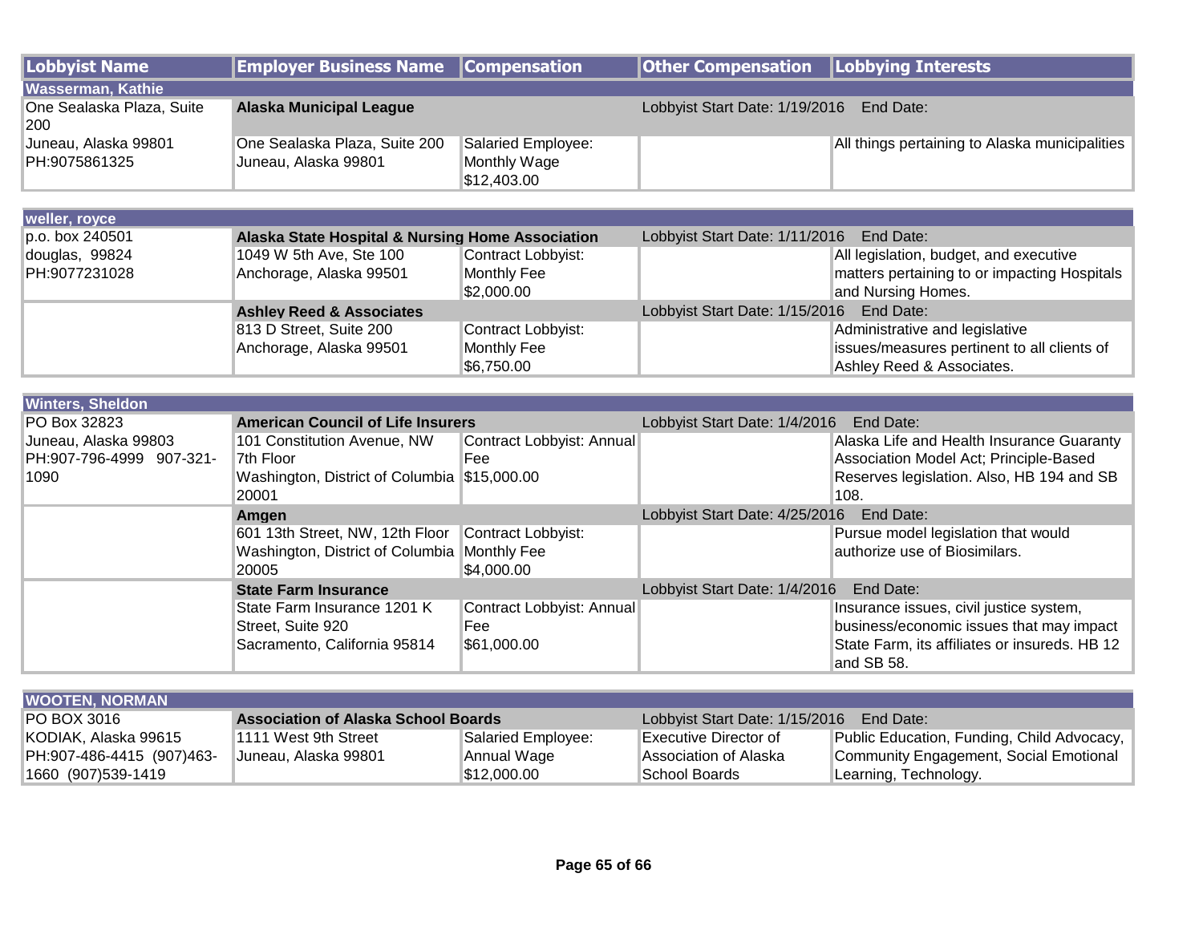| Lobbyist Name | Employer Business Name | Compensation | Other Compensation | Lobbying Interests |
|---|---|---|---|---|
| **Wasserman, Kathie** | | | | |
| One Sealaska Plaza, Suite 200 | **Alaska Municipal League** | | Lobbyist Start Date: 1/19/2016 | End Date: |
| Juneau, Alaska 99801 PH:9075861325 | One Sealaska Plaza, Suite 200 Juneau, Alaska 99801 | Salaried Employee: Monthly Wage $12,403.00 | | All things pertaining to Alaska municipalities |
| **weller, royce** | | | | |
| p.o. box 240501 | **Alaska State Hospital & Nursing Home Association** | | Lobbyist Start Date: 1/11/2016 | End Date: |
| douglas, 99824 PH:9077231028 | 1049 W 5th Ave, Ste 100 Anchorage, Alaska 99501 | Contract Lobbyist: Monthly Fee $2,000.00 | | All legislation, budget, and executive matters pertaining to or impacting Hospitals and Nursing Homes. |
| | **Ashley Reed & Associates** | | Lobbyist Start Date: 1/15/2016 | End Date: |
| | 813 D Street, Suite 200 Anchorage, Alaska 99501 | Contract Lobbyist: Monthly Fee $6,750.00 | | Administrative and legislative issues/measures pertinent to all clients of Ashley Reed & Associates. |
| **Winters, Sheldon** | | | | |
| PO Box 32823 | **American Council of Life Insurers** | | Lobbyist Start Date: 1/4/2016 | End Date: |
| Juneau, Alaska 99803 PH:907-796-4999 907-321-1090 | 101 Constitution Avenue, NW 7th Floor Washington, District of Columbia 20001 | Contract Lobbyist: Annual Fee $15,000.00 | | Alaska Life and Health Insurance Guaranty Association Model Act; Principle-Based Reserves legislation. Also, HB 194 and SB 108. |
| | **Amgen** | | Lobbyist Start Date: 4/25/2016 | End Date: |
| | 601 13th Street, NW, 12th Floor Washington, District of Columbia 20005 | Contract Lobbyist: Monthly Fee $4,000.00 | | Pursue model legislation that would authorize use of Biosimilars. |
| | **State Farm Insurance** | | Lobbyist Start Date: 1/4/2016 | End Date: |
| | State Farm Insurance 1201 K Street, Suite 920 Sacramento, California 95814 | Contract Lobbyist: Annual Fee $61,000.00 | | Insurance issues, civil justice system, business/economic issues that may impact State Farm, its affiliates or insureds. HB 12 and SB 58. |
| **WOOTEN, NORMAN** | | | | |
| PO BOX 3016 | **Association of Alaska School Boards** | | Lobbyist Start Date: 1/15/2016 | End Date: |
| KODIAK, Alaska 99615 PH:907-486-4415 (907)463-1660 (907)539-1419 | 1111 West 9th Street Juneau, Alaska 99801 | Salaried Employee: Annual Wage $12,000.00 | Executive Director of Association of Alaska School Boards | Public Education, Funding, Child Advocacy, Community Engagement, Social Emotional Learning, Technology. |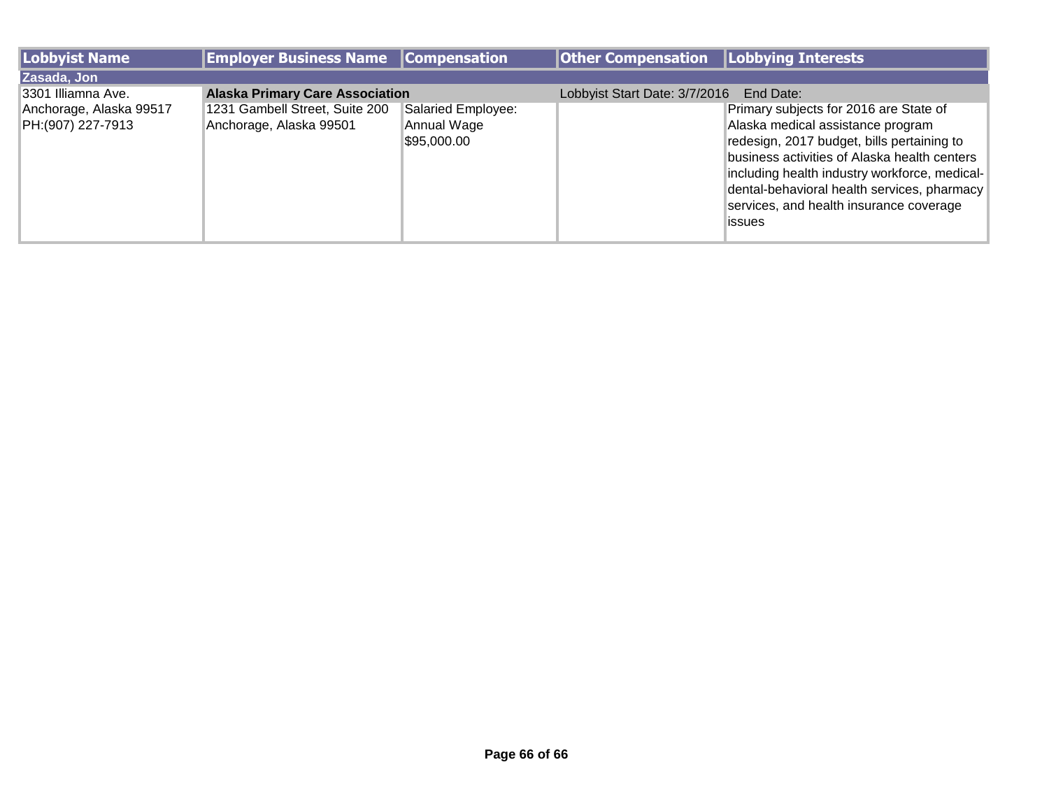| Lobbyist Name | Employer Business Name | Compensation | Other Compensation | Lobbying Interests |
|---|---|---|---|---|
| **Zasada, Jon** | | | | |
| 3301 Illiamna Ave. | **Alaska Primary Care Association** | | Lobbyist Start Date: 3/7/2016 | End Date: |
| Anchorage, Alaska 99517<br>PH:(907) 227-7913 | 1231 Gambell Street, Suite 200<br>Anchorage, Alaska 99501 | Salaried Employee:<br>Annual Wage<br>$95,000.00 | | Primary subjects for 2016 are State of Alaska medical assistance program redesign, 2017 budget, bills pertaining to business activities of Alaska health centers including health industry workforce, medical-dental-behavioral health services, pharmacy services, and health insurance coverage issues |